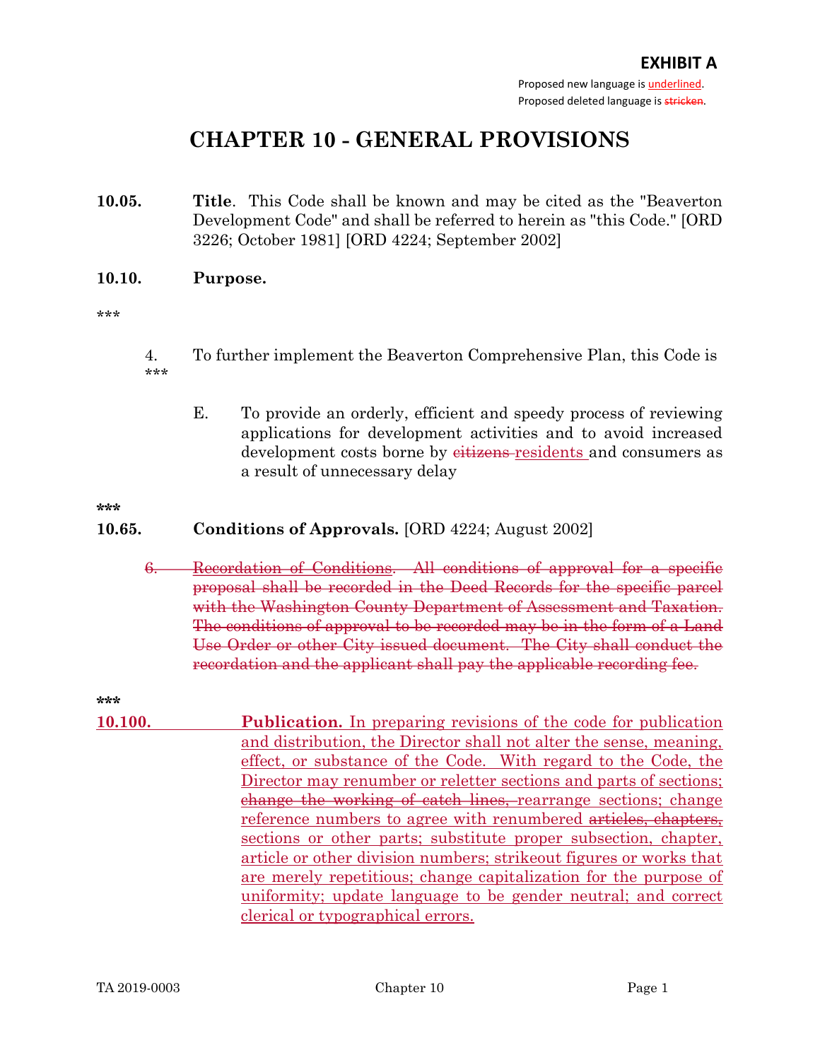**EXHIBIT A**

Proposed new language is <u>underlined</u>.
Proposed deleted language is ~~stricken~~.

# CHAPTER 10 - GENERAL PROVISIONS

**10.05.** **Title**. This Code shall be known and may be cited as the "Beaverton Development Code" and shall be referred to herein as "this Code." [ORD 3226; October 1981] [ORD 4224; September 2002]

**10.10.** **Purpose.**

\*\*\*

4. To further implement the Beaverton Comprehensive Plan, this Code is

\*\*\*

E. To provide an orderly, efficient and speedy process of reviewing applications for development activities and to avoid increased development costs borne by ~~citizens~~ <u>residents</u> and consumers as a result of unnecessary delay

\*\*\*

**10.65.** **Conditions of Approvals.** [ORD 4224; August 2002]

~~6. Recordation of Conditions. All conditions of approval for a specific proposal shall be recorded in the Deed Records for the specific parcel with the Washington County Department of Assessment and Taxation. The conditions of approval to be recorded may be in the form of a Land Use Order or other City issued document. The City shall conduct the recordation and the applicant shall pay the applicable recording fee.~~

\*\*\*

<u>**10.100.** **Publication.** In preparing revisions of the code for publication and distribution, the Director shall not alter the sense, meaning, effect, or substance of the Code. With regard to the Code, the Director may renumber or reletter sections and parts of sections;</u> ~~change the working of catch lines,~~ <u>rearrange sections; change reference numbers to agree with renumbered</u> ~~articles, chapters,~~ <u>sections or other parts; substitute proper subsection, chapter, article or other division numbers; strikeout figures or works that are merely repetitious; change capitalization for the purpose of uniformity; update language to be gender neutral; and correct clerical or typographical errors.</u>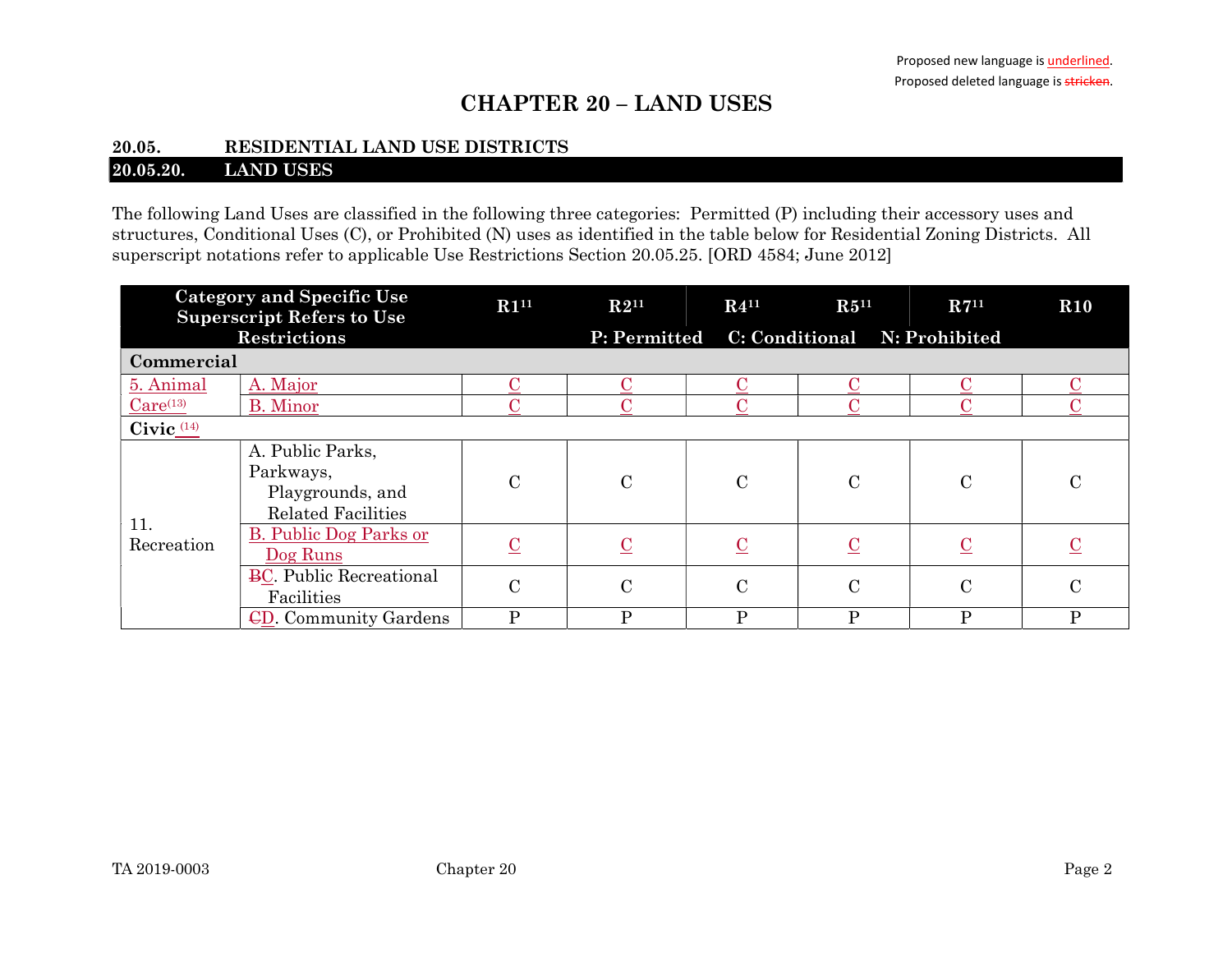Proposed new language is underlined.
Proposed deleted language is ~~stricken~~.

# CHAPTER 20 – LAND USES

## 20.05. RESIDENTIAL LAND USE DISTRICTS

### 20.05.20. LAND USES

The following Land Uses are classified in the following three categories: Permitted (P) including their accessory uses and structures, Conditional Uses (C), or Prohibited (N) uses as identified in the table below for Residential Zoning Districts. All superscript notations refer to applicable Use Restrictions Section 20.05.25. [ORD 4584; June 2012]

| Category and Specific Use Superscript Refers to Use Restrictions | | R1[11] | R2[11] | R4[11] | R5[11] | R7[11] | R10 |
|---|---|---|---|---|---|---|---|
| | | | P: Permitted | C: Conditional | | N: Prohibited | |
| **Commercial** | | | | | | | |
| 5. Animal Care[(13)] | A. Major | C | C | C | C | C | C |
| | B. Minor | C | C | C | C | C | C |
| **Civic** [(14)] | | | | | | | |
| 11. Recreation | A. Public Parks, Parkways, Playgrounds, and Related Facilities | C | C | C | C | C | C |
| | B. Public Dog Parks or Dog Runs | C | C | C | C | C | C |
| | ~~B~~C. Public Recreational Facilities | C | C | C | C | C | C |
| | ~~C~~D. Community Gardens | P | P | P | P | P | P |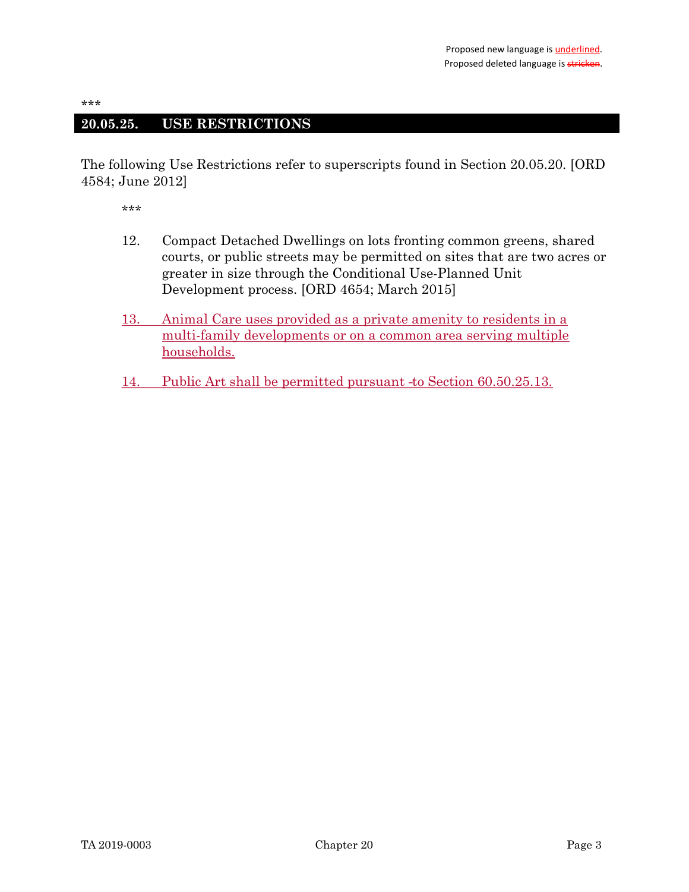Proposed new language is underlined.
Proposed deleted language is ~~stricken~~.

\*\*\*

## 20.05.25. USE RESTRICTIONS

The following Use Restrictions refer to superscripts found in Section 20.05.20. [ORD 4584; June 2012]

\*\*\*

12. Compact Detached Dwellings on lots fronting common greens, shared courts, or public streets may be permitted on sites that are two acres or greater in size through the Conditional Use-Planned Unit Development process. [ORD 4654; March 2015]

13. <u>Animal Care uses provided as a private amenity to residents in a multi-family developments or on a common area serving multiple households.</u>

14. <u>Public Art shall be permitted pursuant -to Section 60.50.25.13.</u>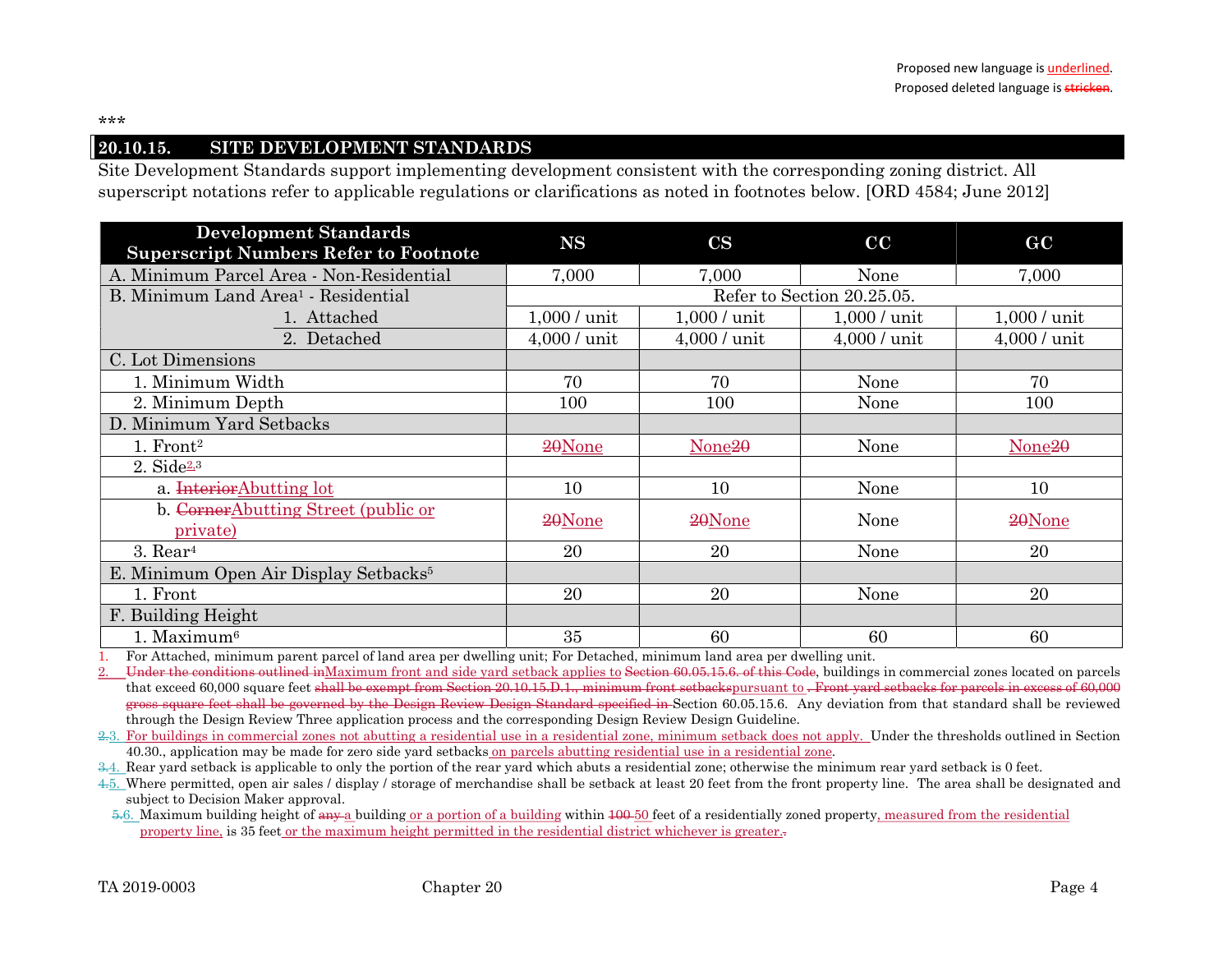Proposed new language is <u>underlined</u>.
Proposed deleted language is ~~stricken~~.

***

## 20.10.15. SITE DEVELOPMENT STANDARDS

Site Development Standards support implementing development consistent with the corresponding zoning district. All superscript notations refer to applicable regulations or clarifications as noted in footnotes below. [ORD 4584; June 2012]

| Development Standards Superscript Numbers Refer to Footnote | NS | CS | CC | GC |
|---|---|---|---|---|
| A. Minimum Parcel Area - Non-Residential | 7,000 | 7,000 | None | 7,000 |
| B. Minimum Land Area[1] - Residential | Refer to Section 20.25.05. | | | |
| 1. Attached | 1,000 / unit | 1,000 / unit | 1,000 / unit | 1,000 / unit |
| 2. Detached | 4,000 / unit | 4,000 / unit | 4,000 / unit | 4,000 / unit |
| C. Lot Dimensions | | | | |
| 1. Minimum Width | 70 | 70 | None | 70 |
| 2. Minimum Depth | 100 | 100 | None | 100 |
| D. Minimum Yard Setbacks | | | | |
| 1. Front[2] | ~~20~~<u>None</u> | <u>None</u>~~20~~ | None | <u>None</u>~~20~~ |
| 2. Side[~~2~~,3] | | | | |
| a. ~~Interior~~<u>Abutting lot</u> | 10 | 10 | None | 10 |
| b. ~~Corner~~<u>Abutting Street (public or private)</u> | ~~20~~<u>None</u> | ~~20~~<u>None</u> | None | ~~20~~<u>None</u> |
| 3. Rear[4] | 20 | 20 | None | 20 |
| E. Minimum Open Air Display Setbacks[5] | | | | |
| 1. Front | 20 | 20 | None | 20 |
| F. Building Height | | | | |
| 1. Maximum[6] | 35 | 60 | 60 | 60 |

1. For Attached, minimum parent parcel of land area per dwelling unit; For Detached, minimum land area per dwelling unit.
2. ~~Under the conditions outlined in~~<u>Maximum front and side yard setback applies to</u> ~~Section 60.05.15.6. of this Code~~, buildings in commercial zones located on parcels that exceed 60,000 square feet ~~shall be exempt from Section 20.10.15.D.1., minimum front setbacks~~<u>pursuant to</u> ~~. Front yard setbacks for parcels in excess of 60,000 gross square feet shall be governed by the Design Review Design Standard specified in~~ Section 60.05.15.6. Any deviation from that standard shall be reviewed through the Design Review Three application process and the corresponding Design Review Design Guideline.

~~2.~~<u>3.</u> <u>For buildings in commercial zones not abutting a residential use in a residential zone, minimum setback does not apply.</u> Under the thresholds outlined in Section 40.30., application may be made for zero side yard setbacks <u>on parcels abutting residential use in a residential zone</u>.

~~3.~~<u>4.</u> Rear yard setback is applicable to only the portion of the rear yard which abuts a residential zone; otherwise the minimum rear yard setback is 0 feet.

~~4.~~<u>5.</u> Where permitted, open air sales / display / storage of merchandise shall be setback at least 20 feet from the front property line. The area shall be designated and subject to Decision Maker approval.

~~5.~~<u>6.</u> Maximum building height of ~~any~~ <u>a</u> building <u>or a portion of a building</u> within ~~100~~ <u>50</u> feet of a residentially zoned property<u>, measured from the residential property line,</u> is 35 feet <u>or the maximum height permitted in the residential district whichever is greater.</u>~~.~~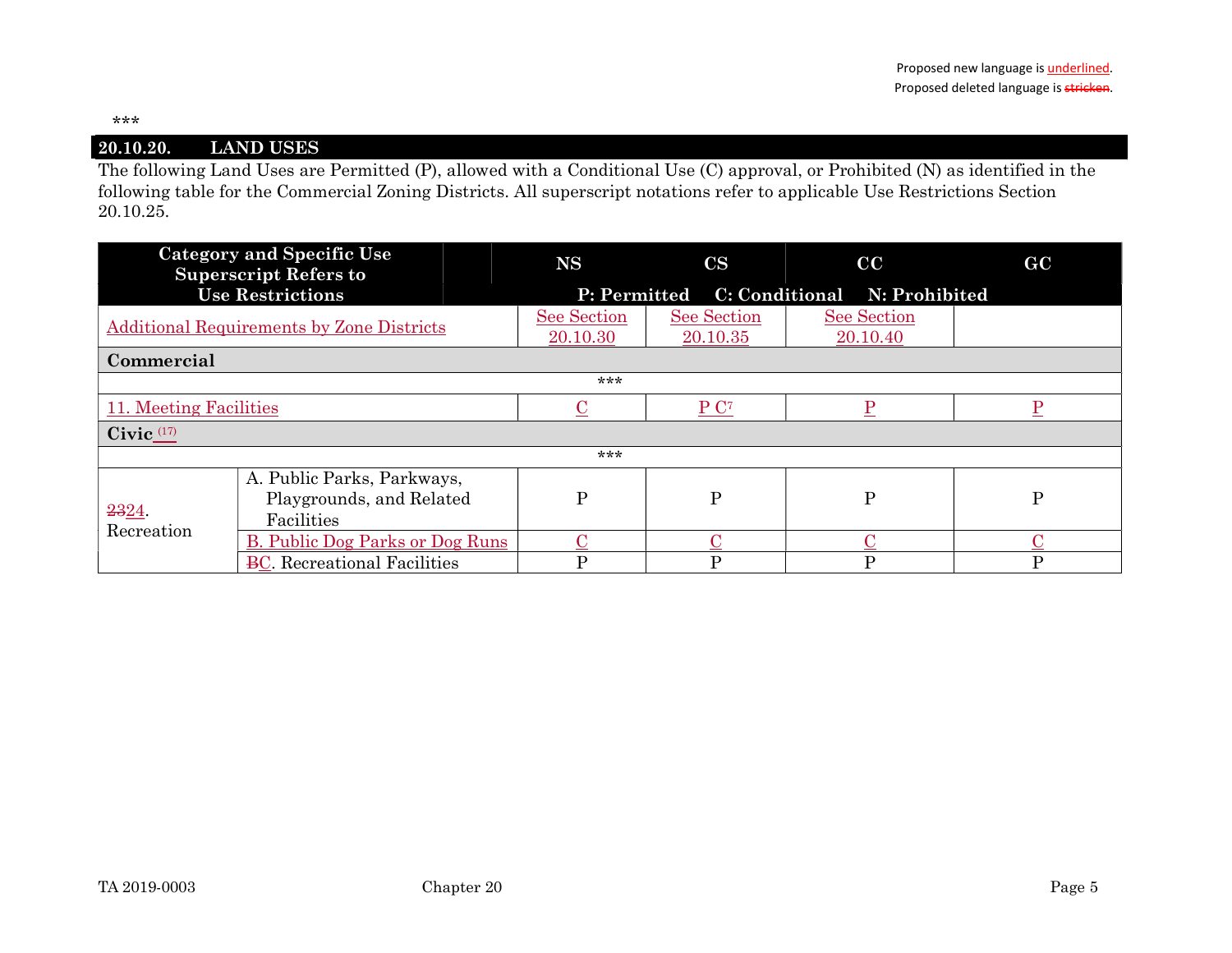Proposed new language is underlined.
Proposed deleted language is ~~stricken~~.

***

## 20.10.20. LAND USES

The following Land Uses are Permitted (P), allowed with a Conditional Use (C) approval, or Prohibited (N) as identified in the following table for the Commercial Zoning Districts. All superscript notations refer to applicable Use Restrictions Section 20.10.25.

| Category and Specific Use Superscript Refers to Use Restrictions | | NS | CS | CC | GC |
|---|---|---|---|---|---|
| | | P: Permitted | C: Conditional | N: Prohibited | |
| Additional Requirements by Zone Districts | | See Section 20.10.30 | See Section 20.10.35 | See Section 20.10.40 | |
| **Commercial** | | | | | |
| *** | | | | | |
| 11. Meeting Facilities | | C | ~~P~~ C[7] | P | P |
| **Civic** [(17)] | | | | | |
| *** | | | | | |
| ~~23~~24. Recreation | A. Public Parks, Parkways, Playgrounds, and Related Facilities | P | P | P | P |
| | B. Public Dog Parks or Dog Runs | C | C | C | C |
| | ~~B~~C. Recreational Facilities | P | P | P | P |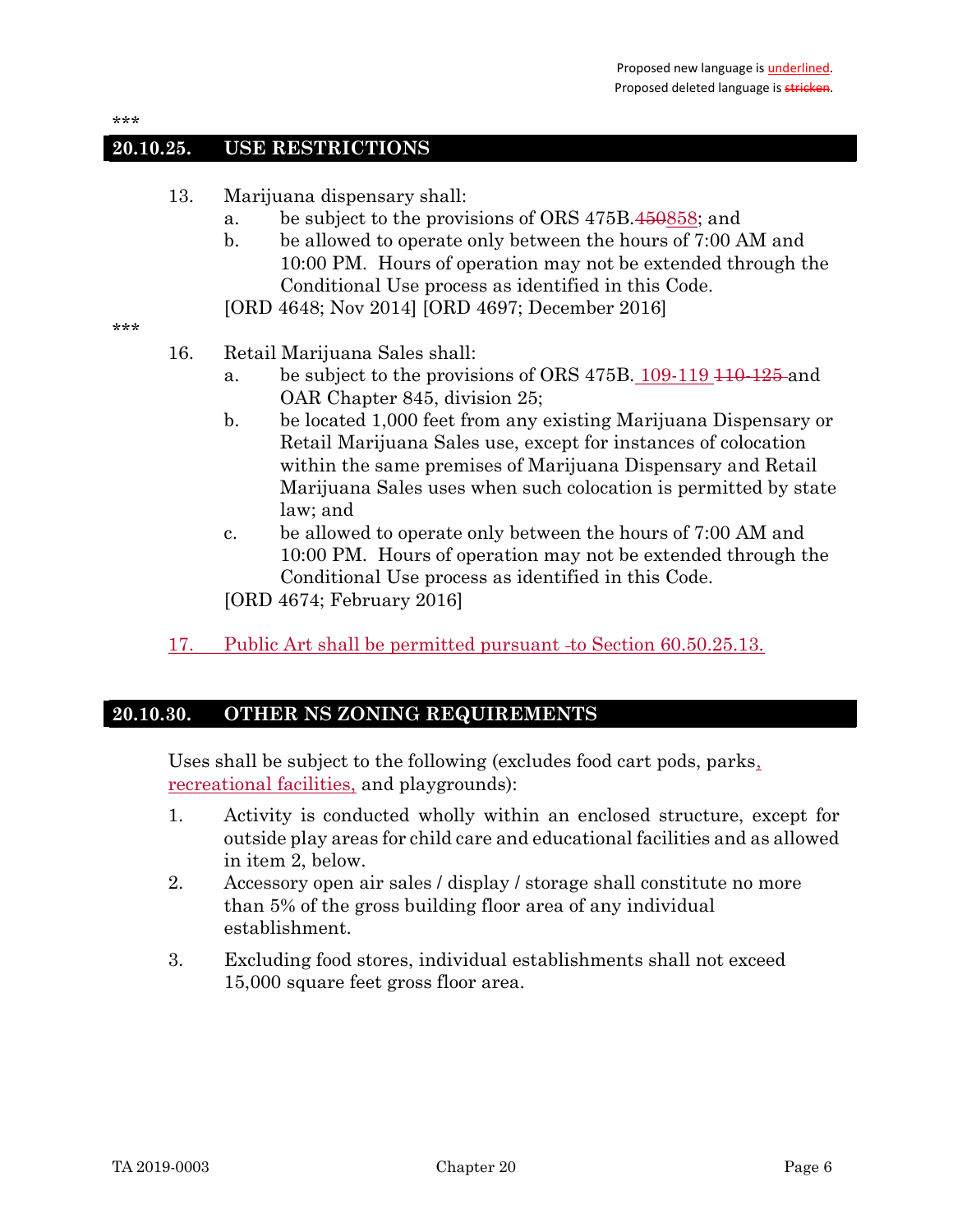Proposed new language is underlined.
Proposed deleted language is ~~stricken~~.

***

## 20.10.25. USE RESTRICTIONS

13. Marijuana dispensary shall:
    a. be subject to the provisions of ORS 475B.~~450~~<u>858</u>; and
    b. be allowed to operate only between the hours of 7:00 AM and 10:00 PM. Hours of operation may not be extended through the Conditional Use process as identified in this Code.

    [ORD 4648; Nov 2014] [ORD 4697; December 2016]

***

16. Retail Marijuana Sales shall:
    a. be subject to the provisions of ORS 475B.<u>109-119</u> ~~110-125~~ and OAR Chapter 845, division 25;
    b. be located 1,000 feet from any existing Marijuana Dispensary or Retail Marijuana Sales use, except for instances of colocation within the same premises of Marijuana Dispensary and Retail Marijuana Sales uses when such colocation is permitted by state law; and
    c. be allowed to operate only between the hours of 7:00 AM and 10:00 PM. Hours of operation may not be extended through the Conditional Use process as identified in this Code.

    [ORD 4674; February 2016]

<u>17. Public Art shall be permitted pursuant to Section 60.50.25.13.</u>

## 20.10.30. OTHER NS ZONING REQUIREMENTS

Uses shall be subject to the following (excludes food cart pods, parks<u>, recreational facilities,</u> and playgrounds):

1. Activity is conducted wholly within an enclosed structure, except for outside play areas for child care and educational facilities and as allowed in item 2, below.
2. Accessory open air sales / display / storage shall constitute no more than 5% of the gross building floor area of any individual establishment.
3. Excluding food stores, individual establishments shall not exceed 15,000 square feet gross floor area.

TA 2019-0003 Chapter 20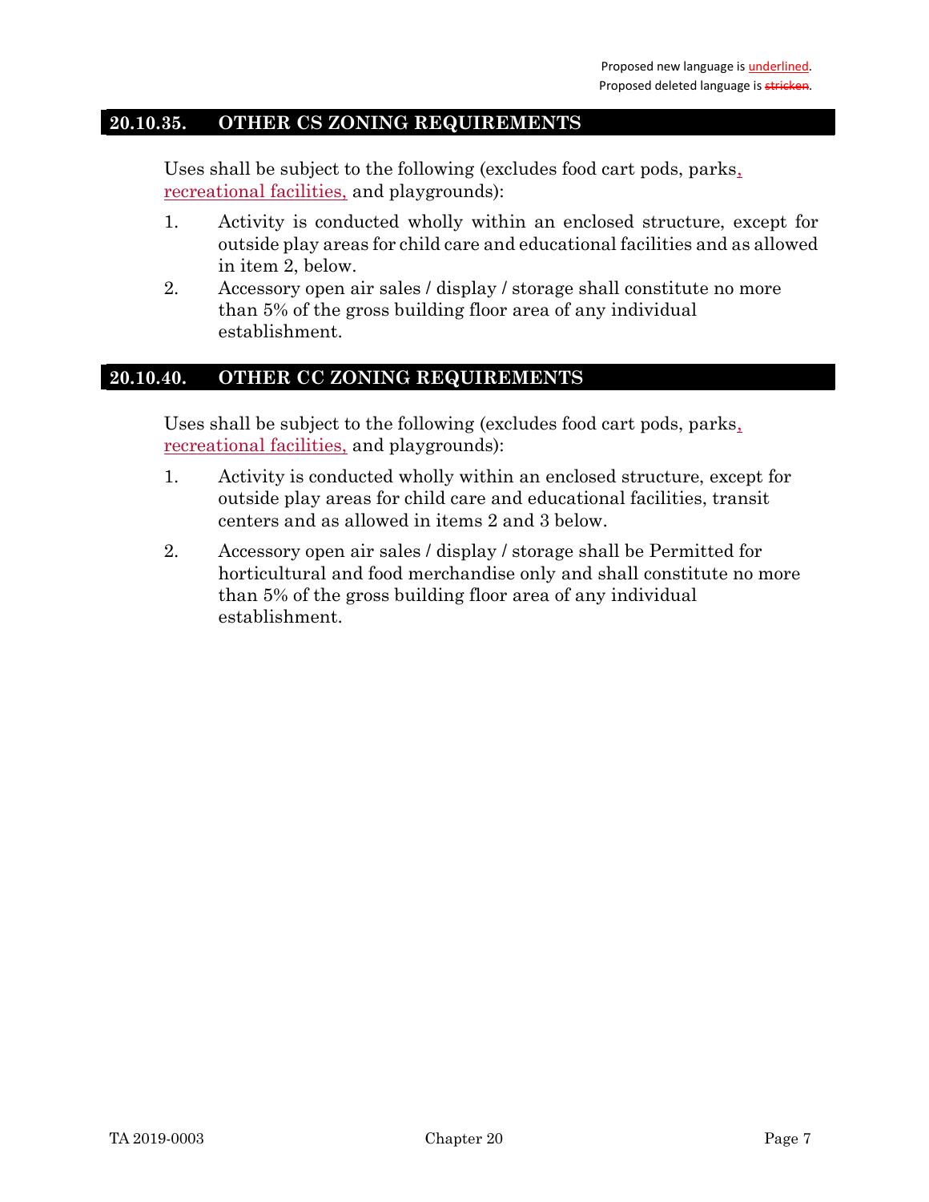Proposed new language is <u>underlined</u>.
Proposed deleted language is ~~stricken~~.

## 20.10.35. OTHER CS ZONING REQUIREMENTS

Uses shall be subject to the following (excludes food cart pods, parks<u>, recreational facilities,</u> and playgrounds):

1. Activity is conducted wholly within an enclosed structure, except for outside play areas for child care and educational facilities and as allowed in item 2, below.
2. Accessory open air sales / display / storage shall constitute no more than 5% of the gross building floor area of any individual establishment.

## 20.10.40. OTHER CC ZONING REQUIREMENTS

Uses shall be subject to the following (excludes food cart pods, parks<u>, recreational facilities,</u> and playgrounds):

1. Activity is conducted wholly within an enclosed structure, except for outside play areas for child care and educational facilities, transit centers and as allowed in items 2 and 3 below.
2. Accessory open air sales / display / storage shall be Permitted for horticultural and food merchandise only and shall constitute no more than 5% of the gross building floor area of any individual establishment.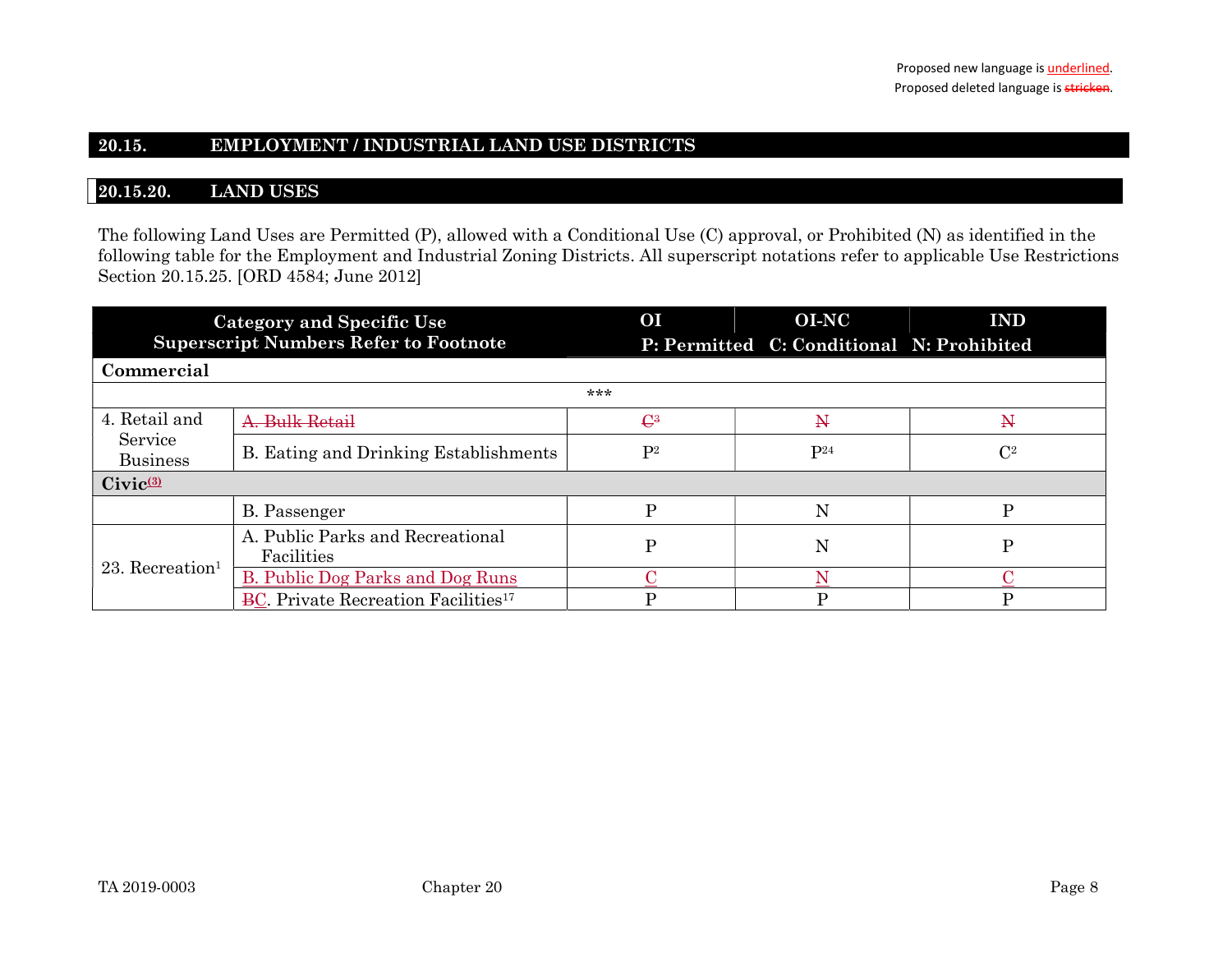Proposed new language is underlined.
Proposed deleted language is ~~stricken~~.

## 20.15. EMPLOYMENT / INDUSTRIAL LAND USE DISTRICTS

### 20.15.20. LAND USES

The following Land Uses are Permitted (P), allowed with a Conditional Use (C) approval, or Prohibited (N) as identified in the following table for the Employment and Industrial Zoning Districts. All superscript notations refer to applicable Use Restrictions Section 20.15.25. [ORD 4584; June 2012]

| Category and Specific Use Superscript Numbers Refer to Footnote | | OI | OI-NC | IND |
|---|---|---|---|---|
| | | P: Permitted | C: Conditional | N: Prohibited |
| **Commercial** | | | | |
| *** | | | | |
| 4. Retail and Service Business | ~~A. Bulk Retail~~ | ~~C[3]~~ | ~~N~~ | ~~N~~ |
| | B. Eating and Drinking Establishments | P[2] | P[24] | C[2] |
| **Civic**<u>[(3)]</u> | | | | |
| | B. Passenger | P | N | P |
| 23. Recreation[1] | A. Public Parks and Recreational Facilities | P | N | P |
| | <u>B. Public Dog Parks and Dog Runs</u> | <u>C</u> | <u>N</u> | <u>C</u> |
| | ~~B~~<u>C</u>. Private Recreation Facilities[17] | P | P | P |

TA 2019-0003 Chapter 20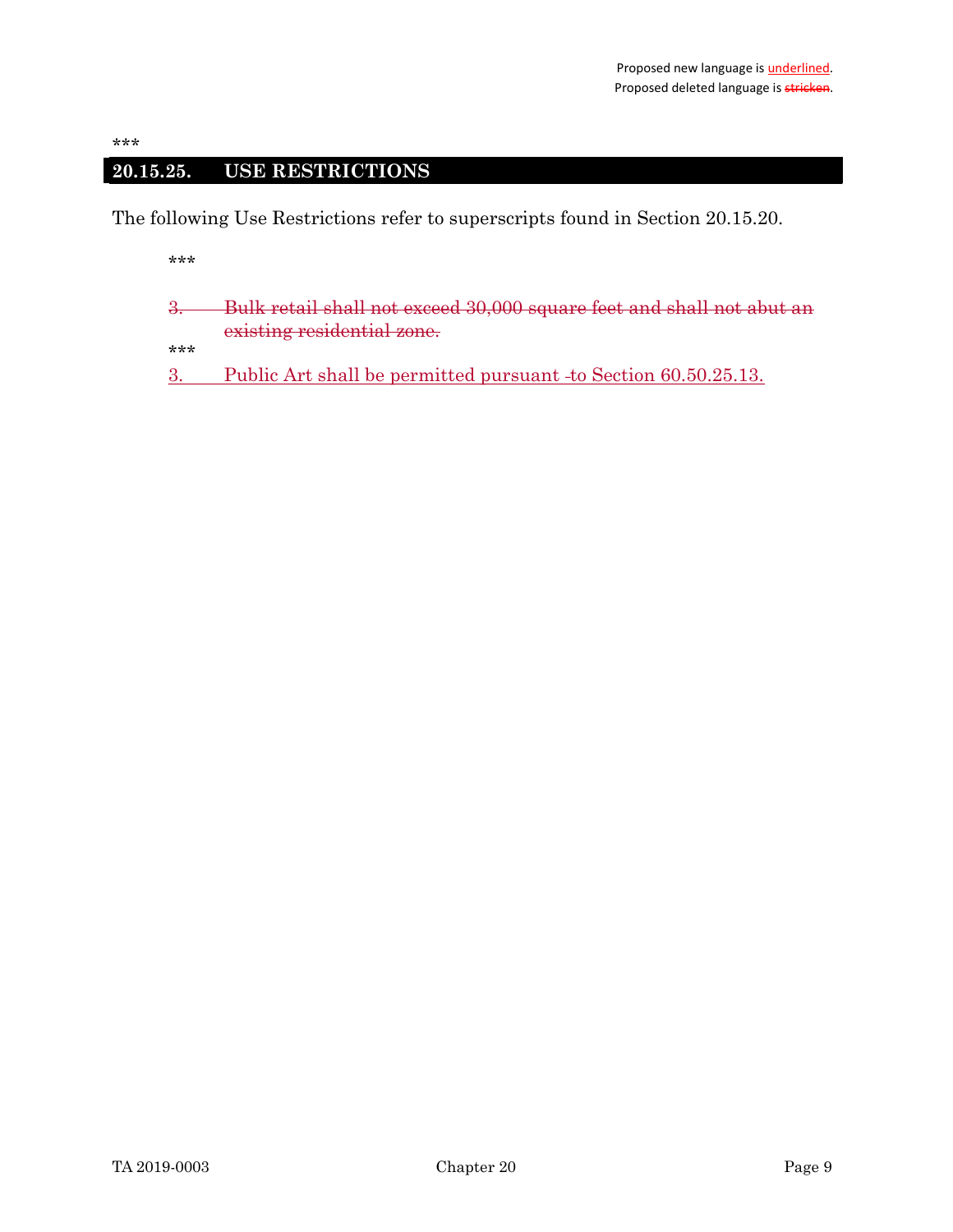Proposed new language is underlined.
Proposed deleted language is ~~stricken~~.

***

## 20.15.25. USE RESTRICTIONS

The following Use Restrictions refer to superscripts found in Section 20.15.20.

***

~~3. Bulk retail shall not exceed 30,000 square feet and shall not abut an existing residential zone.~~

***

<u>3. Public Art shall be permitted pursuant -to Section 60.50.25.13.</u>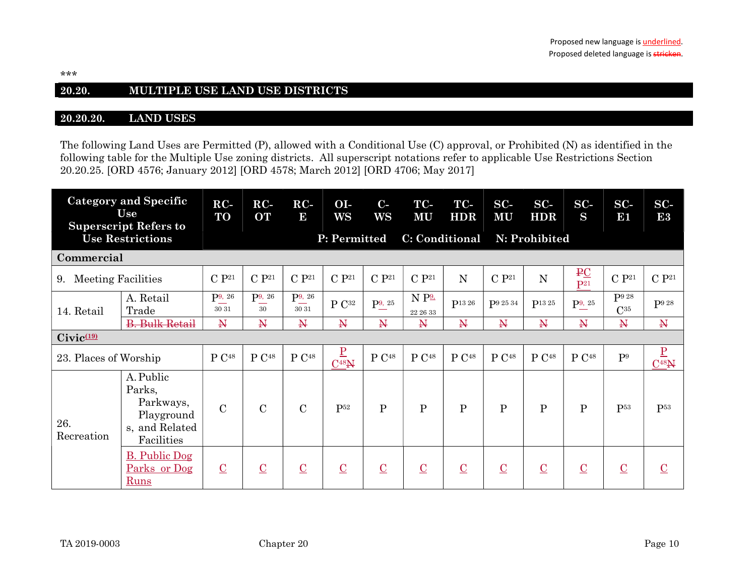Proposed new language is underlined.
Proposed deleted language is ~~stricken~~.

***

## 20.20. MULTIPLE USE LAND USE DISTRICTS

### 20.20.20. LAND USES

The following Land Uses are Permitted (P), allowed with a Conditional Use (C) approval, or Prohibited (N) as identified in the following table for the Multiple Use zoning districts. All superscript notations refer to applicable Use Restrictions Section 20.20.25. [ORD 4576; January 2012] [ORD 4578; March 2012] [ORD 4706; May 2017]

| Category and Specific Use Superscript Refers to Use Restrictions | | RC-TO | RC-OT | RC-E | OI-WS | C-WS | TC-MU | TC-HDR | SC-MU | SC-HDR | SC-S | SC-E1 | SC-E3 |
|---|---|---|---|---|---|---|---|---|---|---|---|---|---|
| | | P: Permitted | | | | C: Conditional | | | N: Prohibited | | | | |
| **Commercial** | | | | | | | | | | | | | |
| 9. Meeting Facilities | | C P[21] | C P[21] | C P[21] | C P[21] | C P[21] | C P[21] | N | C P[21] | N | ~~P~~C P[21] | C P[21] | C P[21] |
| 14. Retail | A. Retail Trade | P[9, 26 30 31] | P[9, 26 30] | P[9, 26 30 31] | P C[32] | P[9, 25] | N P[9, 22 26 33] | P[13 26] | P[9 25 34] | P[13 25] | P[9, 25] | P[9 28] C[35] | P[9 28] |
| | ~~B. Bulk Retail~~ | ~~N~~ | ~~N~~ | ~~N~~ | ~~N~~ | ~~N~~ | ~~N~~ | ~~N~~ | ~~N~~ | ~~N~~ | ~~N~~ | ~~N~~ | ~~N~~ |
| **Civic**[(19)] | | | | | | | | | | | | | |
| 23. Places of Worship | | P C[48] | P C[48] | P C[48] | P C[48]~~N~~ | P C[48] | P C[48] | P C[48] | P C[48] | P C[48] | P C[48] | P[9] | P C[48]~~N~~ |
| 26. Recreation | A. Public Parks, Parkways, Playgrounds, and Related Facilities | C | C | C | P[52] | P | P | P | P | P | P | P[53] | P[53] |
| | B. Public Dog Parks or Dog Runs | C | C | C | C | C | C | C | C | C | C | C | C |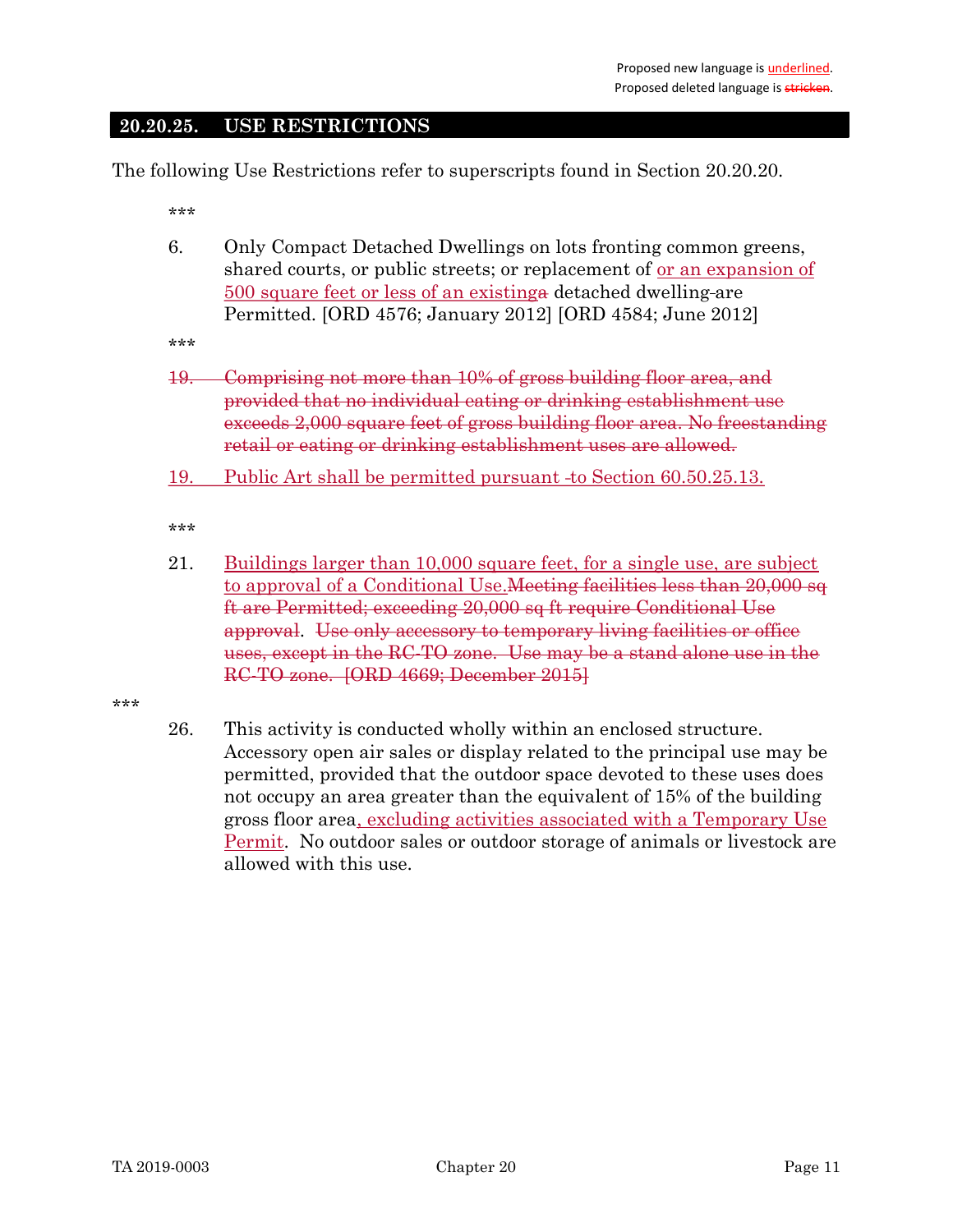## 20.20.25. USE RESTRICTIONS

The following Use Restrictions refer to superscripts found in Section 20.20.20.

\*\*\*

6. Only Compact Detached Dwellings on lots fronting common greens, shared courts, or public streets; or replacement of <u>or an expansion of 500 square feet or less of an existing</u>~~a~~ detached dwelling are Permitted. [ORD 4576; January 2012] [ORD 4584; June 2012]

\*\*\*

~~19. Comprising not more than 10% of gross building floor area, and provided that no individual eating or drinking establishment use exceeds 2,000 square feet of gross building floor area. No freestanding retail or eating or drinking establishment uses are allowed.~~

<u>19. Public Art shall be permitted pursuant -to Section 60.50.25.13.</u>

\*\*\*

21. <u>Buildings larger than 10,000 square feet, for a single use, are subject to approval of a Conditional Use.</u>~~Meeting facilities less than 20,000 sq ft are Permitted; exceeding 20,000 sq ft require Conditional Use approval~~. ~~Use only accessory to temporary living facilities or office uses, except in the RC-TO zone. Use may be a stand alone use in the RC-TO zone. [ORD 4669; December 2015]~~

\*\*\*

26. This activity is conducted wholly within an enclosed structure. Accessory open air sales or display related to the principal use may be permitted, provided that the outdoor space devoted to these uses does not occupy an area greater than the equivalent of 15% of the building gross floor area<u>, excluding activities associated with a Temporary Use Permit</u>. No outdoor sales or outdoor storage of animals or livestock are allowed with this use.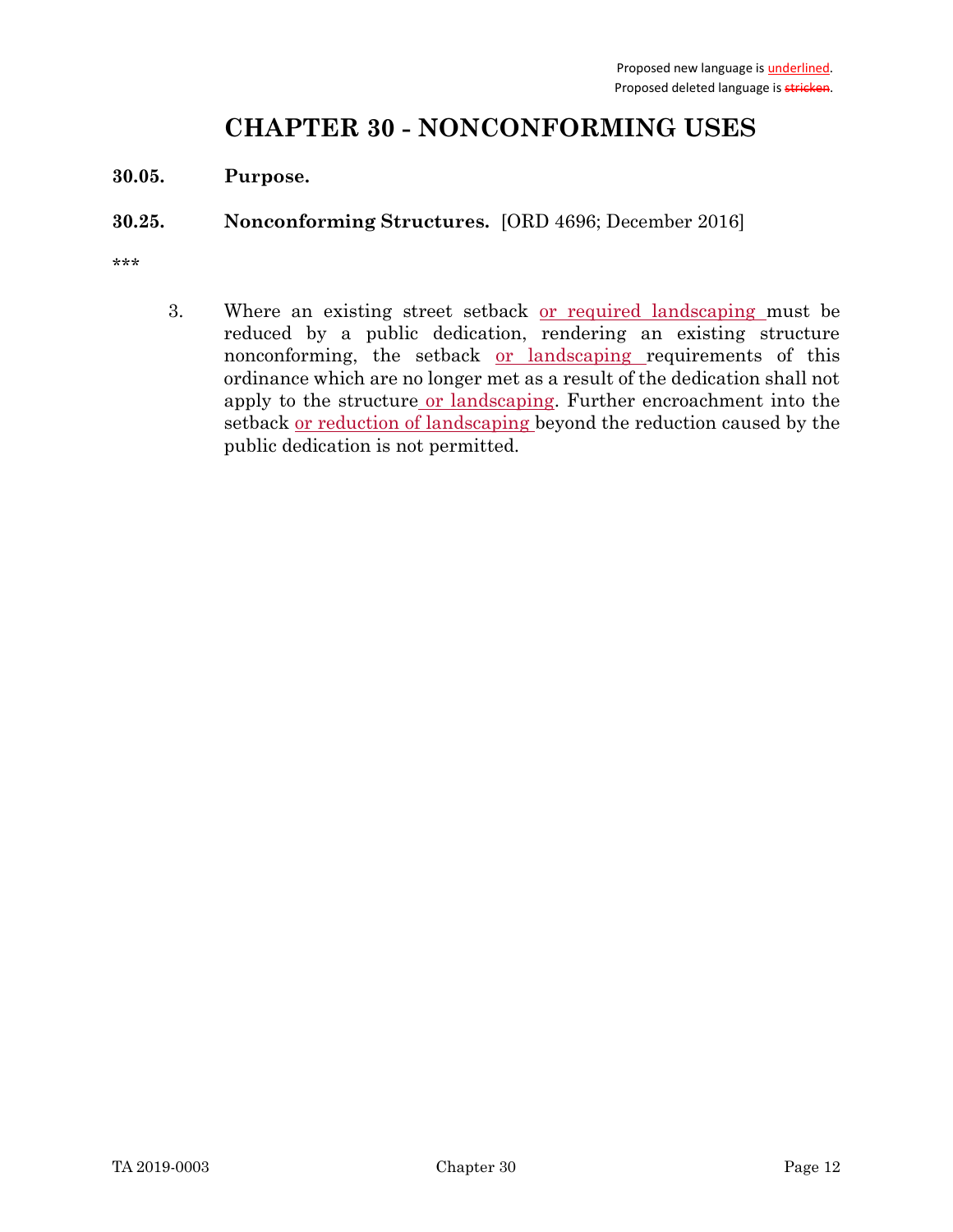Proposed new language is <u>underlined</u>.
Proposed deleted language is ~~stricken~~.

# CHAPTER 30 - NONCONFORMING USES

**30.05. Purpose.**

**30.25. Nonconforming Structures.** [ORD 4696; December 2016]

***

3. Where an existing street setback <u>or required landscaping</u> must be reduced by a public dedication, rendering an existing structure nonconforming, the setback <u>or landscaping</u> requirements of this ordinance which are no longer met as a result of the dedication shall not apply to the structure <u>or landscaping</u>. Further encroachment into the setback <u>or reduction of landscaping</u> beyond the reduction caused by the public dedication is not permitted.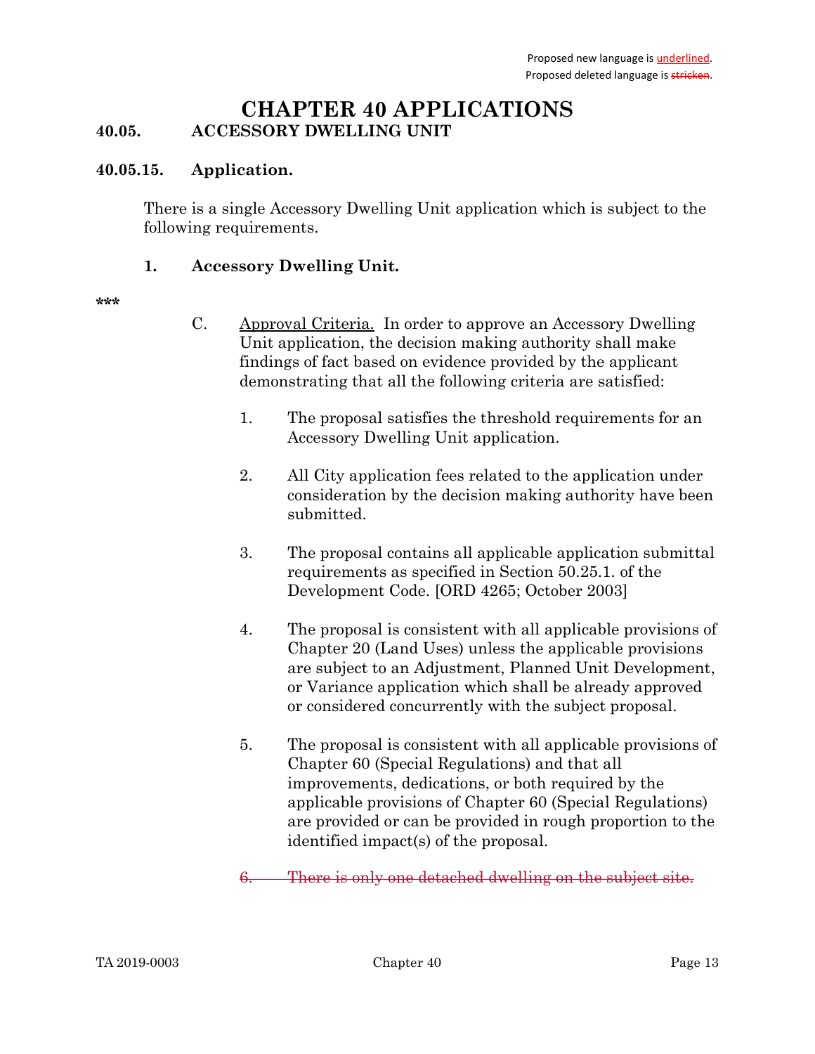Proposed new language is <u>underlined</u>.
Proposed deleted language is ~~stricken~~.

# CHAPTER 40 APPLICATIONS

## 40.05. ACCESSORY DWELLING UNIT

### 40.05.15. Application.

There is a single Accessory Dwelling Unit application which is subject to the following requirements.

**1. Accessory Dwelling Unit.**

***

C. <u>Approval Criteria.</u> In order to approve an Accessory Dwelling Unit application, the decision making authority shall make findings of fact based on evidence provided by the applicant demonstrating that all the following criteria are satisfied:

1. The proposal satisfies the threshold requirements for an Accessory Dwelling Unit application.

2. All City application fees related to the application under consideration by the decision making authority have been submitted.

3. The proposal contains all applicable application submittal requirements as specified in Section 50.25.1. of the Development Code. [ORD 4265; October 2003]

4. The proposal is consistent with all applicable provisions of Chapter 20 (Land Uses) unless the applicable provisions are subject to an Adjustment, Planned Unit Development, or Variance application which shall be already approved or considered concurrently with the subject proposal.

5. The proposal is consistent with all applicable provisions of Chapter 60 (Special Regulations) and that all improvements, dedications, or both required by the applicable provisions of Chapter 60 (Special Regulations) are provided or can be provided in rough proportion to the identified impact(s) of the proposal.

~~6. There is only one detached dwelling on the subject site.~~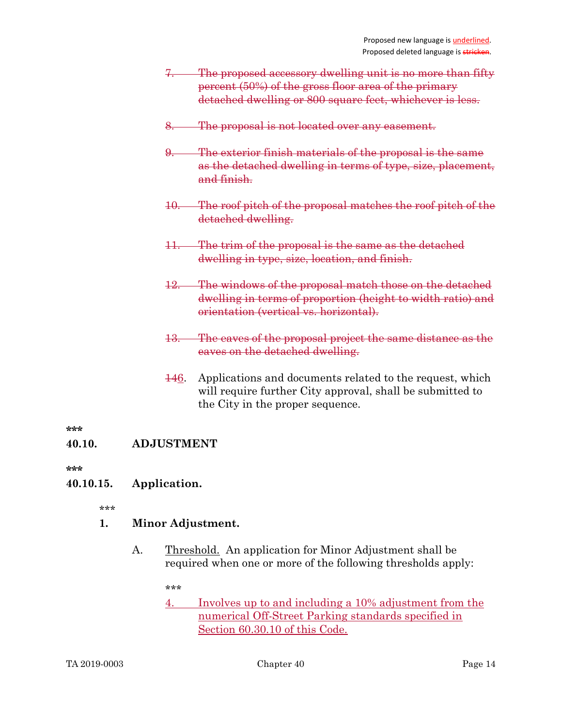Proposed new language is <u>underlined</u>.
Proposed deleted language is ~~stricken~~.

~~7. The proposed accessory dwelling unit is no more than fifty percent (50%) of the gross floor area of the primary detached dwelling or 800 square feet, whichever is less.~~

~~8. The proposal is not located over any easement.~~

~~9. The exterior finish materials of the proposal is the same as the detached dwelling in terms of type, size, placement, and finish.~~

~~10. The roof pitch of the proposal matches the roof pitch of the detached dwelling.~~

~~11. The trim of the proposal is the same as the detached dwelling in type, size, location, and finish.~~

~~12. The windows of the proposal match those on the detached dwelling in terms of proportion (height to width ratio) and orientation (vertical vs. horizontal).~~

~~13. The eaves of the proposal project the same distance as the eaves on the detached dwelling.~~

~~14~~<u>6</u>. Applications and documents related to the request, which will require further City approval, shall be submitted to the City in the proper sequence.

***

**40.10. ADJUSTMENT**

***

**40.10.15. Application.**

***

**1. Minor Adjustment.**

A. <u>Threshold.</u> An application for Minor Adjustment shall be required when one or more of the following thresholds apply:

***

<u>4. Involves up to and including a 10% adjustment from the numerical Off-Street Parking standards specified in Section 60.30.10 of this Code.</u>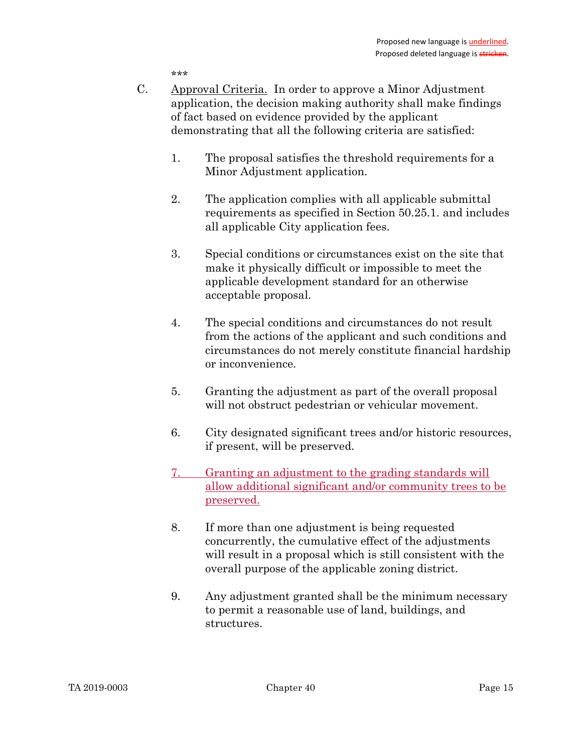Proposed new language is underlined.
Proposed deleted language is ~~stricken~~.

***

C. Approval Criteria. In order to approve a Minor Adjustment application, the decision making authority shall make findings of fact based on evidence provided by the applicant demonstrating that all the following criteria are satisfied:

1. The proposal satisfies the threshold requirements for a Minor Adjustment application.

2. The application complies with all applicable submittal requirements as specified in Section 50.25.1. and includes all applicable City application fees.

3. Special conditions or circumstances exist on the site that make it physically difficult or impossible to meet the applicable development standard for an otherwise acceptable proposal.

4. The special conditions and circumstances do not result from the actions of the applicant and such conditions and circumstances do not merely constitute financial hardship or inconvenience.

5. Granting the adjustment as part of the overall proposal will not obstruct pedestrian or vehicular movement.

6. City designated significant trees and/or historic resources, if present, will be preserved.

7. <u>Granting an adjustment to the grading standards will allow additional significant and/or community trees to be preserved.</u>

8. If more than one adjustment is being requested concurrently, the cumulative effect of the adjustments will result in a proposal which is still consistent with the overall purpose of the applicable zoning district.

9. Any adjustment granted shall be the minimum necessary to permit a reasonable use of land, buildings, and structures.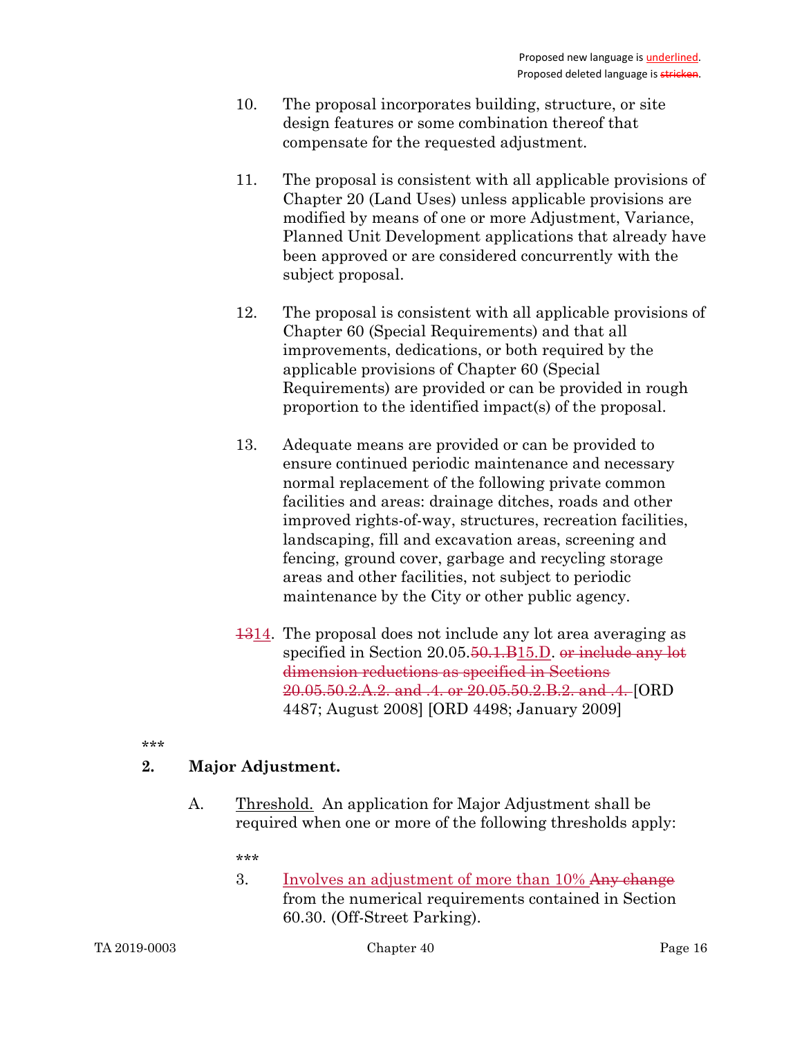10. The proposal incorporates building, structure, or site design features or some combination thereof that compensate for the requested adjustment.

11. The proposal is consistent with all applicable provisions of Chapter 20 (Land Uses) unless applicable provisions are modified by means of one or more Adjustment, Variance, Planned Unit Development applications that already have been approved or are considered concurrently with the subject proposal.

12. The proposal is consistent with all applicable provisions of Chapter 60 (Special Requirements) and that all improvements, dedications, or both required by the applicable provisions of Chapter 60 (Special Requirements) are provided or can be provided in rough proportion to the identified impact(s) of the proposal.

13. Adequate means are provided or can be provided to ensure continued periodic maintenance and necessary normal replacement of the following private common facilities and areas: drainage ditches, roads and other improved rights-of-way, structures, recreation facilities, landscaping, fill and excavation areas, screening and fencing, ground cover, garbage and recycling storage areas and other facilities, not subject to periodic maintenance by the City or other public agency.

~~13~~<u>14</u>. The proposal does not include any lot area averaging as specified in Section 20.05.~~50.1.B~~<u>15.D</u>. ~~or include any lot dimension reductions as specified in Sections 20.05.50.2.A.2. and .4. or 20.05.50.2.B.2. and .4.~~ [ORD 4487; August 2008] [ORD 4498; January 2009]

***

**2. Major Adjustment.**

A. <u>Threshold.</u> An application for Major Adjustment shall be required when one or more of the following thresholds apply:

***

3. <u>Involves an adjustment of more than 10%</u> ~~Any change~~ from the numerical requirements contained in Section 60.30. (Off-Street Parking).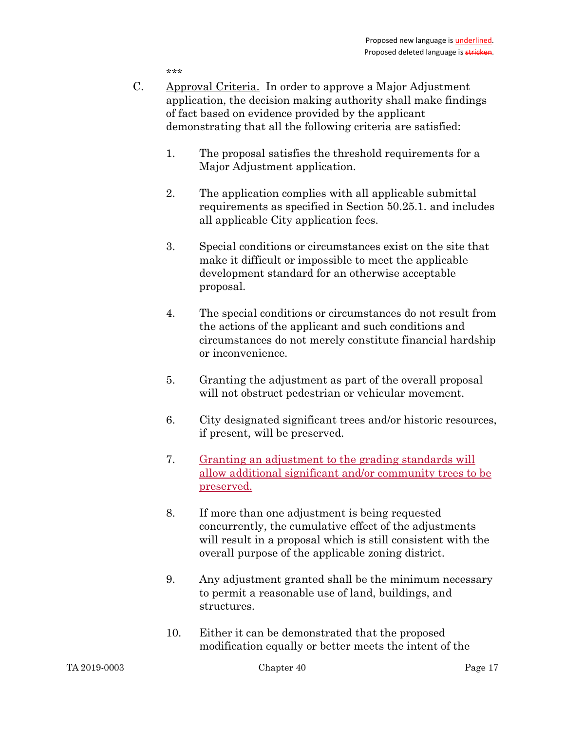Proposed new language is <u>underlined</u>.
Proposed deleted language is ~~stricken~~.

\*\*\*

C. <u>Approval Criteria.</u> In order to approve a Major Adjustment application, the decision making authority shall make findings of fact based on evidence provided by the applicant demonstrating that all the following criteria are satisfied:

1. The proposal satisfies the threshold requirements for a Major Adjustment application.

2. The application complies with all applicable submittal requirements as specified in Section 50.25.1. and includes all applicable City application fees.

3. Special conditions or circumstances exist on the site that make it difficult or impossible to meet the applicable development standard for an otherwise acceptable proposal.

4. The special conditions or circumstances do not result from the actions of the applicant and such conditions and circumstances do not merely constitute financial hardship or inconvenience.

5. Granting the adjustment as part of the overall proposal will not obstruct pedestrian or vehicular movement.

6. City designated significant trees and/or historic resources, if present, will be preserved.

7. <u>Granting an adjustment to the grading standards will allow additional significant and/or community trees to be preserved.</u>

8. If more than one adjustment is being requested concurrently, the cumulative effect of the adjustments will result in a proposal which is still consistent with the overall purpose of the applicable zoning district.

9. Any adjustment granted shall be the minimum necessary to permit a reasonable use of land, buildings, and structures.

10. Either it can be demonstrated that the proposed modification equally or better meets the intent of the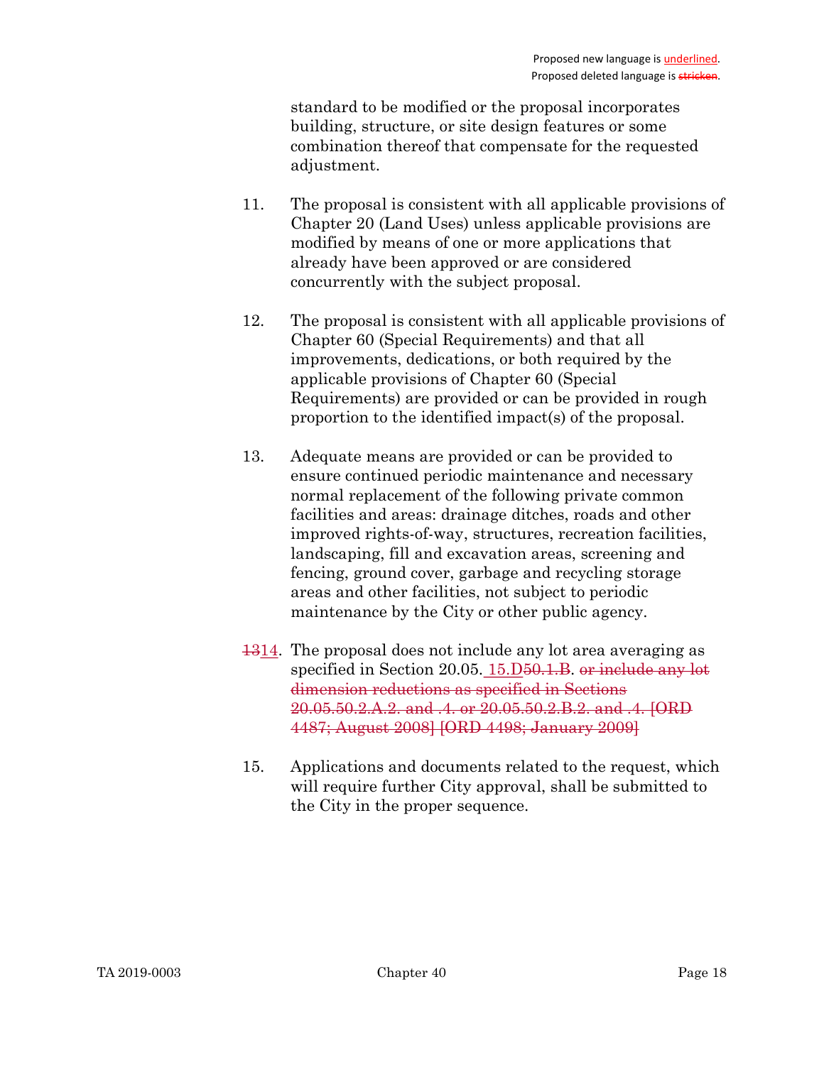standard to be modified or the proposal incorporates building, structure, or site design features or some combination thereof that compensate for the requested adjustment.

11. The proposal is consistent with all applicable provisions of Chapter 20 (Land Uses) unless applicable provisions are modified by means of one or more applications that already have been approved or are considered concurrently with the subject proposal.

12. The proposal is consistent with all applicable provisions of Chapter 60 (Special Requirements) and that all improvements, dedications, or both required by the applicable provisions of Chapter 60 (Special Requirements) are provided or can be provided in rough proportion to the identified impact(s) of the proposal.

13. Adequate means are provided or can be provided to ensure continued periodic maintenance and necessary normal replacement of the following private common facilities and areas: drainage ditches, roads and other improved rights-of-way, structures, recreation facilities, landscaping, fill and excavation areas, screening and fencing, ground cover, garbage and recycling storage areas and other facilities, not subject to periodic maintenance by the City or other public agency.

~~13~~<u>14</u>. The proposal does not include any lot area averaging as specified in Section 20.05.<u> 15.D</u>~~50.1.B~~. ~~or include any lot dimension reductions as specified in Sections 20.05.50.2.A.2. and .4. or 20.05.50.2.B.2. and .4. [ORD 4487; August 2008] [ORD 4498; January 2009]~~

15. Applications and documents related to the request, which will require further City approval, shall be submitted to the City in the proper sequence.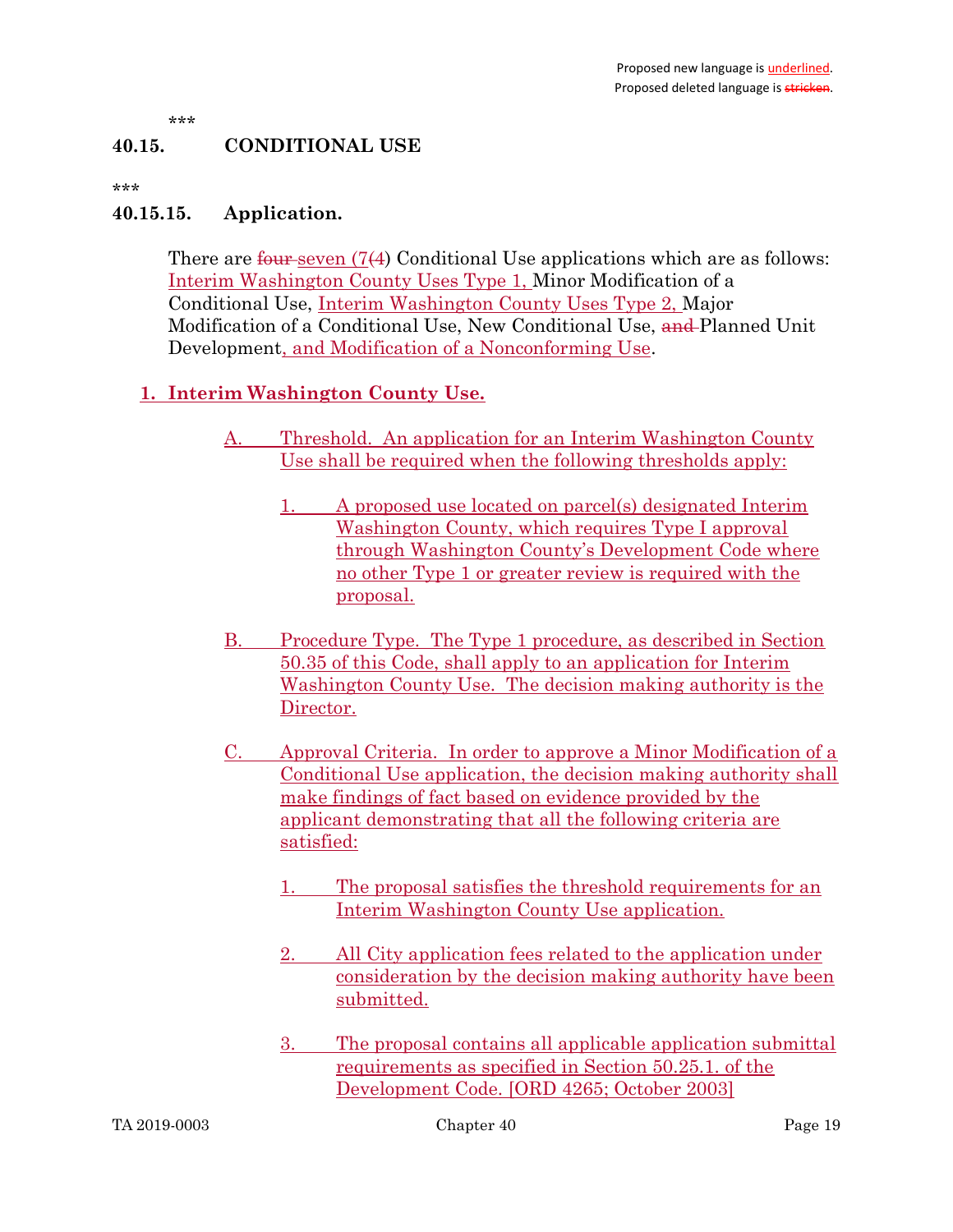Proposed new language is underlined.
Proposed deleted language is ~~stricken~~.

\*\*\*

## 40.15. CONDITIONAL USE

\*\*\*

### 40.15.15. Application.

There are ~~four~~ seven (7(~~4~~) Conditional Use applications which are as follows: Interim Washington County Uses Type 1, Minor Modification of a Conditional Use, Interim Washington County Uses Type 2, Major Modification of a Conditional Use, New Conditional Use, ~~and~~ Planned Unit Development, and Modification of a Nonconforming Use.

**1. Interim Washington County Use.**

A. Threshold. An application for an Interim Washington County Use shall be required when the following thresholds apply:

1. A proposed use located on parcel(s) designated Interim Washington County, which requires Type I approval through Washington County's Development Code where no other Type 1 or greater review is required with the proposal.

B. Procedure Type. The Type 1 procedure, as described in Section 50.35 of this Code, shall apply to an application for Interim Washington County Use. The decision making authority is the Director.

C. Approval Criteria. In order to approve a Minor Modification of a Conditional Use application, the decision making authority shall make findings of fact based on evidence provided by the applicant demonstrating that all the following criteria are satisfied:

1. The proposal satisfies the threshold requirements for an Interim Washington County Use application.

2. All City application fees related to the application under consideration by the decision making authority have been submitted.

3. The proposal contains all applicable application submittal requirements as specified in Section 50.25.1. of the Development Code. [ORD 4265; October 2003]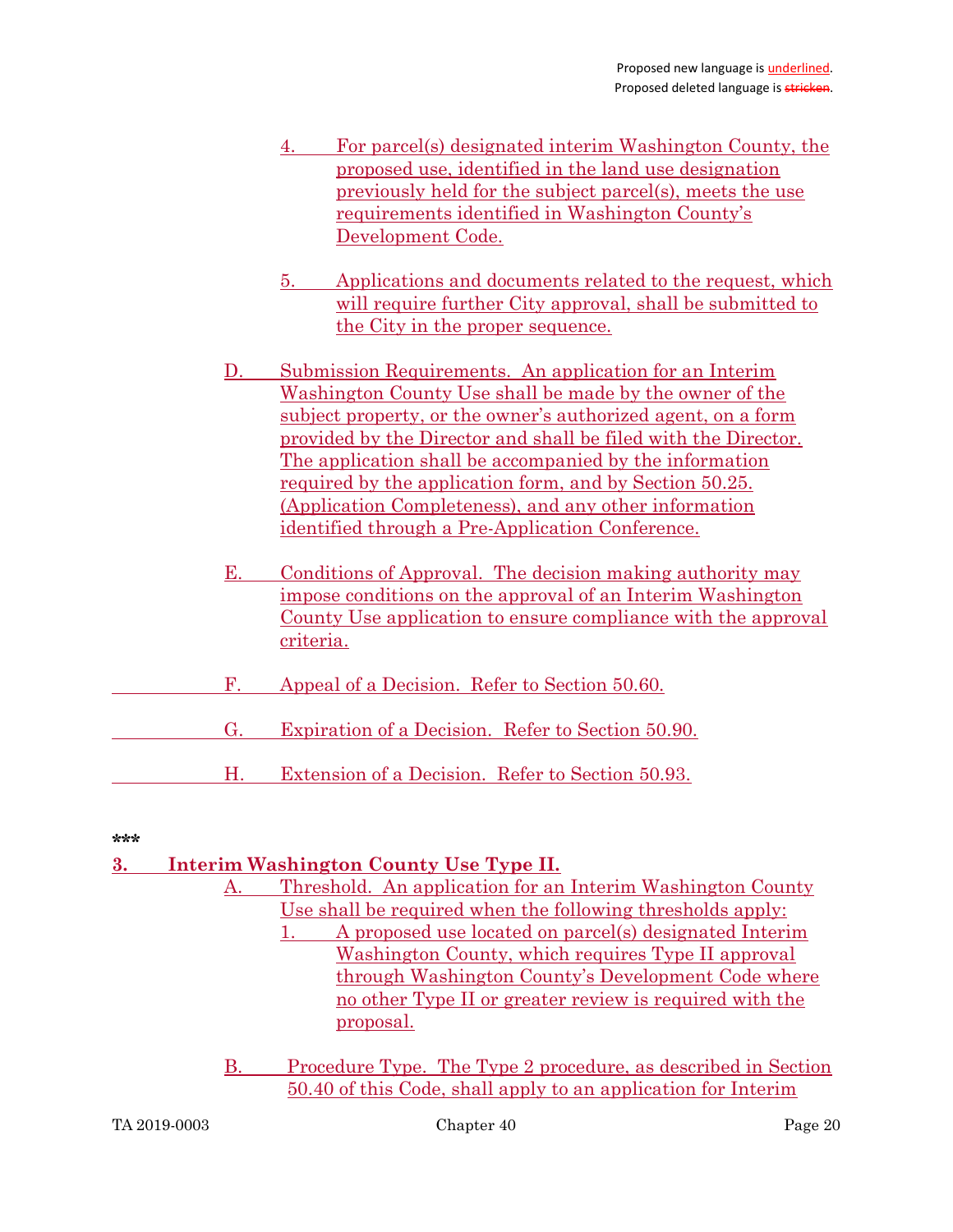Proposed new language is underlined.
Proposed deleted language is ~~stricken~~.

4. For parcel(s) designated interim Washington County, the proposed use, identified in the land use designation previously held for the subject parcel(s), meets the use requirements identified in Washington County's Development Code.

5. Applications and documents related to the request, which will require further City approval, shall be submitted to the City in the proper sequence.

D. Submission Requirements. An application for an Interim Washington County Use shall be made by the owner of the subject property, or the owner's authorized agent, on a form provided by the Director and shall be filed with the Director. The application shall be accompanied by the information required by the application form, and by Section 50.25. (Application Completeness), and any other information identified through a Pre-Application Conference.

E. Conditions of Approval. The decision making authority may impose conditions on the approval of an Interim Washington County Use application to ensure compliance with the approval criteria.

F. Appeal of a Decision. Refer to Section 50.60.

G. Expiration of a Decision. Refer to Section 50.90.

H. Extension of a Decision. Refer to Section 50.93.

**\*\*\***

**3. Interim Washington County Use Type II.**

A. Threshold. An application for an Interim Washington County Use shall be required when the following thresholds apply:

1. A proposed use located on parcel(s) designated Interim Washington County, which requires Type II approval through Washington County's Development Code where no other Type II or greater review is required with the proposal.

B. Procedure Type. The Type 2 procedure, as described in Section 50.40 of this Code, shall apply to an application for Interim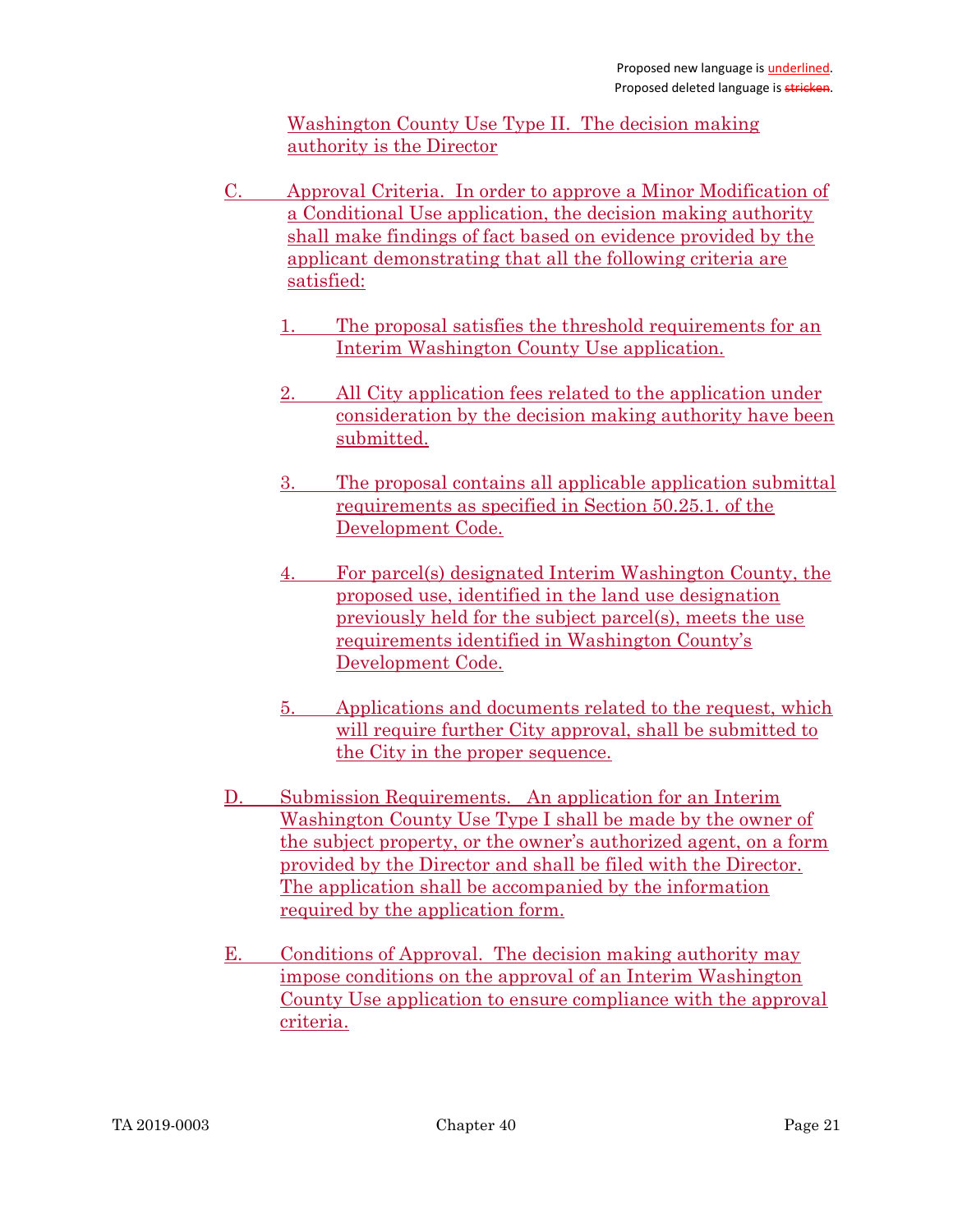Washington County Use Type II. The decision making authority is the Director

C. Approval Criteria. In order to approve a Minor Modification of a Conditional Use application, the decision making authority shall make findings of fact based on evidence provided by the applicant demonstrating that all the following criteria are satisfied:

1. The proposal satisfies the threshold requirements for an Interim Washington County Use application.

2. All City application fees related to the application under consideration by the decision making authority have been submitted.

3. The proposal contains all applicable application submittal requirements as specified in Section 50.25.1. of the Development Code.

4. For parcel(s) designated Interim Washington County, the proposed use, identified in the land use designation previously held for the subject parcel(s), meets the use requirements identified in Washington County's Development Code.

5. Applications and documents related to the request, which will require further City approval, shall be submitted to the City in the proper sequence.

D. Submission Requirements. An application for an Interim Washington County Use Type I shall be made by the owner of the subject property, or the owner's authorized agent, on a form provided by the Director and shall be filed with the Director. The application shall be accompanied by the information required by the application form.

E. Conditions of Approval. The decision making authority may impose conditions on the approval of an Interim Washington County Use application to ensure compliance with the approval criteria.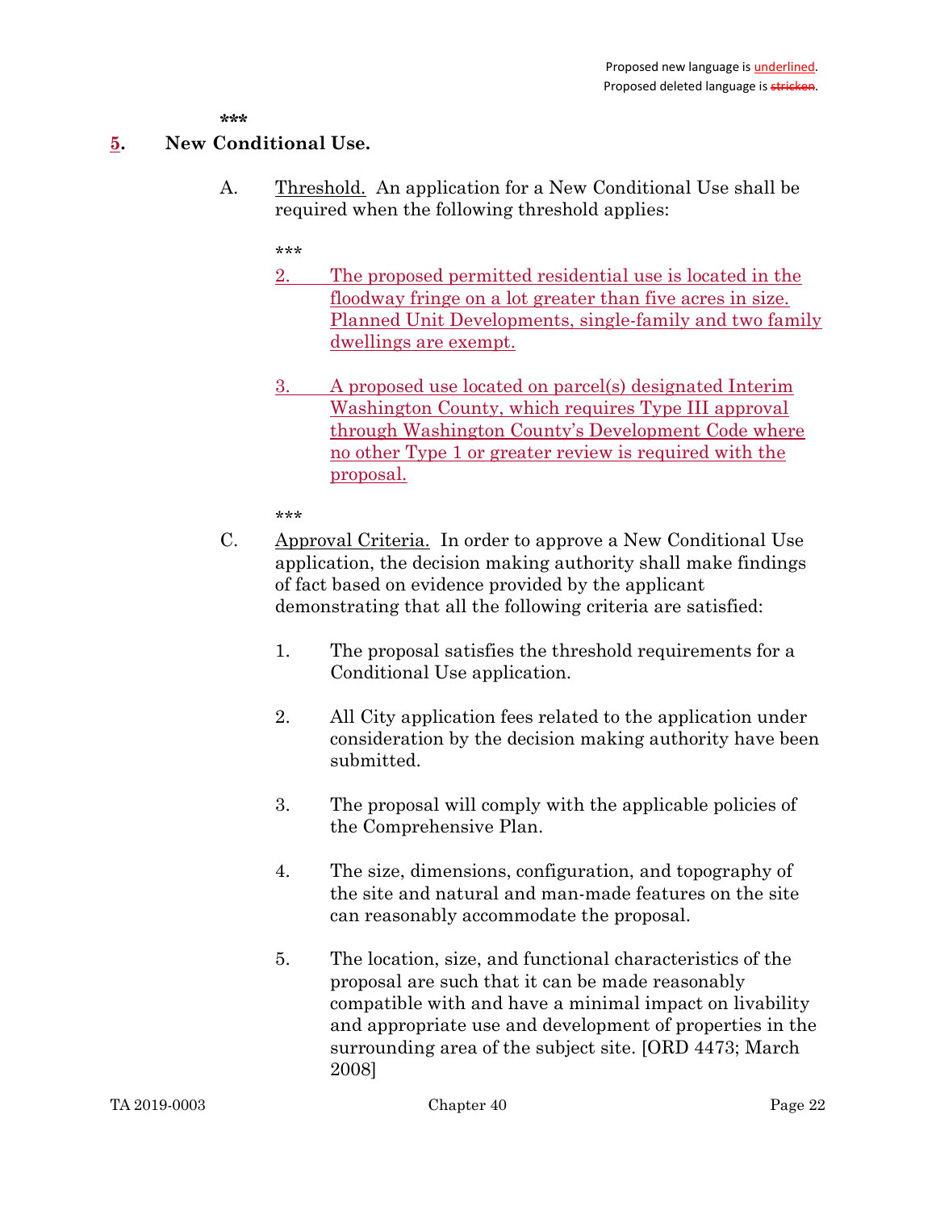Proposed new language is underlined.
Proposed deleted language is ~~stricken~~.

***

**5. New Conditional Use.**

A. Threshold. An application for a New Conditional Use shall be required when the following threshold applies:

***

2. The proposed permitted residential use is located in the floodway fringe on a lot greater than five acres in size. Planned Unit Developments, single-family and two family dwellings are exempt.

3. A proposed use located on parcel(s) designated Interim Washington County, which requires Type III approval through Washington County's Development Code where no other Type 1 or greater review is required with the proposal.

***

C. Approval Criteria. In order to approve a New Conditional Use application, the decision making authority shall make findings of fact based on evidence provided by the applicant demonstrating that all the following criteria are satisfied:

1. The proposal satisfies the threshold requirements for a Conditional Use application.

2. All City application fees related to the application under consideration by the decision making authority have been submitted.

3. The proposal will comply with the applicable policies of the Comprehensive Plan.

4. The size, dimensions, configuration, and topography of the site and natural and man-made features on the site can reasonably accommodate the proposal.

5. The location, size, and functional characteristics of the proposal are such that it can be made reasonably compatible with and have a minimal impact on livability and appropriate use and development of properties in the surrounding area of the subject site. [ORD 4473; March 2008]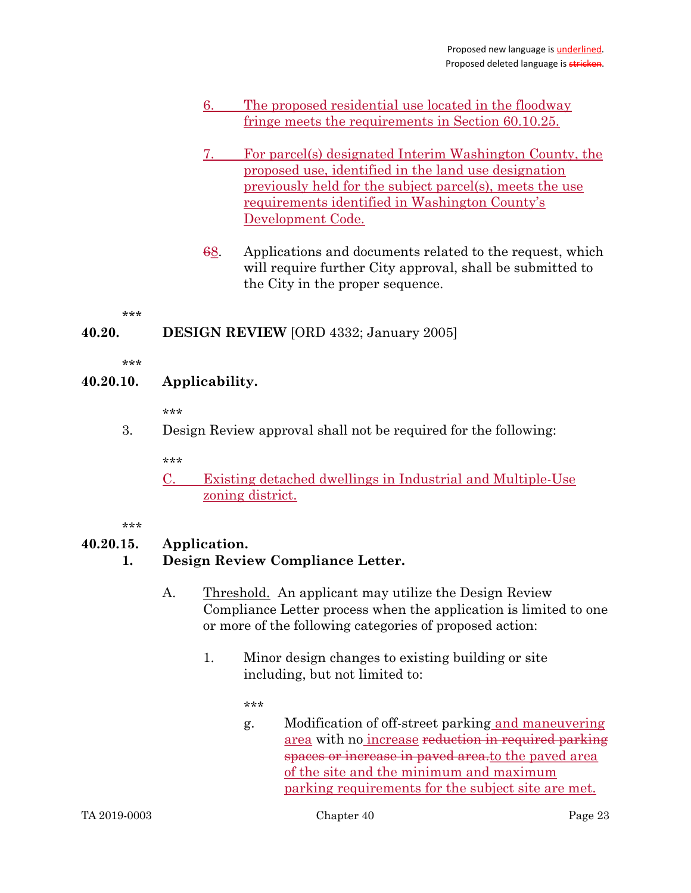Proposed new language is <u>underlined</u>.
Proposed deleted language is ~~stricken~~.

6. <u>The proposed residential use located in the floodway fringe meets the requirements in Section 60.10.25.</u>

7. <u>For parcel(s) designated Interim Washington County, the proposed use, identified in the land use designation previously held for the subject parcel(s), meets the use requirements identified in Washington County's Development Code.</u>

~~6~~<u>8</u>. Applications and documents related to the request, which will require further City approval, shall be submitted to the City in the proper sequence.

***

**40.20. DESIGN REVIEW** [ORD 4332; January 2005]

***

**40.20.10. Applicability.**

***

3. Design Review approval shall not be required for the following:

***

<u>C. Existing detached dwellings in Industrial and Multiple-Use zoning district.</u>

***

**40.20.15. Application.**

**1. Design Review Compliance Letter.**

A. <u>Threshold.</u> An applicant may utilize the Design Review Compliance Letter process when the application is limited to one or more of the following categories of proposed action:

1. Minor design changes to existing building or site including, but not limited to:

***

g. Modification of off-street parking<u> and maneuvering area</u> with no<u> increase</u> ~~reduction in required parking spaces or increase in paved area.~~<u>to the paved area of the site and the minimum and maximum parking requirements for the subject site are met.</u>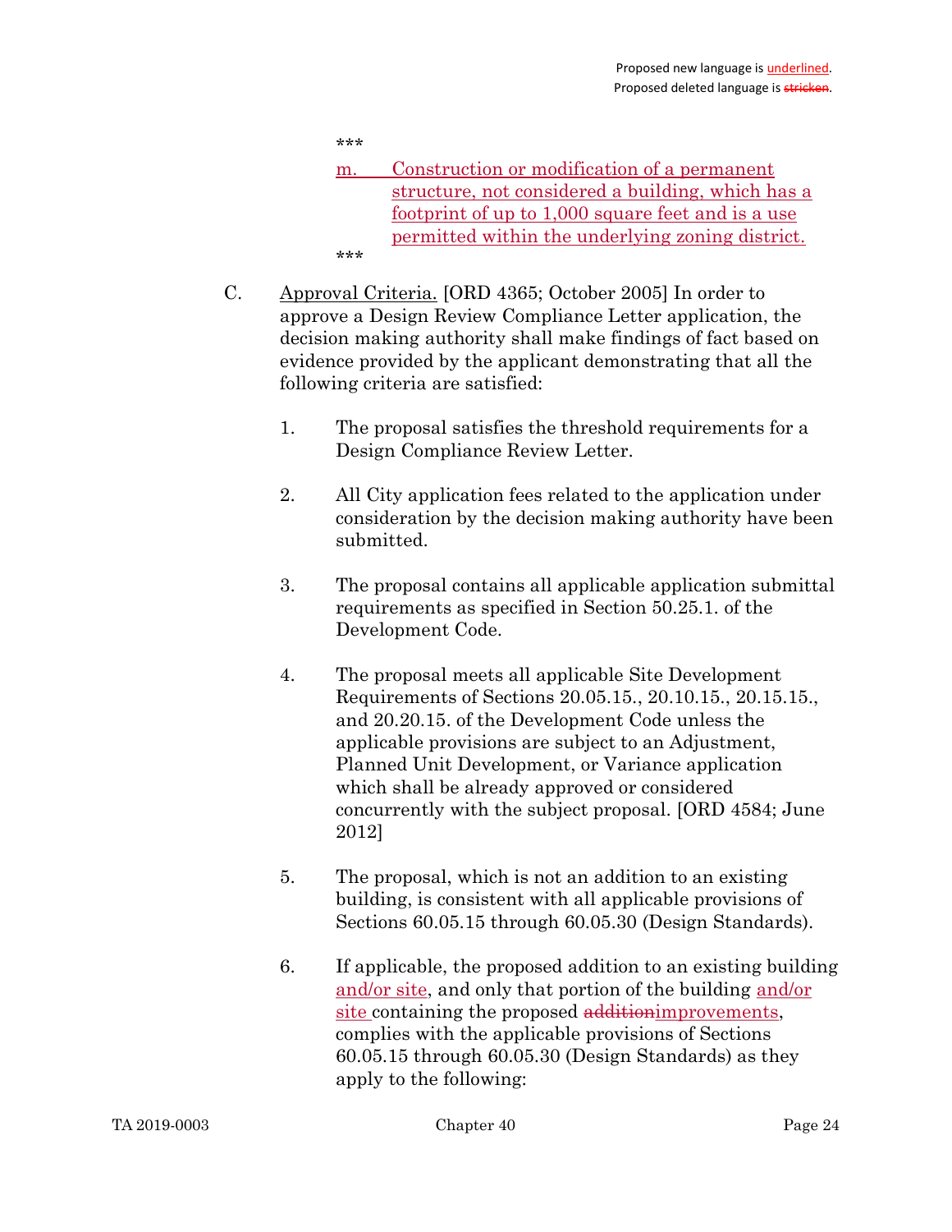Proposed new language is <u>underlined</u>.
Proposed deleted language is ~~stricken~~.

***

<u>m. Construction or modification of a permanent structure, not considered a building, which has a footprint of up to 1,000 square feet and is a use permitted within the underlying zoning district.</u>

***

C. <u>Approval Criteria.</u> [ORD 4365; October 2005] In order to approve a Design Review Compliance Letter application, the decision making authority shall make findings of fact based on evidence provided by the applicant demonstrating that all the following criteria are satisfied:

1. The proposal satisfies the threshold requirements for a Design Compliance Review Letter.

2. All City application fees related to the application under consideration by the decision making authority have been submitted.

3. The proposal contains all applicable application submittal requirements as specified in Section 50.25.1. of the Development Code.

4. The proposal meets all applicable Site Development Requirements of Sections 20.05.15., 20.10.15., 20.15.15., and 20.20.15. of the Development Code unless the applicable provisions are subject to an Adjustment, Planned Unit Development, or Variance application which shall be already approved or considered concurrently with the subject proposal. [ORD 4584; June 2012]

5. The proposal, which is not an addition to an existing building, is consistent with all applicable provisions of Sections 60.05.15 through 60.05.30 (Design Standards).

6. If applicable, the proposed addition to an existing building <u>and/or site</u>, and only that portion of the building <u>and/or site</u> containing the proposed ~~addition~~<u>improvements</u>, complies with the applicable provisions of Sections 60.05.15 through 60.05.30 (Design Standards) as they apply to the following: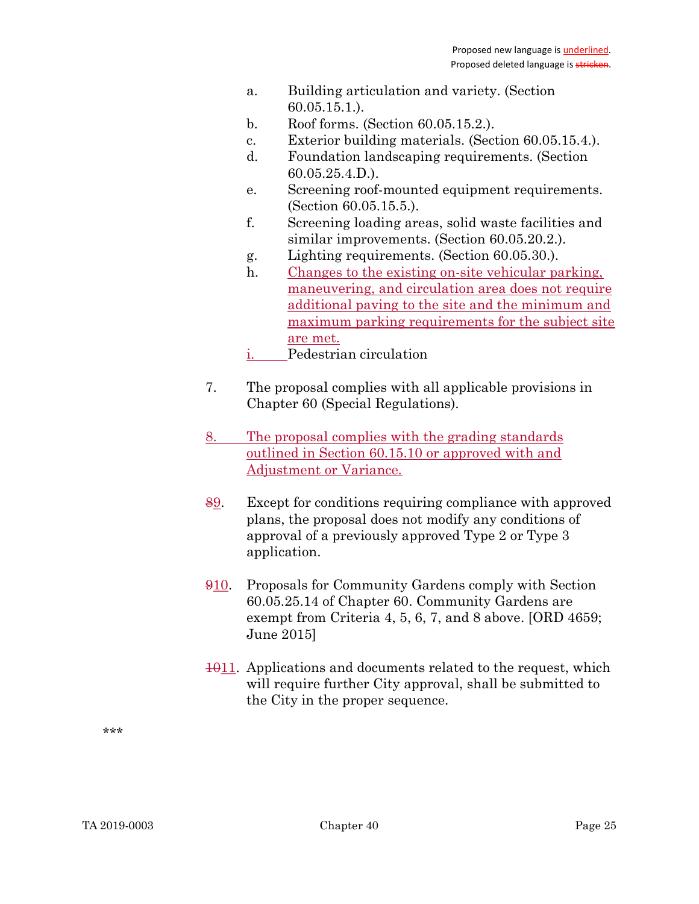Proposed new language is <u>underlined</u>.
Proposed deleted language is ~~stricken~~.

a. Building articulation and variety. (Section 60.05.15.1.).
b. Roof forms. (Section 60.05.15.2.).
c. Exterior building materials. (Section 60.05.15.4.).
d. Foundation landscaping requirements. (Section 60.05.25.4.D.).
e. Screening roof-mounted equipment requirements. (Section 60.05.15.5.).
f. Screening loading areas, solid waste facilities and similar improvements. (Section 60.05.20.2.).
g. Lighting requirements. (Section 60.05.30.).
h. <u>Changes to the existing on-site vehicular parking, maneuvering, and circulation area does not require additional paving to the site and the minimum and maximum parking requirements for the subject site are met.</u>
<u>i.</u> Pedestrian circulation

7. The proposal complies with all applicable provisions in Chapter 60 (Special Regulations).

<u>8. The proposal complies with the grading standards outlined in Section 60.15.10 or approved with and Adjustment or Variance.</u>

~~8~~<u>9</u>. Except for conditions requiring compliance with approved plans, the proposal does not modify any conditions of approval of a previously approved Type 2 or Type 3 application.

~~9~~<u>10</u>. Proposals for Community Gardens comply with Section 60.05.25.14 of Chapter 60. Community Gardens are exempt from Criteria 4, 5, 6, 7, and 8 above. [ORD 4659; June 2015]

~~10~~<u>11</u>. Applications and documents related to the request, which will require further City approval, shall be submitted to the City in the proper sequence.

***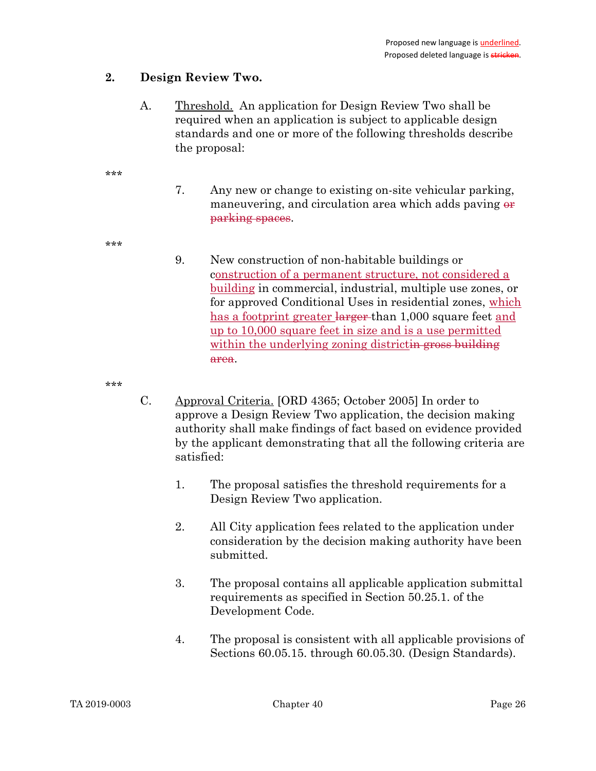Proposed new language is underlined.
Proposed deleted language is ~~stricken~~.

**2. Design Review Two.**

A. Threshold. An application for Design Review Two shall be required when an application is subject to applicable design standards and one or more of the following thresholds describe the proposal:

***

7. Any new or change to existing on-site vehicular parking, maneuvering, and circulation area which adds paving ~~or parking spaces~~.

***

9. New construction of non-habitable buildings or construction of a permanent structure, not considered a building in commercial, industrial, multiple use zones, or for approved Conditional Uses in residential zones, which has a footprint greater ~~larger~~ than 1,000 square feet and up to 10,000 square feet in size and is a use permitted within the underlying zoning district~~in gross building area~~.

***

C. Approval Criteria. [ORD 4365; October 2005] In order to approve a Design Review Two application, the decision making authority shall make findings of fact based on evidence provided by the applicant demonstrating that all the following criteria are satisfied:

1. The proposal satisfies the threshold requirements for a Design Review Two application.

2. All City application fees related to the application under consideration by the decision making authority have been submitted.

3. The proposal contains all applicable application submittal requirements as specified in Section 50.25.1. of the Development Code.

4. The proposal is consistent with all applicable provisions of Sections 60.05.15. through 60.05.30. (Design Standards).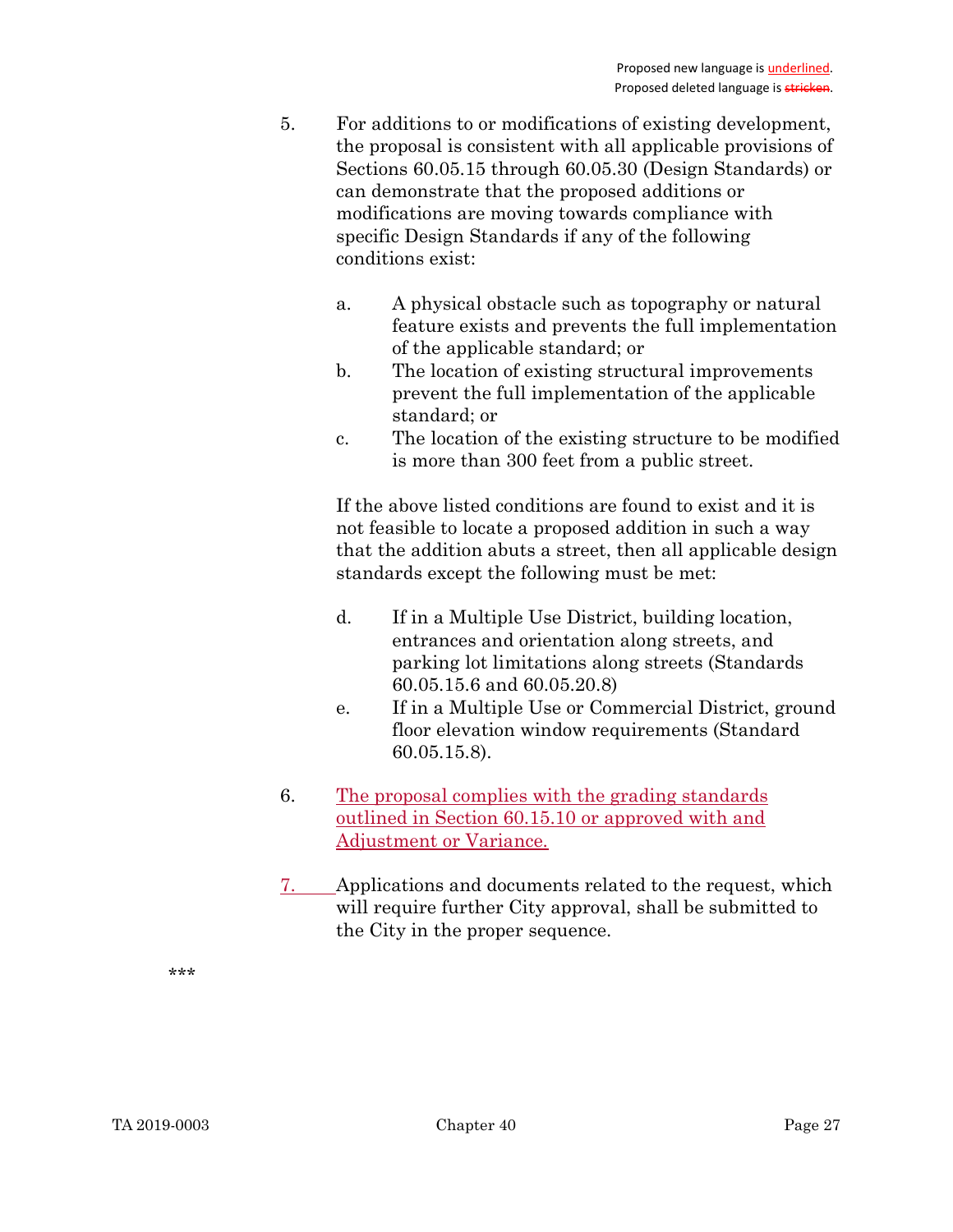Proposed new language is <u>underlined</u>.
Proposed deleted language is ~~stricken~~.

5. For additions to or modifications of existing development, the proposal is consistent with all applicable provisions of Sections 60.05.15 through 60.05.30 (Design Standards) or can demonstrate that the proposed additions or modifications are moving towards compliance with specific Design Standards if any of the following conditions exist:

    a. A physical obstacle such as topography or natural feature exists and prevents the full implementation of the applicable standard; or
    b. The location of existing structural improvements prevent the full implementation of the applicable standard; or
    c. The location of the existing structure to be modified is more than 300 feet from a public street.

    If the above listed conditions are found to exist and it is not feasible to locate a proposed addition in such a way that the addition abuts a street, then all applicable design standards except the following must be met:

    d. If in a Multiple Use District, building location, entrances and orientation along streets, and parking lot limitations along streets (Standards 60.05.15.6 and 60.05.20.8)
    e. If in a Multiple Use or Commercial District, ground floor elevation window requirements (Standard 60.05.15.8).

6. <u>The proposal complies with the grading standards outlined in Section 60.15.10 or approved with and Adjustment or Variance.</u>

<u>7.</u> Applications and documents related to the request, which will require further City approval, shall be submitted to the City in the proper sequence.

***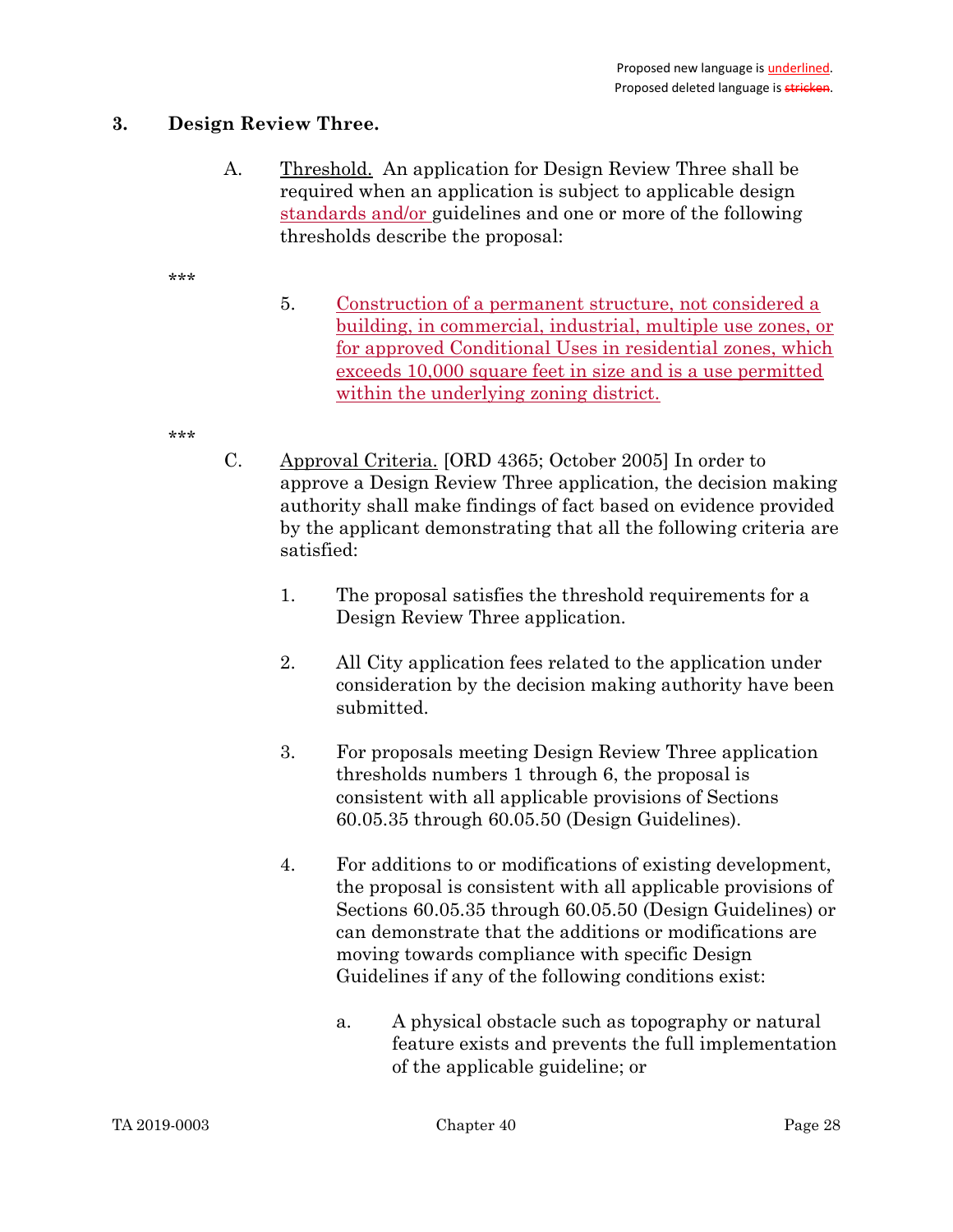Proposed new language is underlined.
Proposed deleted language is ~~stricken~~.

**3. Design Review Three.**

A. Threshold. An application for Design Review Three shall be required when an application is subject to applicable design standards and/or guidelines and one or more of the following thresholds describe the proposal:

***

5. Construction of a permanent structure, not considered a building, in commercial, industrial, multiple use zones, or for approved Conditional Uses in residential zones, which exceeds 10,000 square feet in size and is a use permitted within the underlying zoning district.

***

C. Approval Criteria. [ORD 4365; October 2005] In order to approve a Design Review Three application, the decision making authority shall make findings of fact based on evidence provided by the applicant demonstrating that all the following criteria are satisfied:

1. The proposal satisfies the threshold requirements for a Design Review Three application.

2. All City application fees related to the application under consideration by the decision making authority have been submitted.

3. For proposals meeting Design Review Three application thresholds numbers 1 through 6, the proposal is consistent with all applicable provisions of Sections 60.05.35 through 60.05.50 (Design Guidelines).

4. For additions to or modifications of existing development, the proposal is consistent with all applicable provisions of Sections 60.05.35 through 60.05.50 (Design Guidelines) or can demonstrate that the additions or modifications are moving towards compliance with specific Design Guidelines if any of the following conditions exist:

   a. A physical obstacle such as topography or natural feature exists and prevents the full implementation of the applicable guideline; or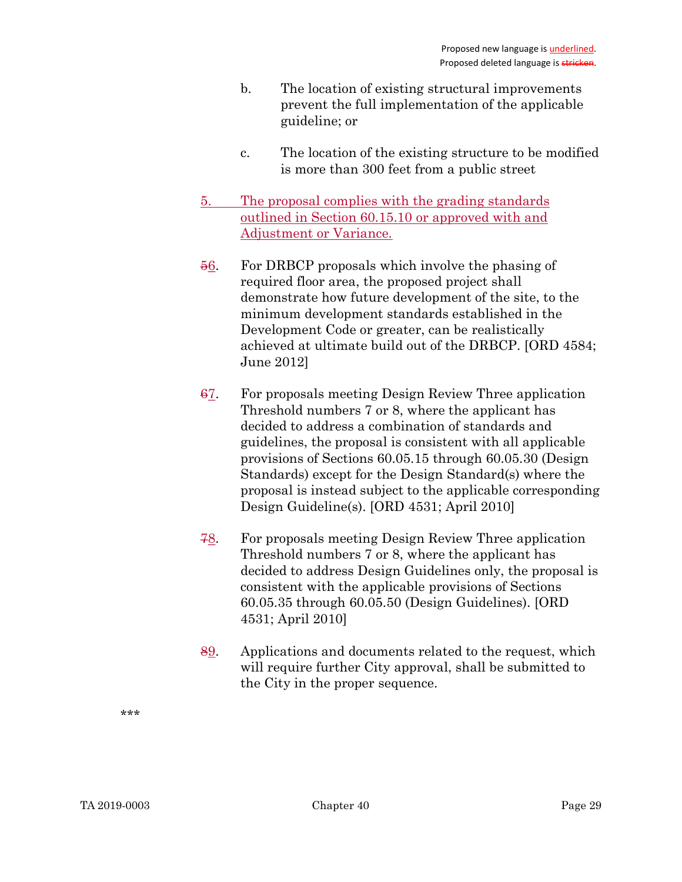Proposed new language is <u>underlined</u>.
Proposed deleted language is ~~stricken~~.

b. The location of existing structural improvements prevent the full implementation of the applicable guideline; or

c. The location of the existing structure to be modified is more than 300 feet from a public street

<u>5. The proposal complies with the grading standards outlined in Section 60.15.10 or approved with and Adjustment or Variance.</u>

~~5~~<u>6</u>. For DRBCP proposals which involve the phasing of required floor area, the proposed project shall demonstrate how future development of the site, to the minimum development standards established in the Development Code or greater, can be realistically achieved at ultimate build out of the DRBCP. [ORD 4584; June 2012]

~~6~~<u>7</u>. For proposals meeting Design Review Three application Threshold numbers 7 or 8, where the applicant has decided to address a combination of standards and guidelines, the proposal is consistent with all applicable provisions of Sections 60.05.15 through 60.05.30 (Design Standards) except for the Design Standard(s) where the proposal is instead subject to the applicable corresponding Design Guideline(s). [ORD 4531; April 2010]

~~7~~<u>8</u>. For proposals meeting Design Review Three application Threshold numbers 7 or 8, where the applicant has decided to address Design Guidelines only, the proposal is consistent with the applicable provisions of Sections 60.05.35 through 60.05.50 (Design Guidelines). [ORD 4531; April 2010]

~~8~~<u>9</u>. Applications and documents related to the request, which will require further City approval, shall be submitted to the City in the proper sequence.

***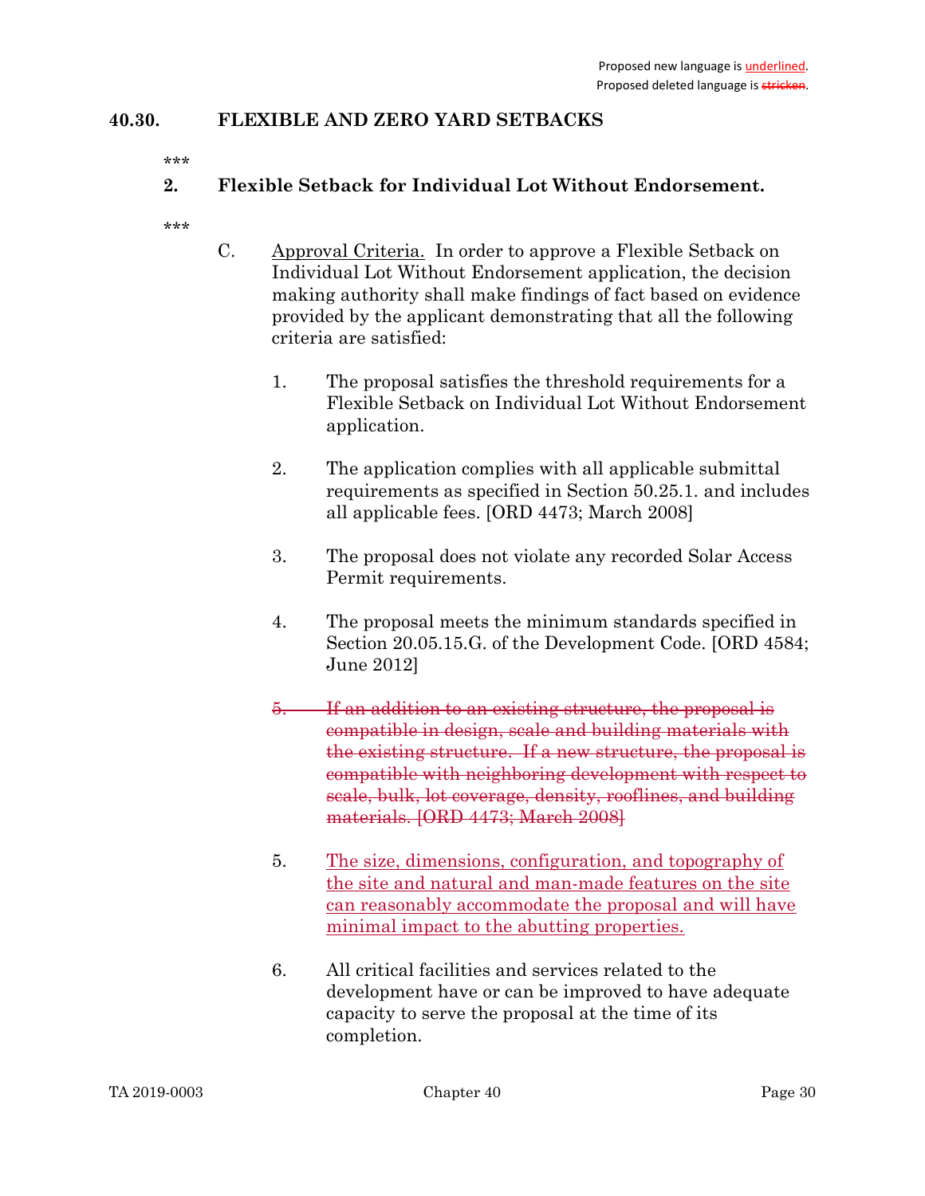Proposed new language is <u>underlined</u>.
Proposed deleted language is ~~stricken~~.

## 40.30. FLEXIBLE AND ZERO YARD SETBACKS

\*\*\*

### 2. Flexible Setback for Individual Lot Without Endorsement.

\*\*\*

C. <u>Approval Criteria.</u> In order to approve a Flexible Setback on Individual Lot Without Endorsement application, the decision making authority shall make findings of fact based on evidence provided by the applicant demonstrating that all the following criteria are satisfied:

1. The proposal satisfies the threshold requirements for a Flexible Setback on Individual Lot Without Endorsement application.

2. The application complies with all applicable submittal requirements as specified in Section 50.25.1. and includes all applicable fees. [ORD 4473; March 2008]

3. The proposal does not violate any recorded Solar Access Permit requirements.

4. The proposal meets the minimum standards specified in Section 20.05.15.G. of the Development Code. [ORD 4584; June 2012]

~~5. If an addition to an existing structure, the proposal is compatible in design, scale and building materials with the existing structure. If a new structure, the proposal is compatible with neighboring development with respect to scale, bulk, lot coverage, density, rooflines, and building materials. [ORD 4473; March 2008]~~

5. <u>The size, dimensions, configuration, and topography of the site and natural and man-made features on the site can reasonably accommodate the proposal and will have minimal impact to the abutting properties.</u>

6. All critical facilities and services related to the development have or can be improved to have adequate capacity to serve the proposal at the time of its completion.

TA 2019-0003 Chapter 40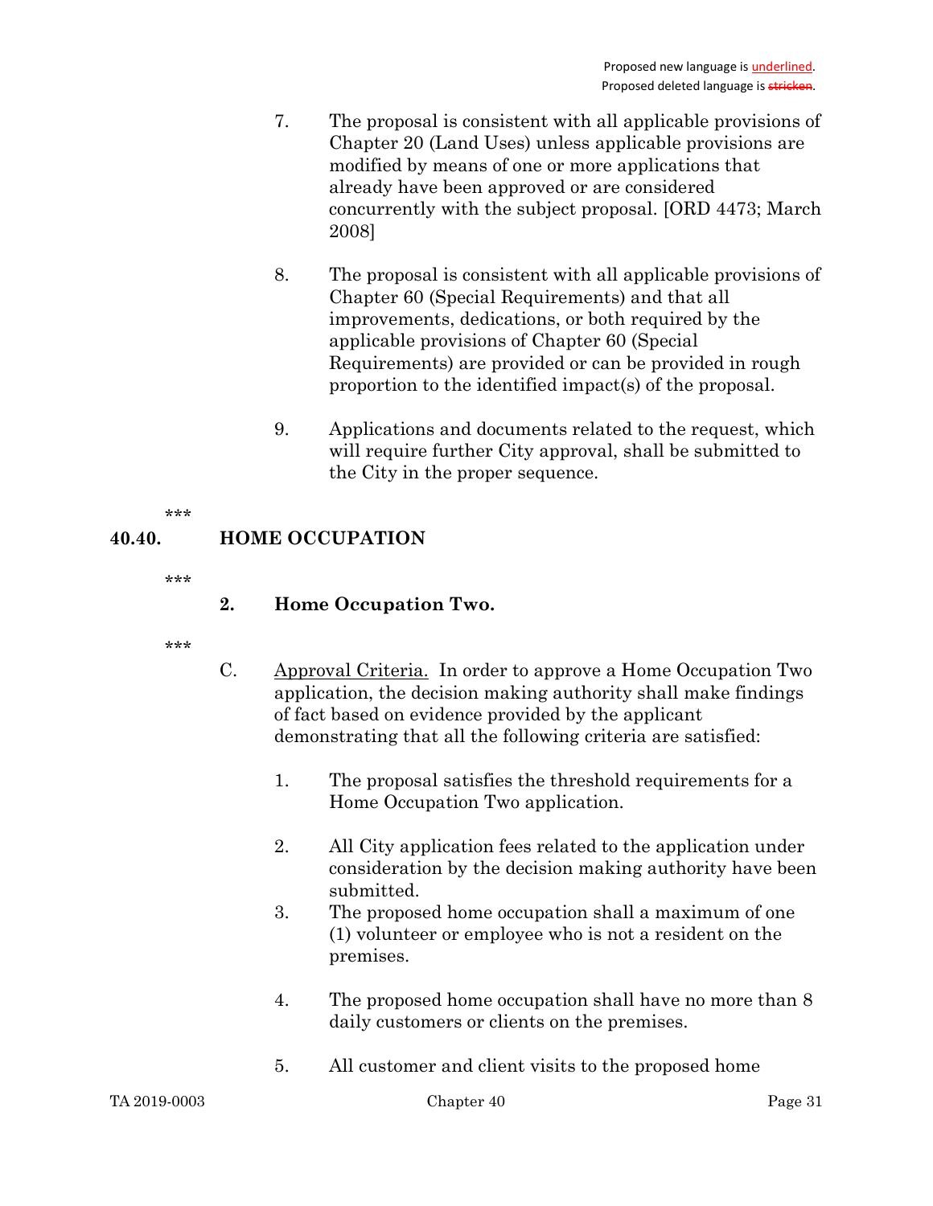Proposed new language is underlined.
Proposed deleted language is ~~stricken~~.

7. The proposal is consistent with all applicable provisions of Chapter 20 (Land Uses) unless applicable provisions are modified by means of one or more applications that already have been approved or are considered concurrently with the subject proposal. [ORD 4473; March 2008]

8. The proposal is consistent with all applicable provisions of Chapter 60 (Special Requirements) and that all improvements, dedications, or both required by the applicable provisions of Chapter 60 (Special Requirements) are provided or can be provided in rough proportion to the identified impact(s) of the proposal.

9. Applications and documents related to the request, which will require further City approval, shall be submitted to the City in the proper sequence.

\*\*\*

## 40.40. HOME OCCUPATION

\*\*\*

### 2. Home Occupation Two.

\*\*\*

C. Approval Criteria. In order to approve a Home Occupation Two application, the decision making authority shall make findings of fact based on evidence provided by the applicant demonstrating that all the following criteria are satisfied:

1. The proposal satisfies the threshold requirements for a Home Occupation Two application.

2. All City application fees related to the application under consideration by the decision making authority have been submitted.

3. The proposed home occupation shall a maximum of one (1) volunteer or employee who is not a resident on the premises.

4. The proposed home occupation shall have no more than 8 daily customers or clients on the premises.

5. All customer and client visits to the proposed home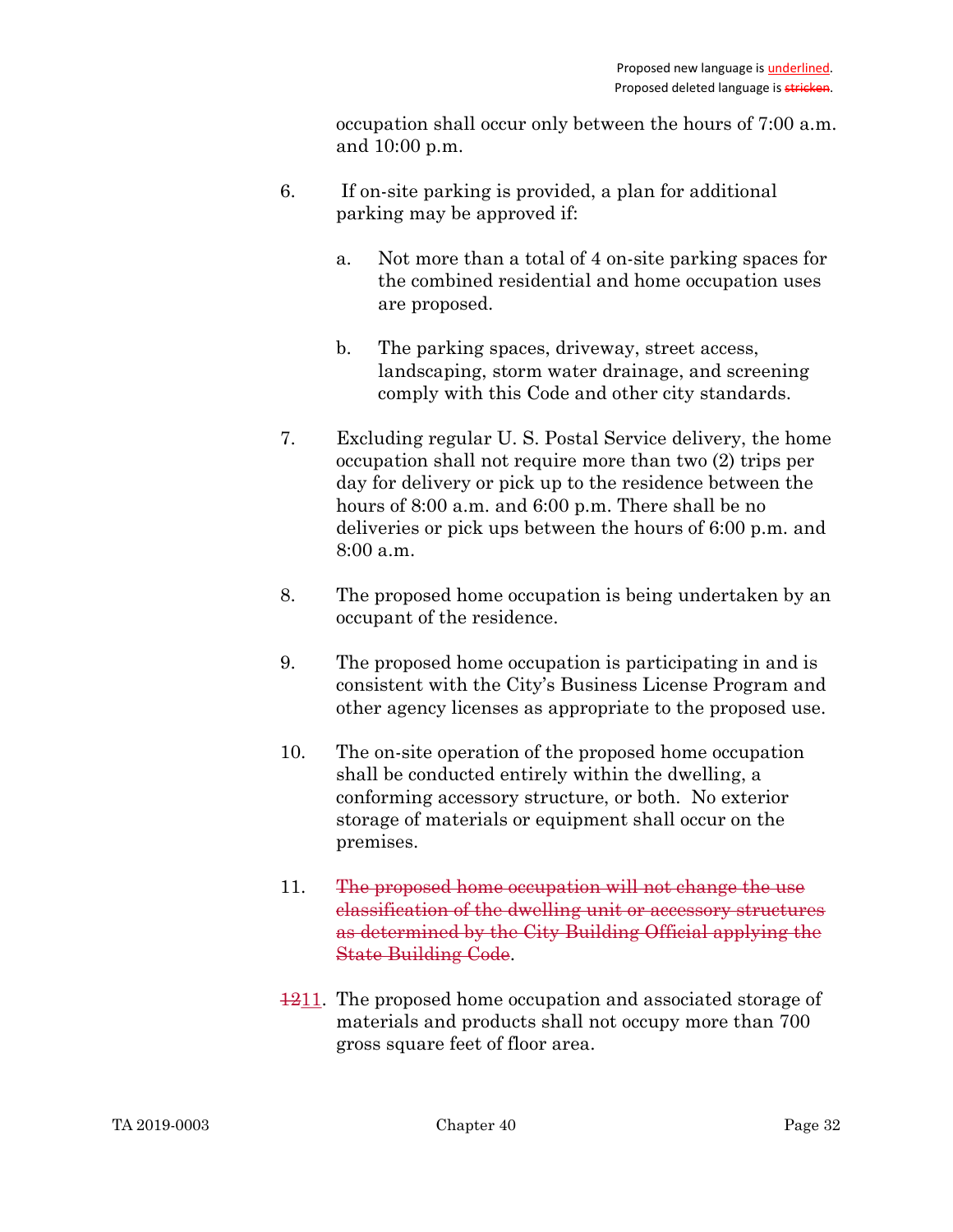occupation shall occur only between the hours of 7:00 a.m. and 10:00 p.m.

6. If on-site parking is provided, a plan for additional parking may be approved if:

   a. Not more than a total of 4 on-site parking spaces for the combined residential and home occupation uses are proposed.

   b. The parking spaces, driveway, street access, landscaping, storm water drainage, and screening comply with this Code and other city standards.

7. Excluding regular U. S. Postal Service delivery, the home occupation shall not require more than two (2) trips per day for delivery or pick up to the residence between the hours of 8:00 a.m. and 6:00 p.m. There shall be no deliveries or pick ups between the hours of 6:00 p.m. and 8:00 a.m.

8. The proposed home occupation is being undertaken by an occupant of the residence.

9. The proposed home occupation is participating in and is consistent with the City's Business License Program and other agency licenses as appropriate to the proposed use.

10. The on-site operation of the proposed home occupation shall be conducted entirely within the dwelling, a conforming accessory structure, or both. No exterior storage of materials or equipment shall occur on the premises.

11. ~~The proposed home occupation will not change the use classification of the dwelling unit or accessory structures as determined by the City Building Official applying the State Building Code~~.

~~12~~<u>11</u>. The proposed home occupation and associated storage of materials and products shall not occupy more than 700 gross square feet of floor area.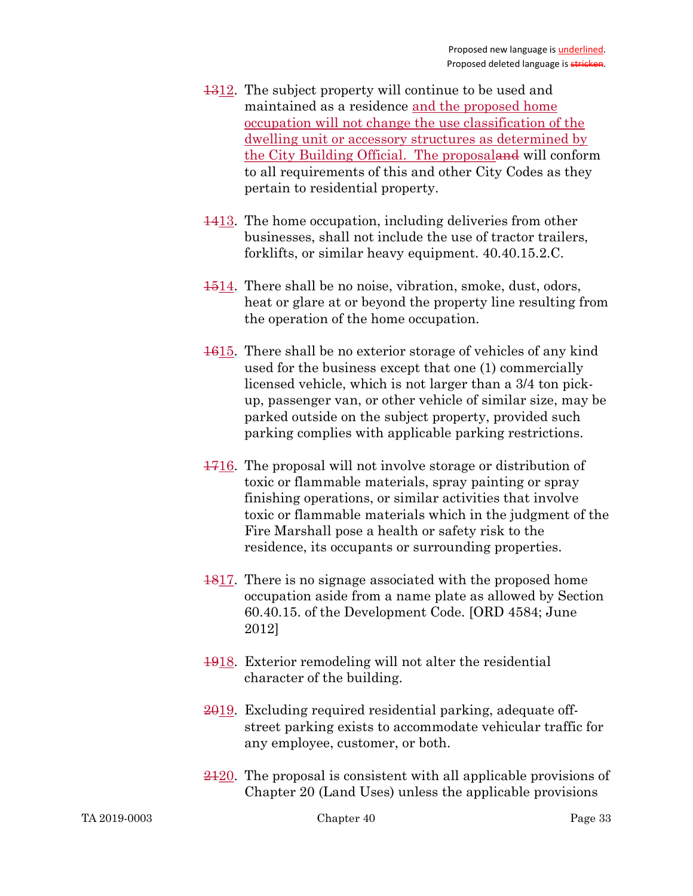Proposed new language is <u>underlined</u>.
Proposed deleted language is ~~stricken~~.

~~13~~<u>12</u>. The subject property will continue to be used and maintained as a residence <u>and the proposed home occupation will not change the use classification of the dwelling unit or accessory structures as determined by the City Building Official. The proposal</u>~~and~~ will conform to all requirements of this and other City Codes as they pertain to residential property.

~~14~~<u>13</u>. The home occupation, including deliveries from other businesses, shall not include the use of tractor trailers, forklifts, or similar heavy equipment. 40.40.15.2.C.

~~15~~<u>14</u>. There shall be no noise, vibration, smoke, dust, odors, heat or glare at or beyond the property line resulting from the operation of the home occupation.

~~16~~<u>15</u>. There shall be no exterior storage of vehicles of any kind used for the business except that one (1) commercially licensed vehicle, which is not larger than a 3/4 ton pick-up, passenger van, or other vehicle of similar size, may be parked outside on the subject property, provided such parking complies with applicable parking restrictions.

~~17~~<u>16</u>. The proposal will not involve storage or distribution of toxic or flammable materials, spray painting or spray finishing operations, or similar activities that involve toxic or flammable materials which in the judgment of the Fire Marshall pose a health or safety risk to the residence, its occupants or surrounding properties.

~~18~~<u>17</u>. There is no signage associated with the proposed home occupation aside from a name plate as allowed by Section 60.40.15. of the Development Code. [ORD 4584; June 2012]

~~19~~<u>18</u>. Exterior remodeling will not alter the residential character of the building.

~~20~~<u>19</u>. Excluding required residential parking, adequate off-street parking exists to accommodate vehicular traffic for any employee, customer, or both.

~~21~~<u>20</u>. The proposal is consistent with all applicable provisions of Chapter 20 (Land Uses) unless the applicable provisions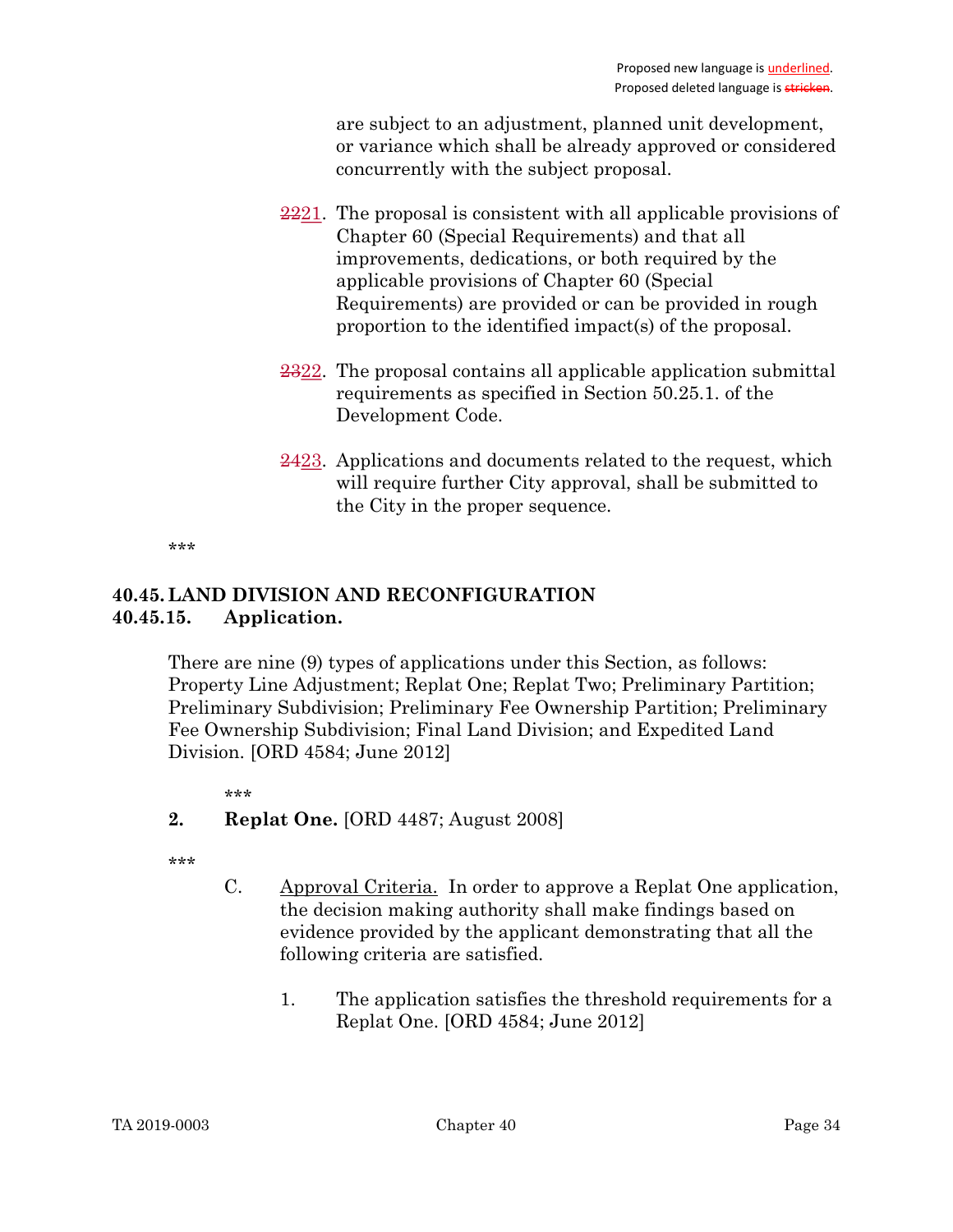Proposed new language is underlined.
Proposed deleted language is ~~stricken~~.

are subject to an adjustment, planned unit development, or variance which shall be already approved or considered concurrently with the subject proposal.

~~22~~21. The proposal is consistent with all applicable provisions of Chapter 60 (Special Requirements) and that all improvements, dedications, or both required by the applicable provisions of Chapter 60 (Special Requirements) are provided or can be provided in rough proportion to the identified impact(s) of the proposal.

~~23~~22. The proposal contains all applicable application submittal requirements as specified in Section 50.25.1. of the Development Code.

~~24~~23. Applications and documents related to the request, which will require further City approval, shall be submitted to the City in the proper sequence.

***

## 40.45. LAND DIVISION AND RECONFIGURATION
### 40.45.15. Application.

There are nine (9) types of applications under this Section, as follows: Property Line Adjustment; Replat One; Replat Two; Preliminary Partition; Preliminary Subdivision; Preliminary Fee Ownership Partition; Preliminary Fee Ownership Subdivision; Final Land Division; and Expedited Land Division. [ORD 4584; June 2012]

***

**2. Replat One.** [ORD 4487; August 2008]

***

C. Approval Criteria. In order to approve a Replat One application, the decision making authority shall make findings based on evidence provided by the applicant demonstrating that all the following criteria are satisfied.

1. The application satisfies the threshold requirements for a Replat One. [ORD 4584; June 2012]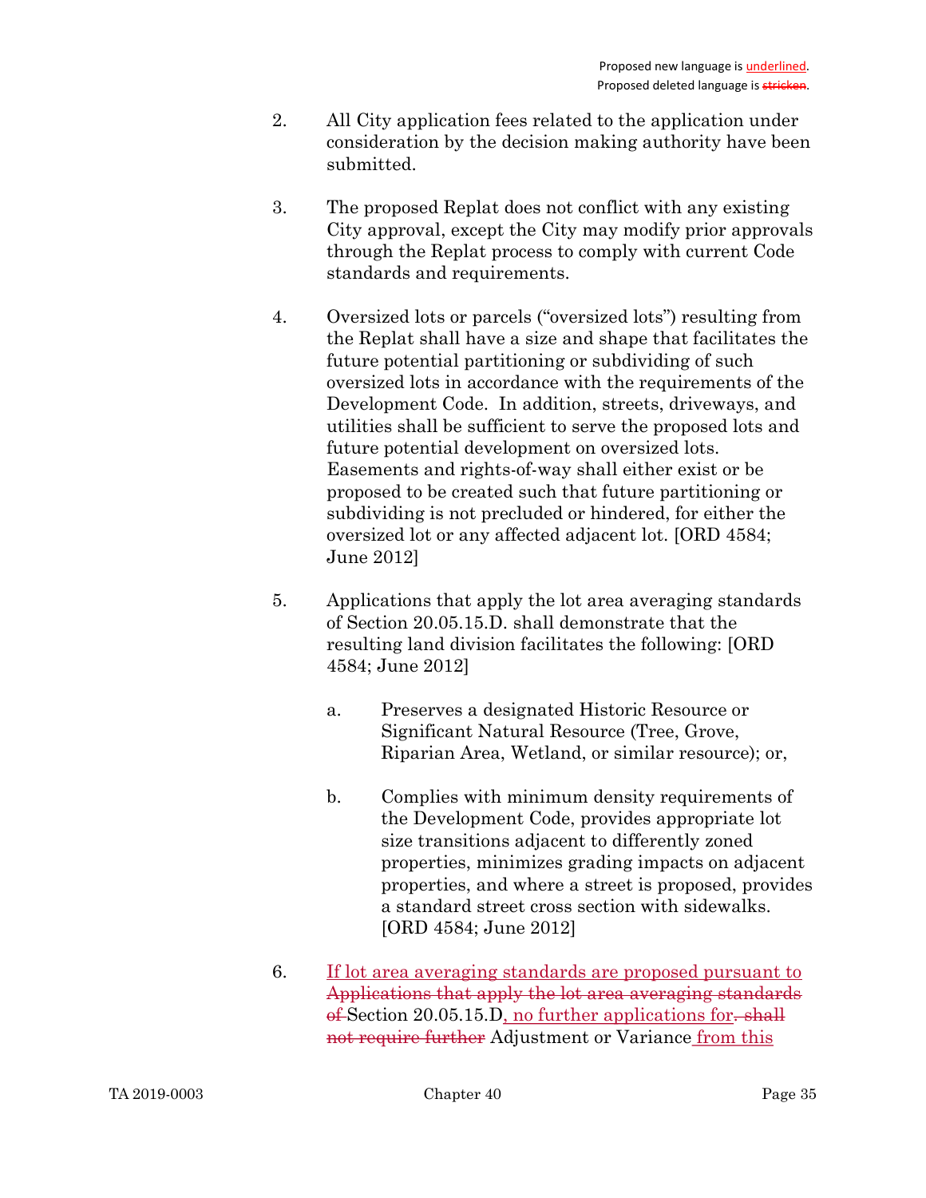2. All City application fees related to the application under consideration by the decision making authority have been submitted.

3. The proposed Replat does not conflict with any existing City approval, except the City may modify prior approvals through the Replat process to comply with current Code standards and requirements.

4. Oversized lots or parcels ("oversized lots") resulting from the Replat shall have a size and shape that facilitates the future potential partitioning or subdividing of such oversized lots in accordance with the requirements of the Development Code. In addition, streets, driveways, and utilities shall be sufficient to serve the proposed lots and future potential development on oversized lots. Easements and rights-of-way shall either exist or be proposed to be created such that future partitioning or subdividing is not precluded or hindered, for either the oversized lot or any affected adjacent lot. [ORD 4584; June 2012]

5. Applications that apply the lot area averaging standards of Section 20.05.15.D. shall demonstrate that the resulting land division facilitates the following: [ORD 4584; June 2012]

   a. Preserves a designated Historic Resource or Significant Natural Resource (Tree, Grove, Riparian Area, Wetland, or similar resource); or,

   b. Complies with minimum density requirements of the Development Code, provides appropriate lot size transitions adjacent to differently zoned properties, minimizes grading impacts on adjacent properties, and where a street is proposed, provides a standard street cross section with sidewalks. [ORD 4584; June 2012]

6. <u>If lot area averaging standards are proposed pursuant to</u> ~~Applications that apply the lot area averaging standards of~~ Section 20.05.15.D<u>, no further applications for</u>~~. shall not require further~~ Adjustment or Variance<u> from this</u>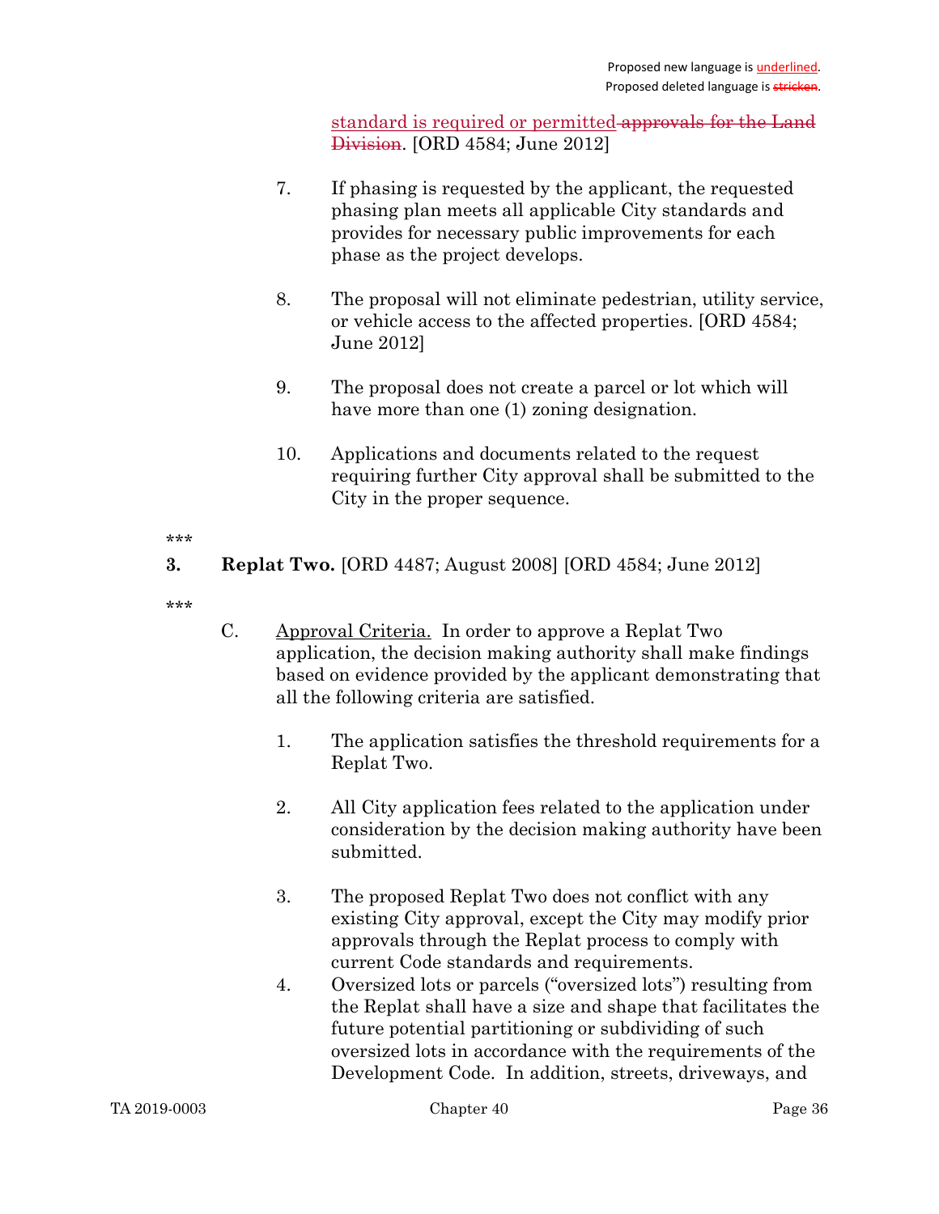Proposed new language is underlined.
Proposed deleted language is ~~stricken~~.

<u>standard is required or permitted</u> ~~approvals for the Land Division~~. [ORD 4584; June 2012]

7. If phasing is requested by the applicant, the requested phasing plan meets all applicable City standards and provides for necessary public improvements for each phase as the project develops.

8. The proposal will not eliminate pedestrian, utility service, or vehicle access to the affected properties. [ORD 4584; June 2012]

9. The proposal does not create a parcel or lot which will have more than one (1) zoning designation.

10. Applications and documents related to the request requiring further City approval shall be submitted to the City in the proper sequence.

***

**3. Replat Two.** [ORD 4487; August 2008] [ORD 4584; June 2012]

***

C. <u>Approval Criteria.</u> In order to approve a Replat Two application, the decision making authority shall make findings based on evidence provided by the applicant demonstrating that all the following criteria are satisfied.

1. The application satisfies the threshold requirements for a Replat Two.

2. All City application fees related to the application under consideration by the decision making authority have been submitted.

3. The proposed Replat Two does not conflict with any existing City approval, except the City may modify prior approvals through the Replat process to comply with current Code standards and requirements.

4. Oversized lots or parcels ("oversized lots") resulting from the Replat shall have a size and shape that facilitates the future potential partitioning or subdividing of such oversized lots in accordance with the requirements of the Development Code. In addition, streets, driveways, and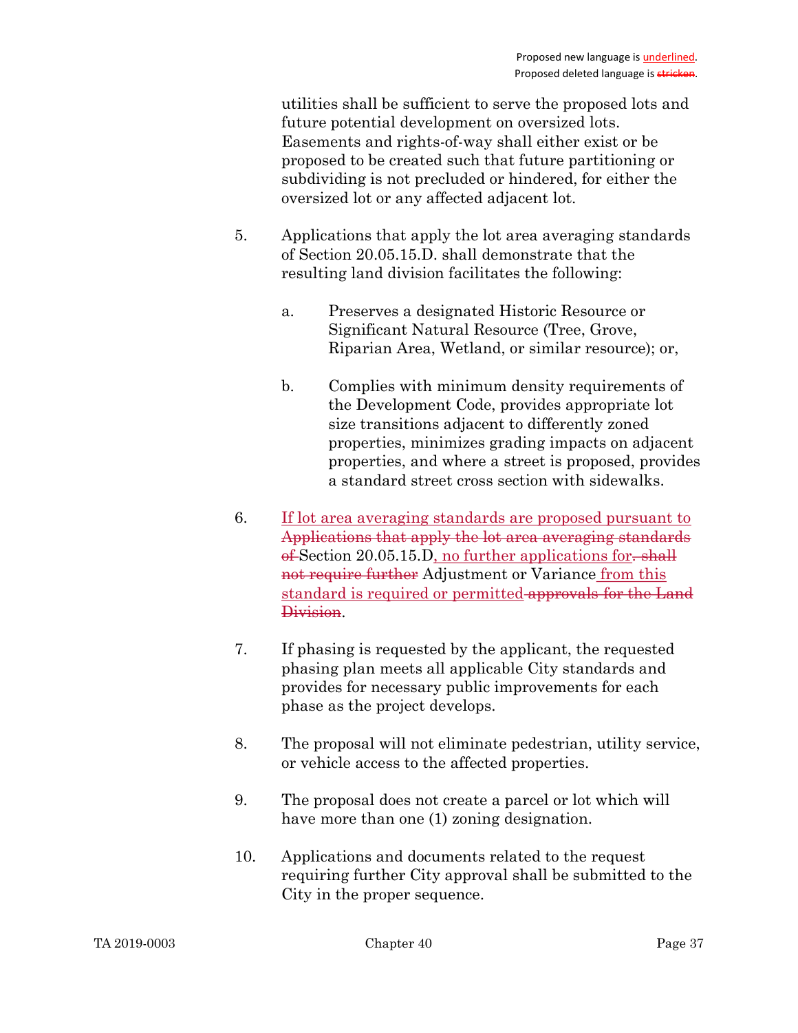utilities shall be sufficient to serve the proposed lots and future potential development on oversized lots. Easements and rights-of-way shall either exist or be proposed to be created such that future partitioning or subdividing is not precluded or hindered, for either the oversized lot or any affected adjacent lot.

5. Applications that apply the lot area averaging standards of Section 20.05.15.D. shall demonstrate that the resulting land division facilitates the following:

    a. Preserves a designated Historic Resource or Significant Natural Resource (Tree, Grove, Riparian Area, Wetland, or similar resource); or,

    b. Complies with minimum density requirements of the Development Code, provides appropriate lot size transitions adjacent to differently zoned properties, minimizes grading impacts on adjacent properties, and where a street is proposed, provides a standard street cross section with sidewalks.

6. <u>If lot area averaging standards are proposed pursuant to</u> ~~Applications that apply the lot area averaging standards of~~ Section 20.05.15.D<u>, no further applications for</u>~~. shall not require further~~ Adjustment or Variance <u>from this standard is required or permitted</u> ~~approvals for the Land Division~~.

7. If phasing is requested by the applicant, the requested phasing plan meets all applicable City standards and provides for necessary public improvements for each phase as the project develops.

8. The proposal will not eliminate pedestrian, utility service, or vehicle access to the affected properties.

9. The proposal does not create a parcel or lot which will have more than one (1) zoning designation.

10. Applications and documents related to the request requiring further City approval shall be submitted to the City in the proper sequence.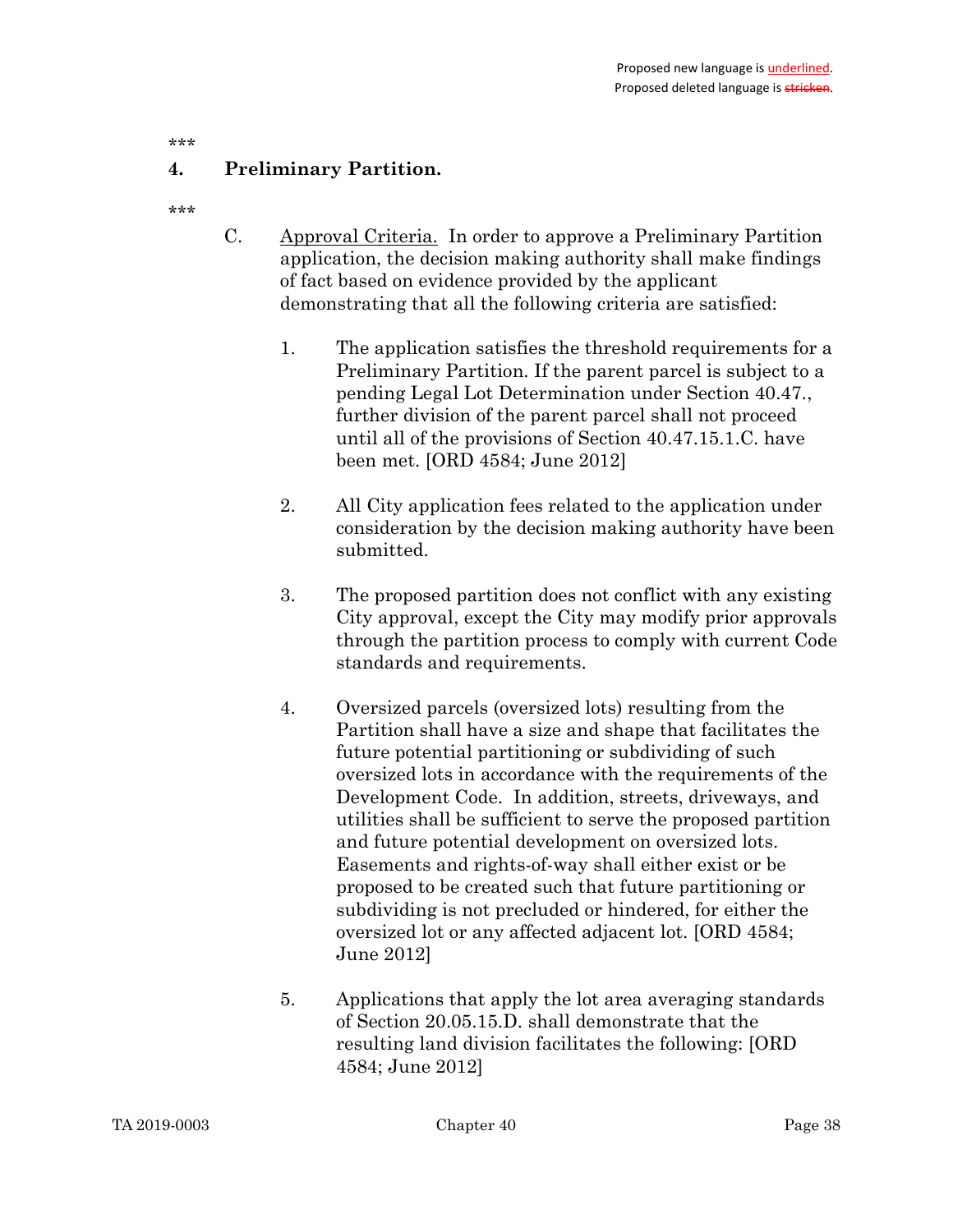Proposed new language is <u>underlined</u>.
Proposed deleted language is ~~stricken~~.

***

**4. Preliminary Partition.**

***

C. <u>Approval Criteria.</u> In order to approve a Preliminary Partition application, the decision making authority shall make findings of fact based on evidence provided by the applicant demonstrating that all the following criteria are satisfied:

1. The application satisfies the threshold requirements for a Preliminary Partition. If the parent parcel is subject to a pending Legal Lot Determination under Section 40.47., further division of the parent parcel shall not proceed until all of the provisions of Section 40.47.15.1.C. have been met. [ORD 4584; June 2012]

2. All City application fees related to the application under consideration by the decision making authority have been submitted.

3. The proposed partition does not conflict with any existing City approval, except the City may modify prior approvals through the partition process to comply with current Code standards and requirements.

4. Oversized parcels (oversized lots) resulting from the Partition shall have a size and shape that facilitates the future potential partitioning or subdividing of such oversized lots in accordance with the requirements of the Development Code. In addition, streets, driveways, and utilities shall be sufficient to serve the proposed partition and future potential development on oversized lots. Easements and rights-of-way shall either exist or be proposed to be created such that future partitioning or subdividing is not precluded or hindered, for either the oversized lot or any affected adjacent lot. [ORD 4584; June 2012]

5. Applications that apply the lot area averaging standards of Section 20.05.15.D. shall demonstrate that the resulting land division facilitates the following: [ORD 4584; June 2012]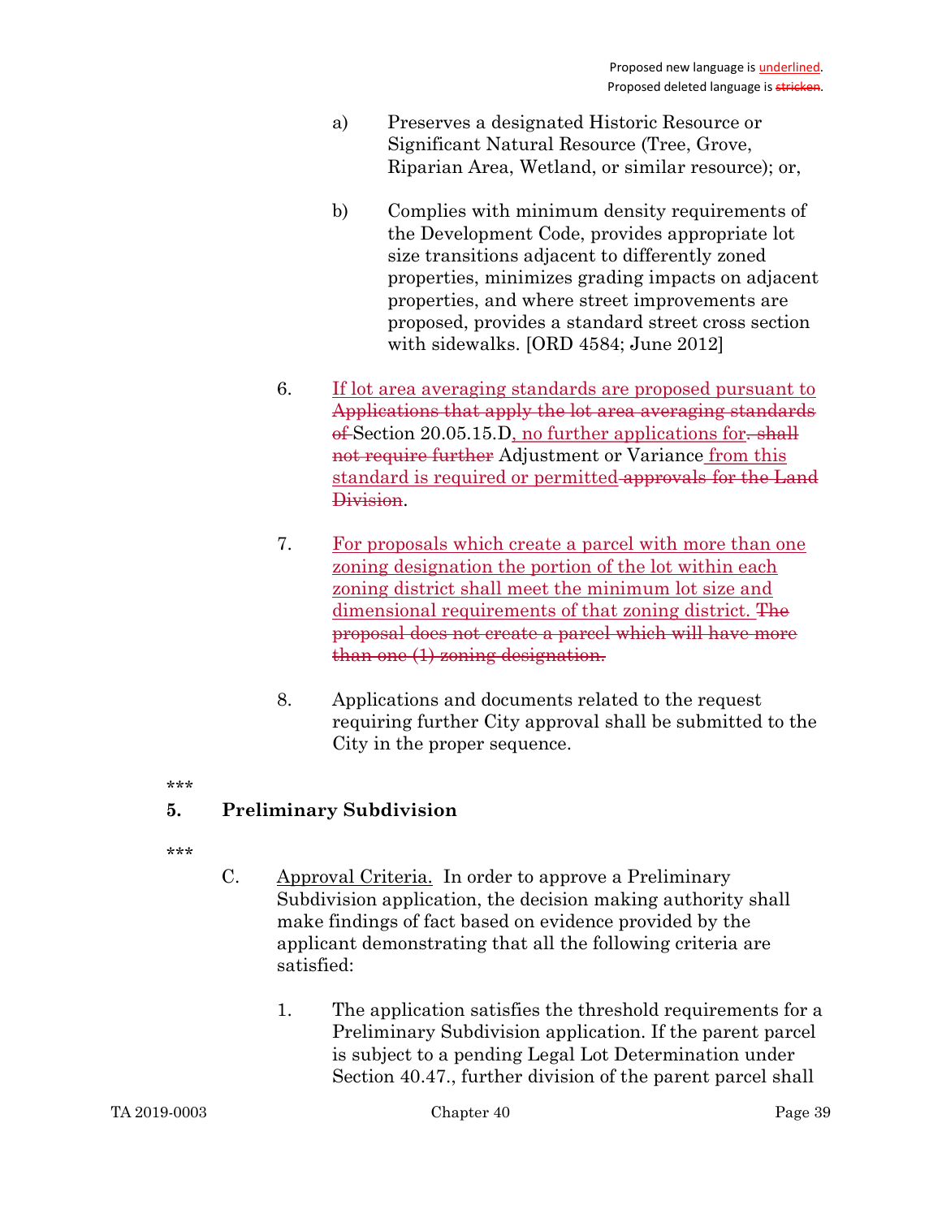a) Preserves a designated Historic Resource or Significant Natural Resource (Tree, Grove, Riparian Area, Wetland, or similar resource); or,

b) Complies with minimum density requirements of the Development Code, provides appropriate lot size transitions adjacent to differently zoned properties, minimizes grading impacts on adjacent properties, and where street improvements are proposed, provides a standard street cross section with sidewalks. [ORD 4584; June 2012]

6. <u>If lot area averaging standards are proposed pursuant to</u> ~~Applications that apply the lot area averaging standards of~~ Section 20.05.15.D<u>, no further applications for</u>~~. shall not require further~~ Adjustment or Variance<u> from this standard is required or permitted</u>~~ approvals for the Land Division~~.

7. <u>For proposals which create a parcel with more than one zoning designation the portion of the lot within each zoning district shall meet the minimum lot size and dimensional requirements of that zoning district.</u> ~~The proposal does not create a parcel which will have more than one (1) zoning designation.~~

8. Applications and documents related to the request requiring further City approval shall be submitted to the City in the proper sequence.

***

**5. Preliminary Subdivision**

***

C. <u>Approval Criteria.</u> In order to approve a Preliminary Subdivision application, the decision making authority shall make findings of fact based on evidence provided by the applicant demonstrating that all the following criteria are satisfied:

1. The application satisfies the threshold requirements for a Preliminary Subdivision application. If the parent parcel is subject to a pending Legal Lot Determination under Section 40.47., further division of the parent parcel shall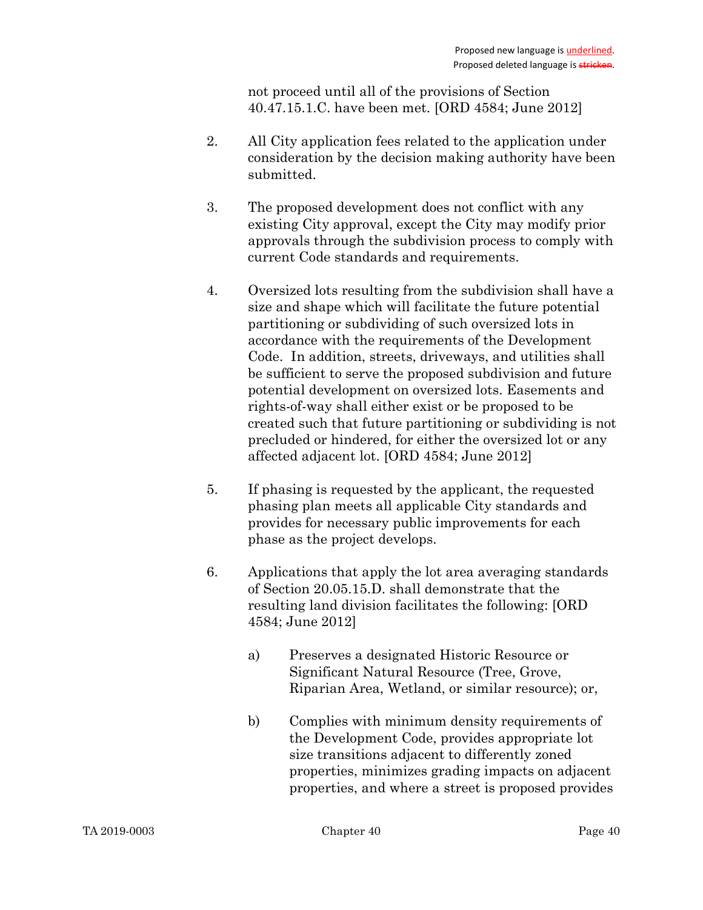not proceed until all of the provisions of Section 40.47.15.1.C. have been met. [ORD 4584; June 2012]

2. All City application fees related to the application under consideration by the decision making authority have been submitted.

3. The proposed development does not conflict with any existing City approval, except the City may modify prior approvals through the subdivision process to comply with current Code standards and requirements.

4. Oversized lots resulting from the subdivision shall have a size and shape which will facilitate the future potential partitioning or subdividing of such oversized lots in accordance with the requirements of the Development Code. In addition, streets, driveways, and utilities shall be sufficient to serve the proposed subdivision and future potential development on oversized lots. Easements and rights-of-way shall either exist or be proposed to be created such that future partitioning or subdividing is not precluded or hindered, for either the oversized lot or any affected adjacent lot. [ORD 4584; June 2012]

5. If phasing is requested by the applicant, the requested phasing plan meets all applicable City standards and provides for necessary public improvements for each phase as the project develops.

6. Applications that apply the lot area averaging standards of Section 20.05.15.D. shall demonstrate that the resulting land division facilitates the following: [ORD 4584; June 2012]

   a) Preserves a designated Historic Resource or Significant Natural Resource (Tree, Grove, Riparian Area, Wetland, or similar resource); or,

   b) Complies with minimum density requirements of the Development Code, provides appropriate lot size transitions adjacent to differently zoned properties, minimizes grading impacts on adjacent properties, and where a street is proposed provides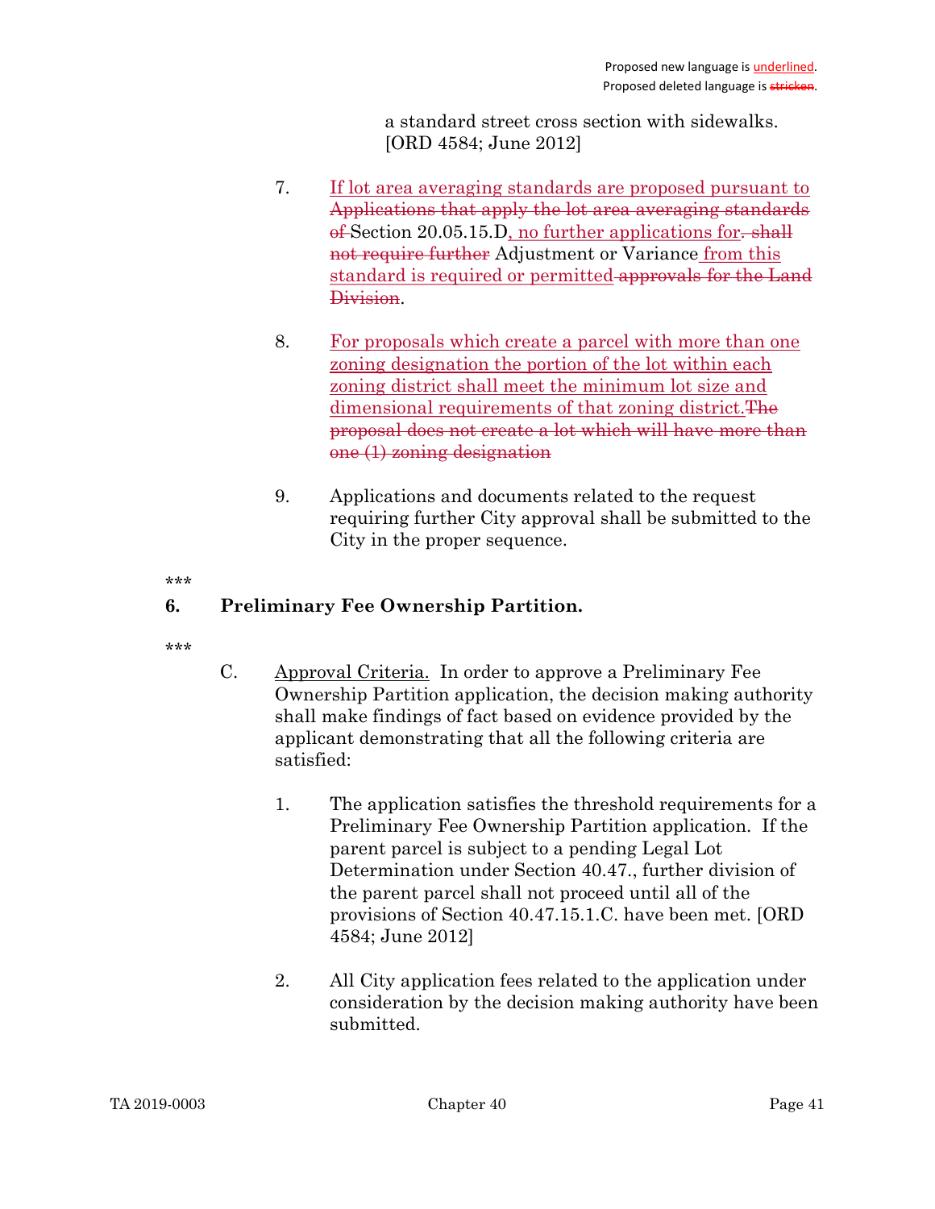a standard street cross section with sidewalks. [ORD 4584; June 2012]

7. <u>If lot area averaging standards are proposed pursuant to</u> ~~Applications that apply the lot area averaging standards of~~ Section 20.05.15.D<u>, no further applications for</u>~~. shall not require further~~ Adjustment or Variance <u>from this standard is required or permitted</u> ~~approvals for the Land Division~~.

8. <u>For proposals which create a parcel with more than one zoning designation the portion of the lot within each zoning district shall meet the minimum lot size and dimensional requirements of that zoning district.</u>~~The proposal does not create a lot which will have more than one (1) zoning designation~~

9. Applications and documents related to the request requiring further City approval shall be submitted to the City in the proper sequence.

***

**6. Preliminary Fee Ownership Partition.**

***

C. <u>Approval Criteria.</u> In order to approve a Preliminary Fee Ownership Partition application, the decision making authority shall make findings of fact based on evidence provided by the applicant demonstrating that all the following criteria are satisfied:

1. The application satisfies the threshold requirements for a Preliminary Fee Ownership Partition application. If the parent parcel is subject to a pending Legal Lot Determination under Section 40.47., further division of the parent parcel shall not proceed until all of the provisions of Section 40.47.15.1.C. have been met. [ORD 4584; June 2012]

2. All City application fees related to the application under consideration by the decision making authority have been submitted.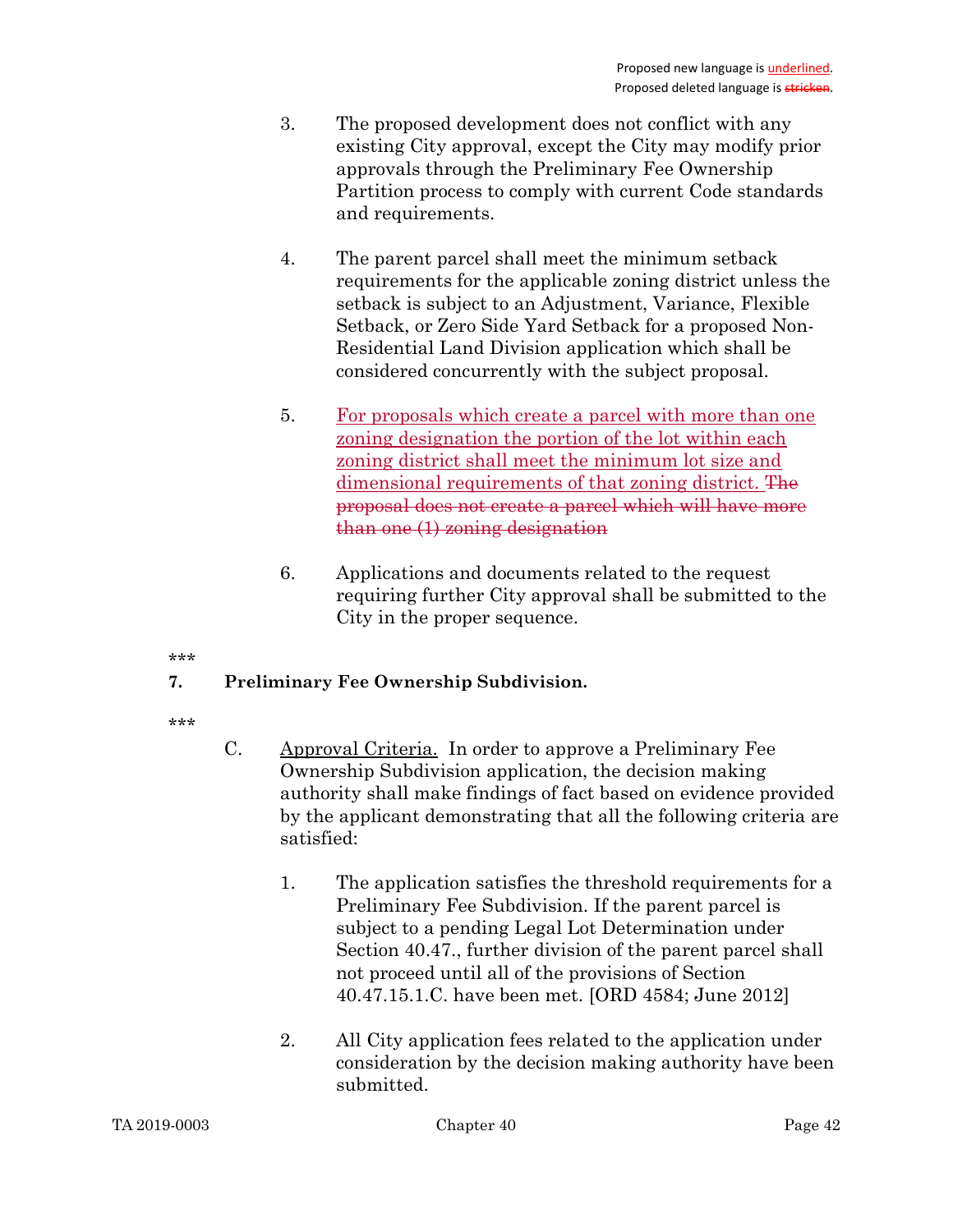Proposed new language is <u>underlined</u>.
Proposed deleted language is ~~stricken~~.

3. The proposed development does not conflict with any existing City approval, except the City may modify prior approvals through the Preliminary Fee Ownership Partition process to comply with current Code standards and requirements.

4. The parent parcel shall meet the minimum setback requirements for the applicable zoning district unless the setback is subject to an Adjustment, Variance, Flexible Setback, or Zero Side Yard Setback for a proposed Non-Residential Land Division application which shall be considered concurrently with the subject proposal.

5. <u>For proposals which create a parcel with more than one zoning designation the portion of the lot within each zoning district shall meet the minimum lot size and dimensional requirements of that zoning district.</u> ~~The proposal does not create a parcel which will have more than one (1) zoning designation~~

6. Applications and documents related to the request requiring further City approval shall be submitted to the City in the proper sequence.

***

**7. Preliminary Fee Ownership Subdivision.**

***

C. <u>Approval Criteria.</u> In order to approve a Preliminary Fee Ownership Subdivision application, the decision making authority shall make findings of fact based on evidence provided by the applicant demonstrating that all the following criteria are satisfied:

1. The application satisfies the threshold requirements for a Preliminary Fee Subdivision. If the parent parcel is subject to a pending Legal Lot Determination under Section 40.47., further division of the parent parcel shall not proceed until all of the provisions of Section 40.47.15.1.C. have been met. [ORD 4584; June 2012]

2. All City application fees related to the application under consideration by the decision making authority have been submitted.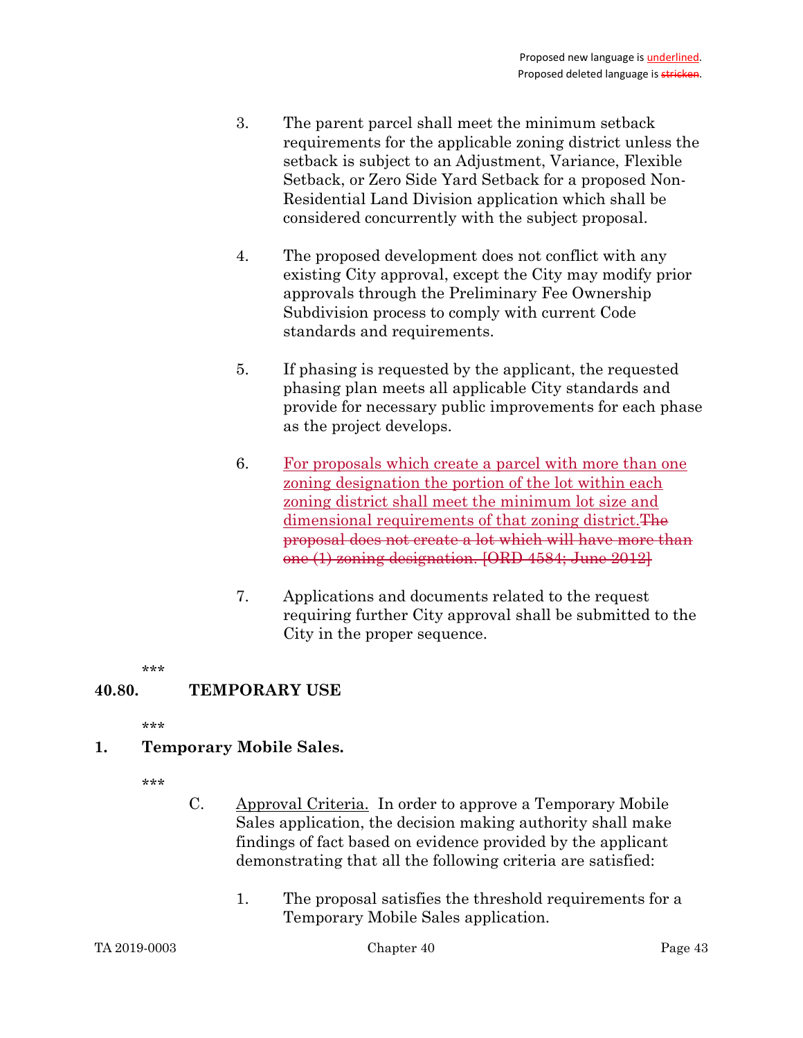Proposed new language is <u>underlined</u>.
Proposed deleted language is ~~stricken~~.

3. The parent parcel shall meet the minimum setback requirements for the applicable zoning district unless the setback is subject to an Adjustment, Variance, Flexible Setback, or Zero Side Yard Setback for a proposed Non-Residential Land Division application which shall be considered concurrently with the subject proposal.

4. The proposed development does not conflict with any existing City approval, except the City may modify prior approvals through the Preliminary Fee Ownership Subdivision process to comply with current Code standards and requirements.

5. If phasing is requested by the applicant, the requested phasing plan meets all applicable City standards and provide for necessary public improvements for each phase as the project develops.

6. <u>For proposals which create a parcel with more than one zoning designation the portion of the lot within each zoning district shall meet the minimum lot size and dimensional requirements of that zoning district.</u>~~The proposal does not create a lot which will have more than one (1) zoning designation. [ORD 4584; June 2012]~~

7. Applications and documents related to the request requiring further City approval shall be submitted to the City in the proper sequence.

***

## 40.80. TEMPORARY USE

***

### 1. Temporary Mobile Sales.

***

C. <u>Approval Criteria.</u> In order to approve a Temporary Mobile Sales application, the decision making authority shall make findings of fact based on evidence provided by the applicant demonstrating that all the following criteria are satisfied:

1. The proposal satisfies the threshold requirements for a Temporary Mobile Sales application.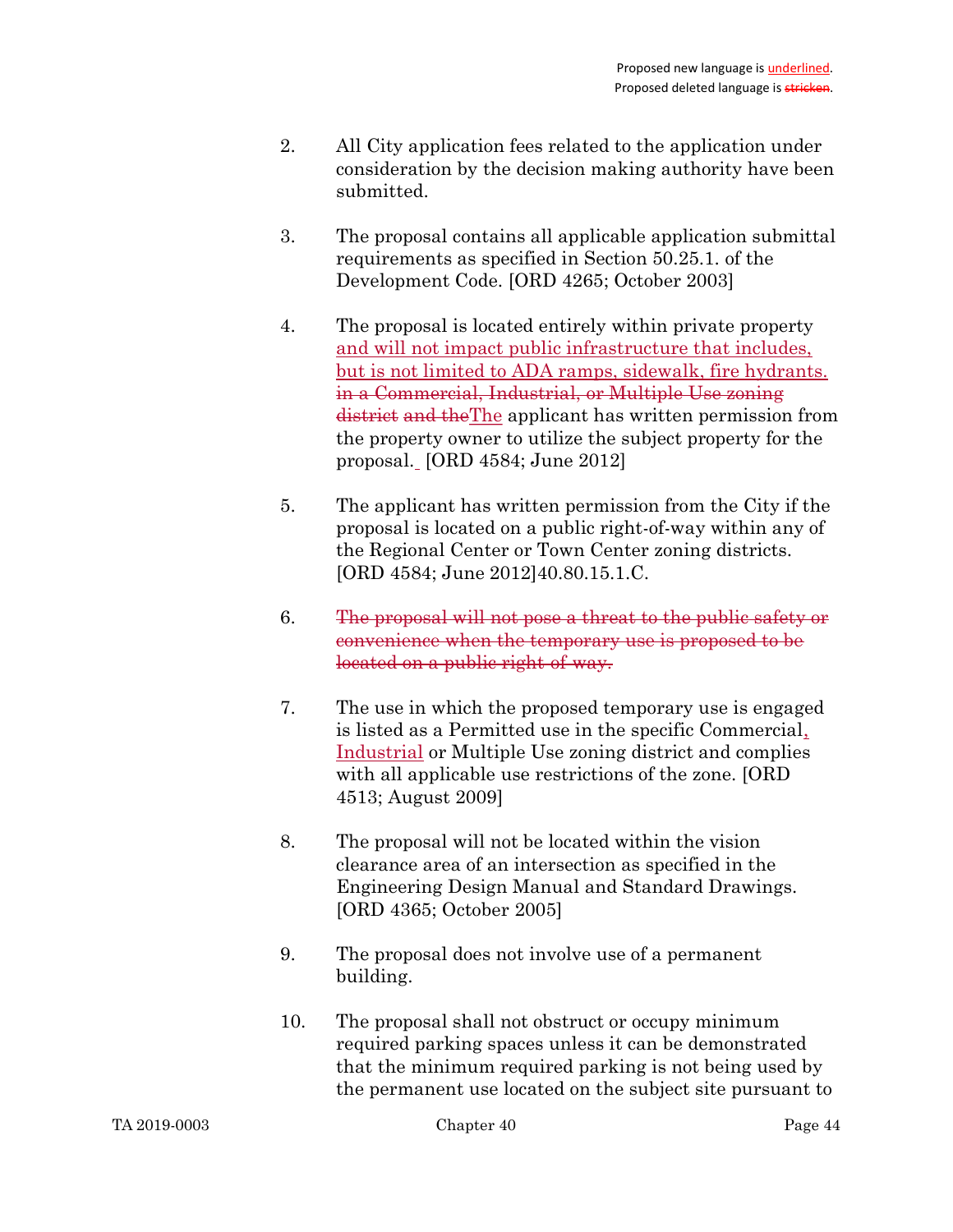Proposed new language is <u>underlined</u>.
Proposed deleted language is ~~stricken~~.

2. All City application fees related to the application under consideration by the decision making authority have been submitted.

3. The proposal contains all applicable application submittal requirements as specified in Section 50.25.1. of the Development Code. [ORD 4265; October 2003]

4. The proposal is located entirely within private property <u>and will not impact public infrastructure that includes, but is not limited to ADA ramps, sidewalk, fire hydrants.</u> ~~in a Commercial, Industrial, or Multiple Use zoning district~~ ~~and the~~<u>The</u> applicant has written permission from the property owner to utilize the subject property for the proposal. [ORD 4584; June 2012]

5. The applicant has written permission from the City if the proposal is located on a public right-of-way within any of the Regional Center or Town Center zoning districts. [ORD 4584; June 2012]40.80.15.1.C.

6. ~~The proposal will not pose a threat to the public safety or convenience when the temporary use is proposed to be located on a public right-of-way.~~

7. The use in which the proposed temporary use is engaged is listed as a Permitted use in the specific Commercial<u>, Industrial</u> or Multiple Use zoning district and complies with all applicable use restrictions of the zone. [ORD 4513; August 2009]

8. The proposal will not be located within the vision clearance area of an intersection as specified in the Engineering Design Manual and Standard Drawings. [ORD 4365; October 2005]

9. The proposal does not involve use of a permanent building.

10. The proposal shall not obstruct or occupy minimum required parking spaces unless it can be demonstrated that the minimum required parking is not being used by the permanent use located on the subject site pursuant to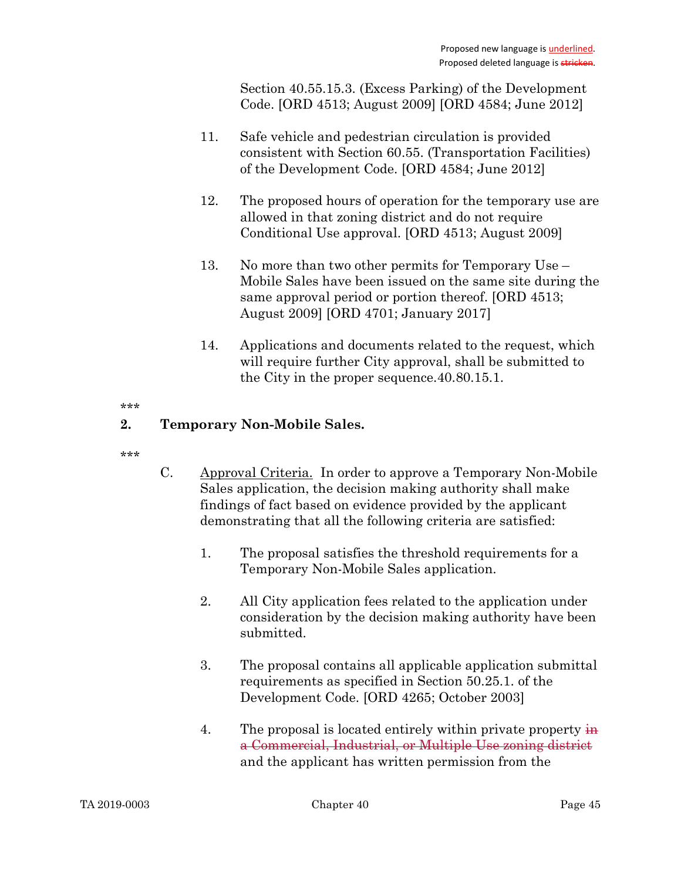Proposed new language is underlined.
Proposed deleted language is ~~stricken~~.

Section 40.55.15.3. (Excess Parking) of the Development Code. [ORD 4513; August 2009] [ORD 4584; June 2012]

11. Safe vehicle and pedestrian circulation is provided consistent with Section 60.55. (Transportation Facilities) of the Development Code. [ORD 4584; June 2012]

12. The proposed hours of operation for the temporary use are allowed in that zoning district and do not require Conditional Use approval. [ORD 4513; August 2009]

13. No more than two other permits for Temporary Use – Mobile Sales have been issued on the same site during the same approval period or portion thereof. [ORD 4513; August 2009] [ORD 4701; January 2017]

14. Applications and documents related to the request, which will require further City approval, shall be submitted to the City in the proper sequence.40.80.15.1.

***

**2. Temporary Non-Mobile Sales.**

***

C. Approval Criteria. In order to approve a Temporary Non-Mobile Sales application, the decision making authority shall make findings of fact based on evidence provided by the applicant demonstrating that all the following criteria are satisfied:

1. The proposal satisfies the threshold requirements for a Temporary Non-Mobile Sales application.

2. All City application fees related to the application under consideration by the decision making authority have been submitted.

3. The proposal contains all applicable application submittal requirements as specified in Section 50.25.1. of the Development Code. [ORD 4265; October 2003]

4. The proposal is located entirely within private property ~~in a Commercial, Industrial, or Multiple Use zoning district~~ and the applicant has written permission from the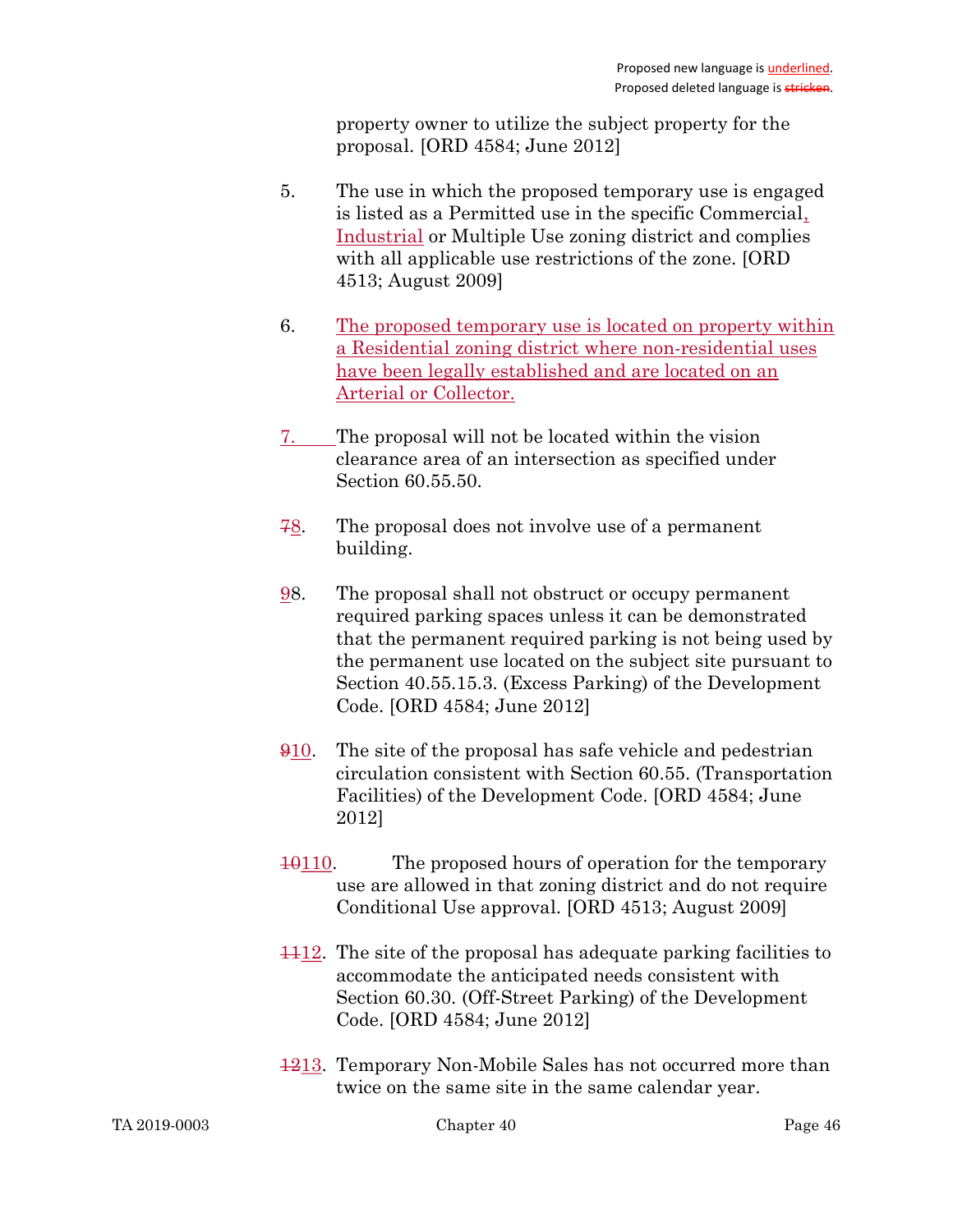Proposed new language is underlined.
Proposed deleted language is ~~stricken~~.

property owner to utilize the subject property for the proposal. [ORD 4584; June 2012]

5. The use in which the proposed temporary use is engaged is listed as a Permitted use in the specific Commercial, Industrial or Multiple Use zoning district and complies with all applicable use restrictions of the zone. [ORD 4513; August 2009]

6. The proposed temporary use is located on property within a Residential zoning district where non-residential uses have been legally established and are located on an Arterial or Collector.

7. The proposal will not be located within the vision clearance area of an intersection as specified under Section 60.55.50.

~~7~~8. The proposal does not involve use of a permanent building.

98. The proposal shall not obstruct or occupy permanent required parking spaces unless it can be demonstrated that the permanent required parking is not being used by the permanent use located on the subject site pursuant to Section 40.55.15.3. (Excess Parking) of the Development Code. [ORD 4584; June 2012]

~~9~~10. The site of the proposal has safe vehicle and pedestrian circulation consistent with Section 60.55. (Transportation Facilities) of the Development Code. [ORD 4584; June 2012]

~~10~~110. The proposed hours of operation for the temporary use are allowed in that zoning district and do not require Conditional Use approval. [ORD 4513; August 2009]

~~11~~12. The site of the proposal has adequate parking facilities to accommodate the anticipated needs consistent with Section 60.30. (Off-Street Parking) of the Development Code. [ORD 4584; June 2012]

~~12~~13. Temporary Non-Mobile Sales has not occurred more than twice on the same site in the same calendar year.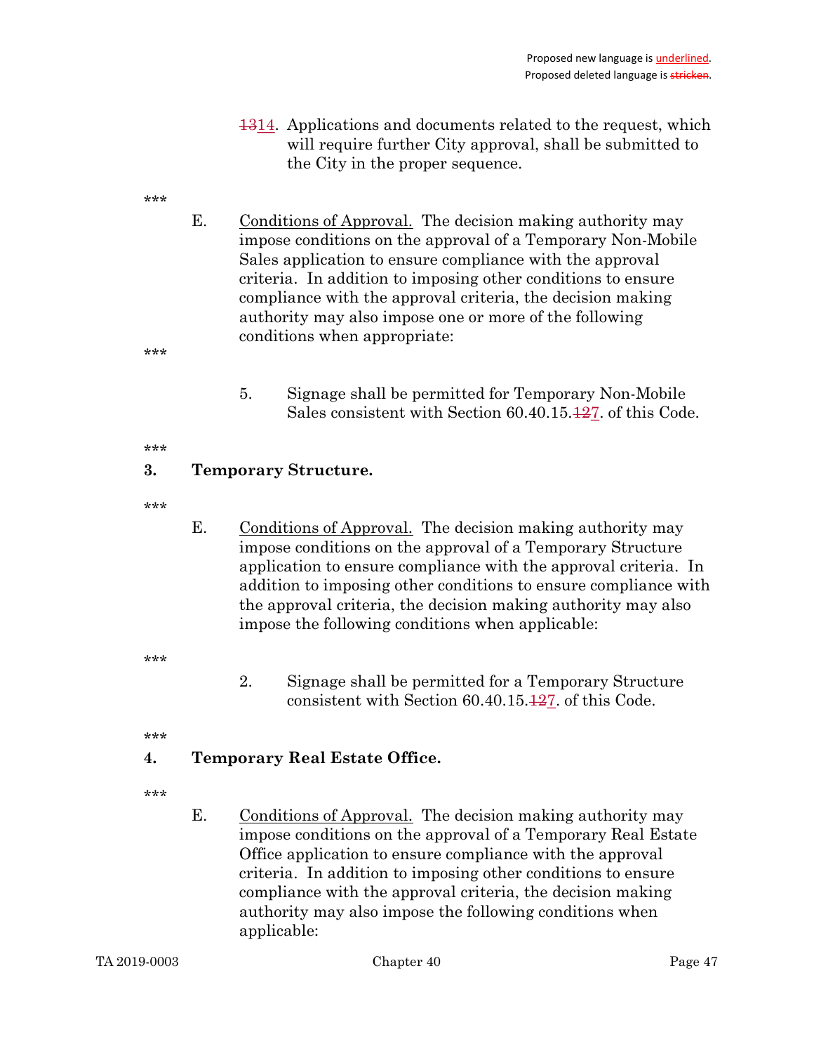Proposed new language is underlined.
Proposed deleted language is ~~stricken~~.

~~13~~14. Applications and documents related to the request, which will require further City approval, shall be submitted to the City in the proper sequence.

***

E. Conditions of Approval. The decision making authority may impose conditions on the approval of a Temporary Non-Mobile Sales application to ensure compliance with the approval criteria. In addition to imposing other conditions to ensure compliance with the approval criteria, the decision making authority may also impose one or more of the following conditions when appropriate:

***

5. Signage shall be permitted for Temporary Non-Mobile Sales consistent with Section 60.40.15.~~12~~7. of this Code.

***

**3. Temporary Structure.**

***

E. Conditions of Approval. The decision making authority may impose conditions on the approval of a Temporary Structure application to ensure compliance with the approval criteria. In addition to imposing other conditions to ensure compliance with the approval criteria, the decision making authority may also impose the following conditions when applicable:

***

2. Signage shall be permitted for a Temporary Structure consistent with Section 60.40.15.~~12~~7. of this Code.

***

**4. Temporary Real Estate Office.**

***

E. Conditions of Approval. The decision making authority may impose conditions on the approval of a Temporary Real Estate Office application to ensure compliance with the approval criteria. In addition to imposing other conditions to ensure compliance with the approval criteria, the decision making authority may also impose the following conditions when applicable: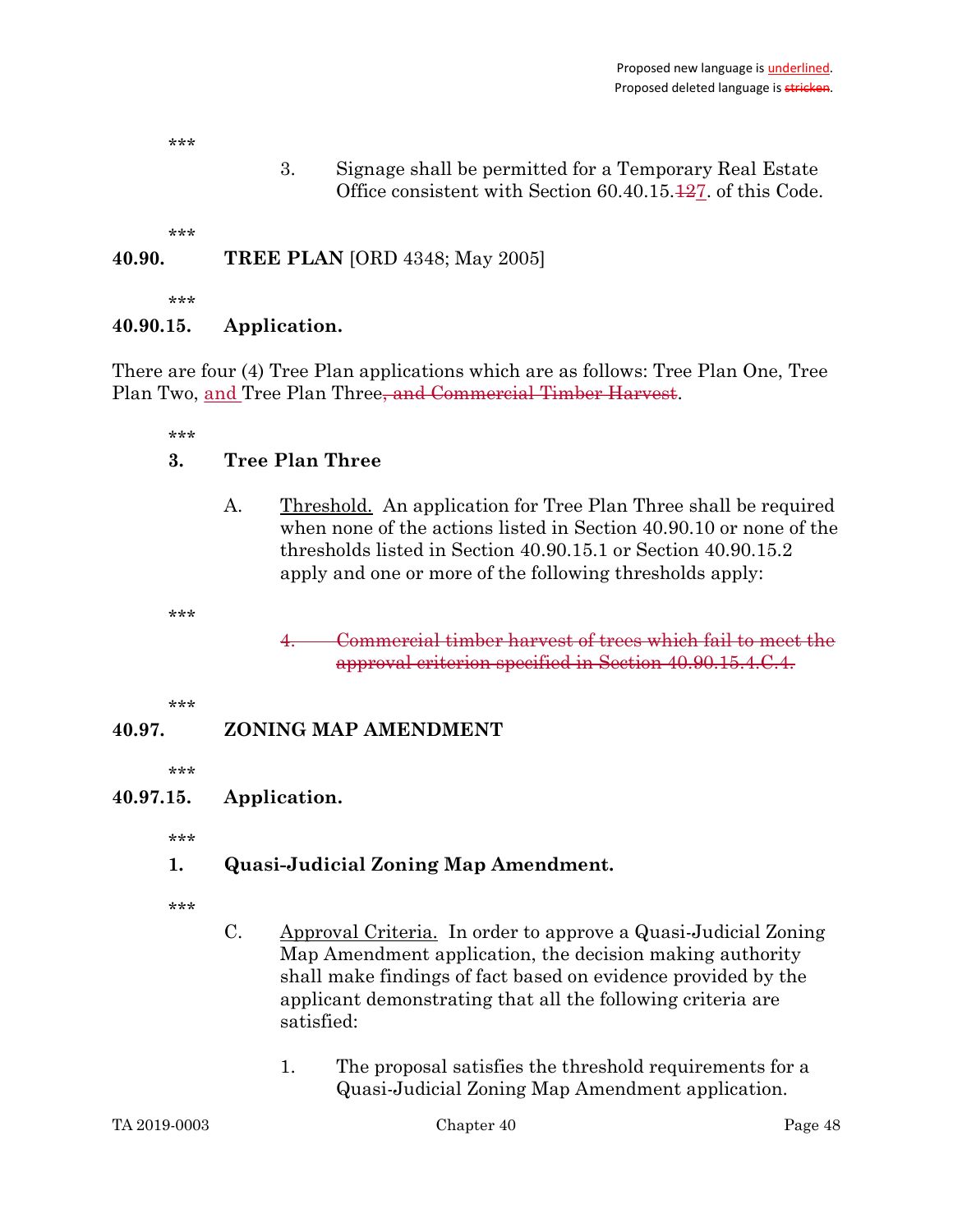Proposed new language is <u>underlined</u>.
Proposed deleted language is ~~stricken~~.

\*\*\*

3. Signage shall be permitted for a Temporary Real Estate Office consistent with Section 60.40.15.~~12~~<u>7</u>. of this Code.

\*\*\*

**40.90. TREE PLAN** [ORD 4348; May 2005]

\*\*\*

**40.90.15. Application.**

There are four (4) Tree Plan applications which are as follows: Tree Plan One, Tree Plan Two, <u>and </u>Tree Plan Three~~, and Commercial Timber Harvest~~.

\*\*\*

**3. Tree Plan Three**

A. <u>Threshold.</u> An application for Tree Plan Three shall be required when none of the actions listed in Section 40.90.10 or none of the thresholds listed in Section 40.90.15.1 or Section 40.90.15.2 apply and one or more of the following thresholds apply:

\*\*\*

~~4. Commercial timber harvest of trees which fail to meet the approval criterion specified in Section 40.90.15.4.C.4.~~

\*\*\*

**40.97. ZONING MAP AMENDMENT**

\*\*\*

**40.97.15. Application.**

\*\*\*

**1. Quasi-Judicial Zoning Map Amendment.**

\*\*\*

C. <u>Approval Criteria.</u> In order to approve a Quasi-Judicial Zoning Map Amendment application, the decision making authority shall make findings of fact based on evidence provided by the applicant demonstrating that all the following criteria are satisfied:

1. The proposal satisfies the threshold requirements for a Quasi-Judicial Zoning Map Amendment application.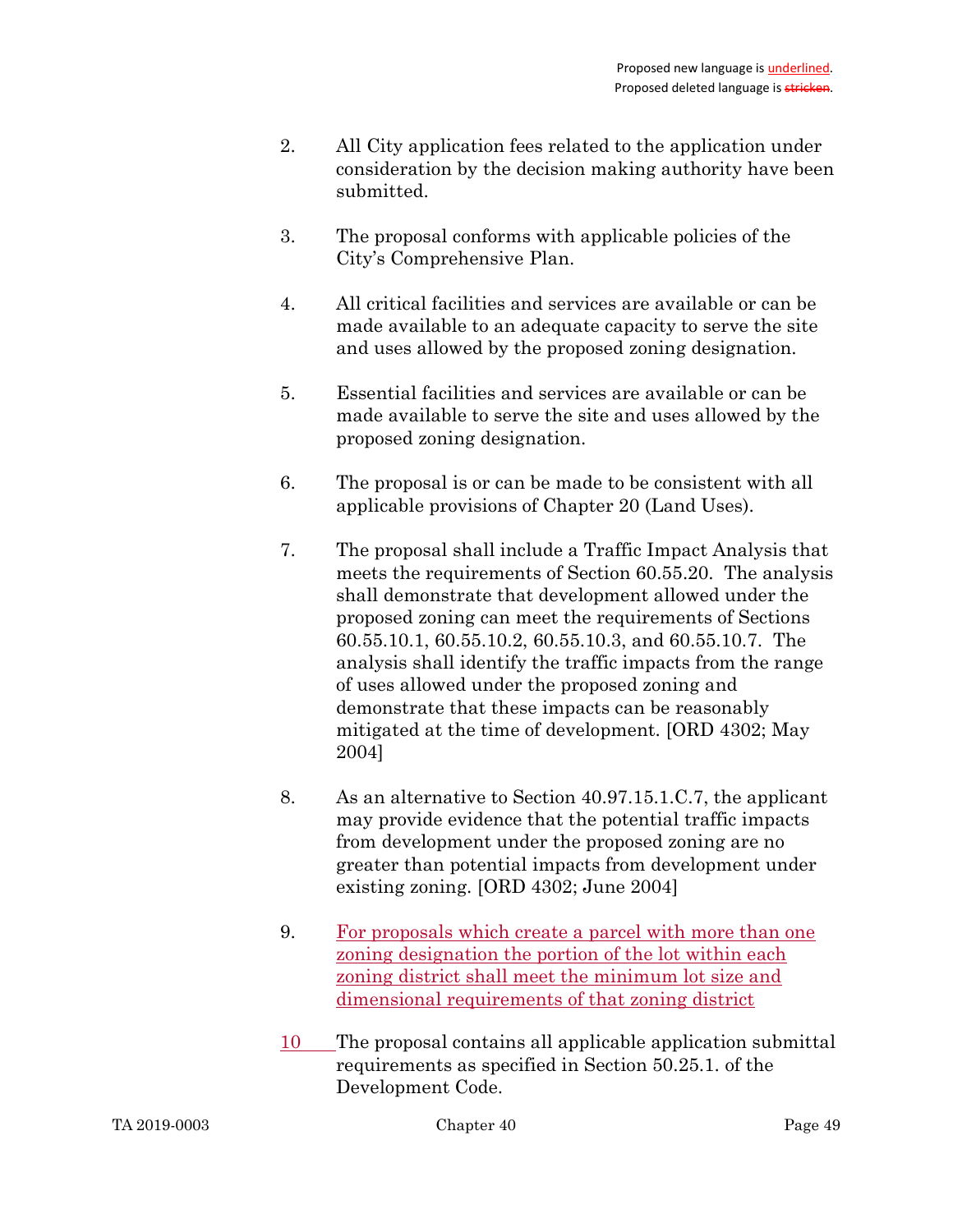Proposed new language is <u>underlined</u>.
Proposed deleted language is ~~stricken~~.

2. All City application fees related to the application under consideration by the decision making authority have been submitted.

3. The proposal conforms with applicable policies of the City's Comprehensive Plan.

4. All critical facilities and services are available or can be made available to an adequate capacity to serve the site and uses allowed by the proposed zoning designation.

5. Essential facilities and services are available or can be made available to serve the site and uses allowed by the proposed zoning designation.

6. The proposal is or can be made to be consistent with all applicable provisions of Chapter 20 (Land Uses).

7. The proposal shall include a Traffic Impact Analysis that meets the requirements of Section 60.55.20. The analysis shall demonstrate that development allowed under the proposed zoning can meet the requirements of Sections 60.55.10.1, 60.55.10.2, 60.55.10.3, and 60.55.10.7. The analysis shall identify the traffic impacts from the range of uses allowed under the proposed zoning and demonstrate that these impacts can be reasonably mitigated at the time of development. [ORD 4302; May 2004]

8. As an alternative to Section 40.97.15.1.C.7, the applicant may provide evidence that the potential traffic impacts from development under the proposed zoning are no greater than potential impacts from development under existing zoning. [ORD 4302; June 2004]

9. <u>For proposals which create a parcel with more than one zoning designation the portion of the lot within each zoning district shall meet the minimum lot size and dimensional requirements of that zoning district</u>

<u>10</u> The proposal contains all applicable application submittal requirements as specified in Section 50.25.1. of the Development Code.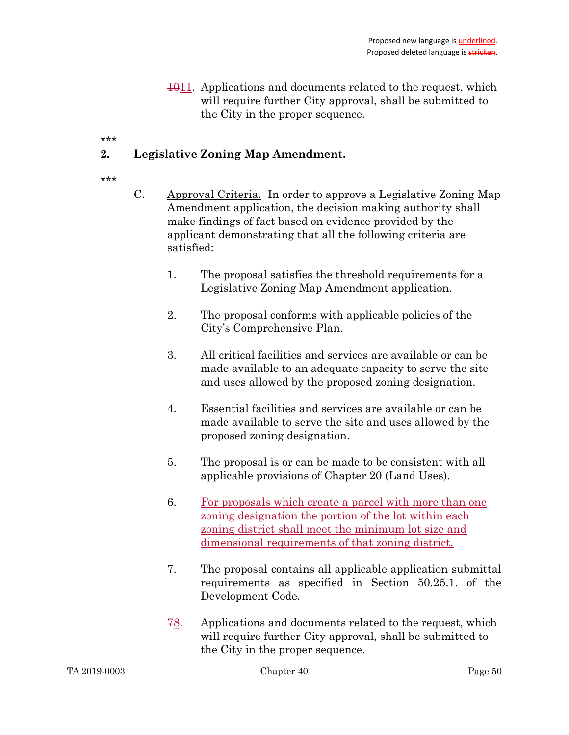Proposed new language is underlined.
Proposed deleted language is ~~stricken~~.

~~10~~11. Applications and documents related to the request, which will require further City approval, shall be submitted to the City in the proper sequence.

***

**2. Legislative Zoning Map Amendment.**

***

C. Approval Criteria. In order to approve a Legislative Zoning Map Amendment application, the decision making authority shall make findings of fact based on evidence provided by the applicant demonstrating that all the following criteria are satisfied:

1. The proposal satisfies the threshold requirements for a Legislative Zoning Map Amendment application.

2. The proposal conforms with applicable policies of the City's Comprehensive Plan.

3. All critical facilities and services are available or can be made available to an adequate capacity to serve the site and uses allowed by the proposed zoning designation.

4. Essential facilities and services are available or can be made available to serve the site and uses allowed by the proposed zoning designation.

5. The proposal is or can be made to be consistent with all applicable provisions of Chapter 20 (Land Uses).

6. <u>For proposals which create a parcel with more than one zoning designation the portion of the lot within each zoning district shall meet the minimum lot size and dimensional requirements of that zoning district.</u>

7. The proposal contains all applicable application submittal requirements as specified in Section 50.25.1. of the Development Code.

~~7~~8. Applications and documents related to the request, which will require further City approval, shall be submitted to the City in the proper sequence.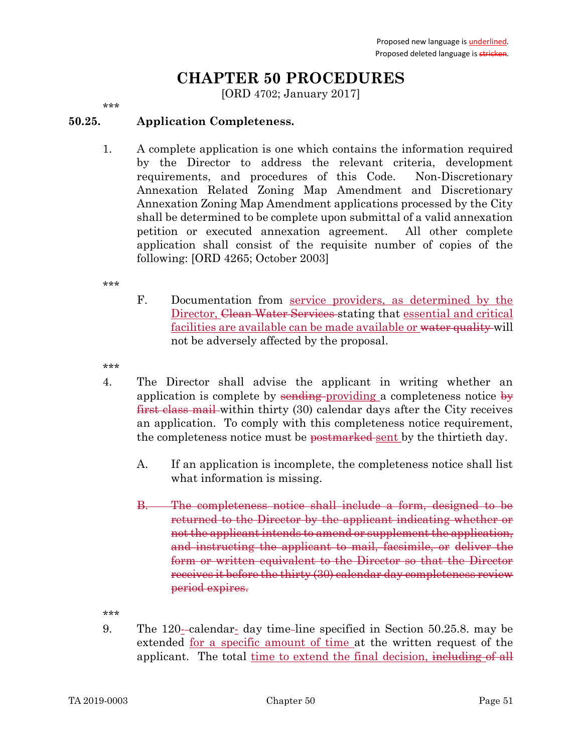Proposed new language is <u>underlined</u>.
Proposed deleted language is ~~stricken~~.

# CHAPTER 50 PROCEDURES

[ORD 4702; January 2017]

\*\*\*

## 50.25. Application Completeness.

1. A complete application is one which contains the information required by the Director to address the relevant criteria, development requirements, and procedures of this Code. Non-Discretionary Annexation Related Zoning Map Amendment and Discretionary Annexation Zoning Map Amendment applications processed by the City shall be determined to be complete upon submittal of a valid annexation petition or executed annexation agreement. All other complete application shall consist of the requisite number of copies of the following: [ORD 4265; October 2003]

\*\*\*

   F. Documentation from <u>service providers, as determined by the Director,</u> ~~Clean Water Services~~ stating that <u>essential and critical facilities are available can be made available or</u> ~~water quality~~ will not be adversely affected by the proposal.

\*\*\*

4. The Director shall advise the applicant in writing whether an application is complete by ~~sending~~ <u>providing</u> a completeness notice ~~by first class mail~~ within thirty (30) calendar days after the City receives an application. To comply with this completeness notice requirement, the completeness notice must be ~~postmarked~~ <u>sent</u> by the thirtieth day.

   A. If an application is incomplete, the completeness notice shall list what information is missing.

   ~~B. The completeness notice shall include a form, designed to be returned to the Director by the applicant indicating whether or not the applicant intends to amend or supplement the application, and instructing the applicant to mail, facsimile, or deliver the form or written equivalent to the Director so that the Director receives it before the thirty (30) calendar day completeness review period expires.~~

\*\*\*

9. The 120~~-~~<u>-</u>calendar<u>-</u> day time-line specified in Section 50.25.8. may be extended <u>for a specific amount of time</u> at the written request of the applicant. The total <u>time to extend the final decision,</u> ~~including of all~~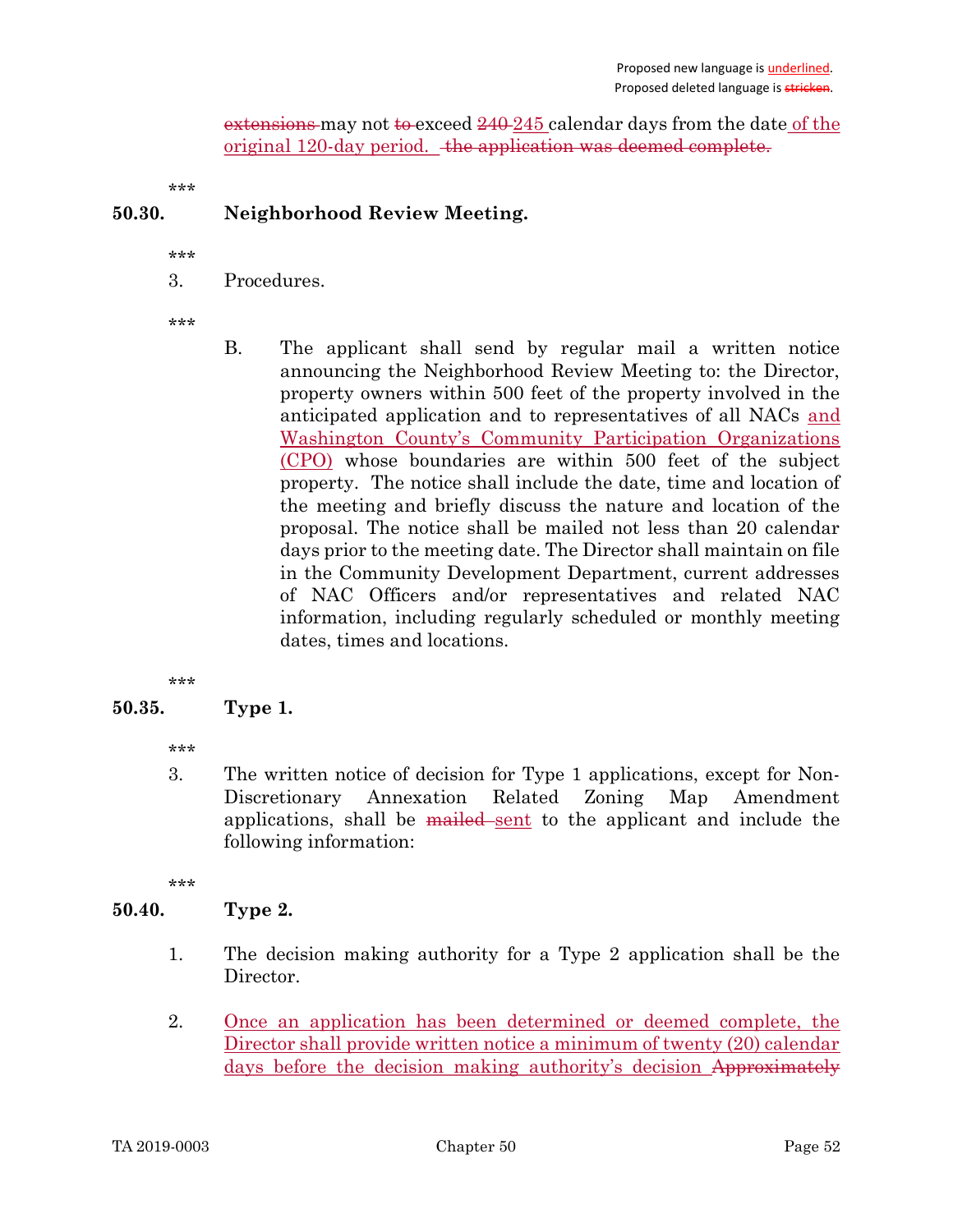Proposed new language is <u>underlined</u>.
Proposed deleted language is ~~stricken~~.

~~extensions~~ may not ~~to~~ exceed ~~240~~ <u>245</u> calendar days from the date <u>of the original 120-day period.</u> ~~the application was deemed complete.~~

\*\*\*

## 50.30. Neighborhood Review Meeting.

\*\*\*

3. Procedures.

\*\*\*

B. The applicant shall send by regular mail a written notice announcing the Neighborhood Review Meeting to: the Director, property owners within 500 feet of the property involved in the anticipated application and to representatives of all NACs <u>and Washington County's Community Participation Organizations (CPO)</u> whose boundaries are within 500 feet of the subject property. The notice shall include the date, time and location of the meeting and briefly discuss the nature and location of the proposal. The notice shall be mailed not less than 20 calendar days prior to the meeting date. The Director shall maintain on file in the Community Development Department, current addresses of NAC Officers and/or representatives and related NAC information, including regularly scheduled or monthly meeting dates, times and locations.

\*\*\*

## 50.35. Type 1.

\*\*\*

3. The written notice of decision for Type 1 applications, except for Non-Discretionary Annexation Related Zoning Map Amendment applications, shall be ~~mailed~~ <u>sent</u> to the applicant and include the following information:

\*\*\*

## 50.40. Type 2.

1. The decision making authority for a Type 2 application shall be the Director.

2. <u>Once an application has been determined or deemed complete, the Director shall provide written notice a minimum of twenty (20) calendar days before the decision making authority's decision</u> ~~Approximately~~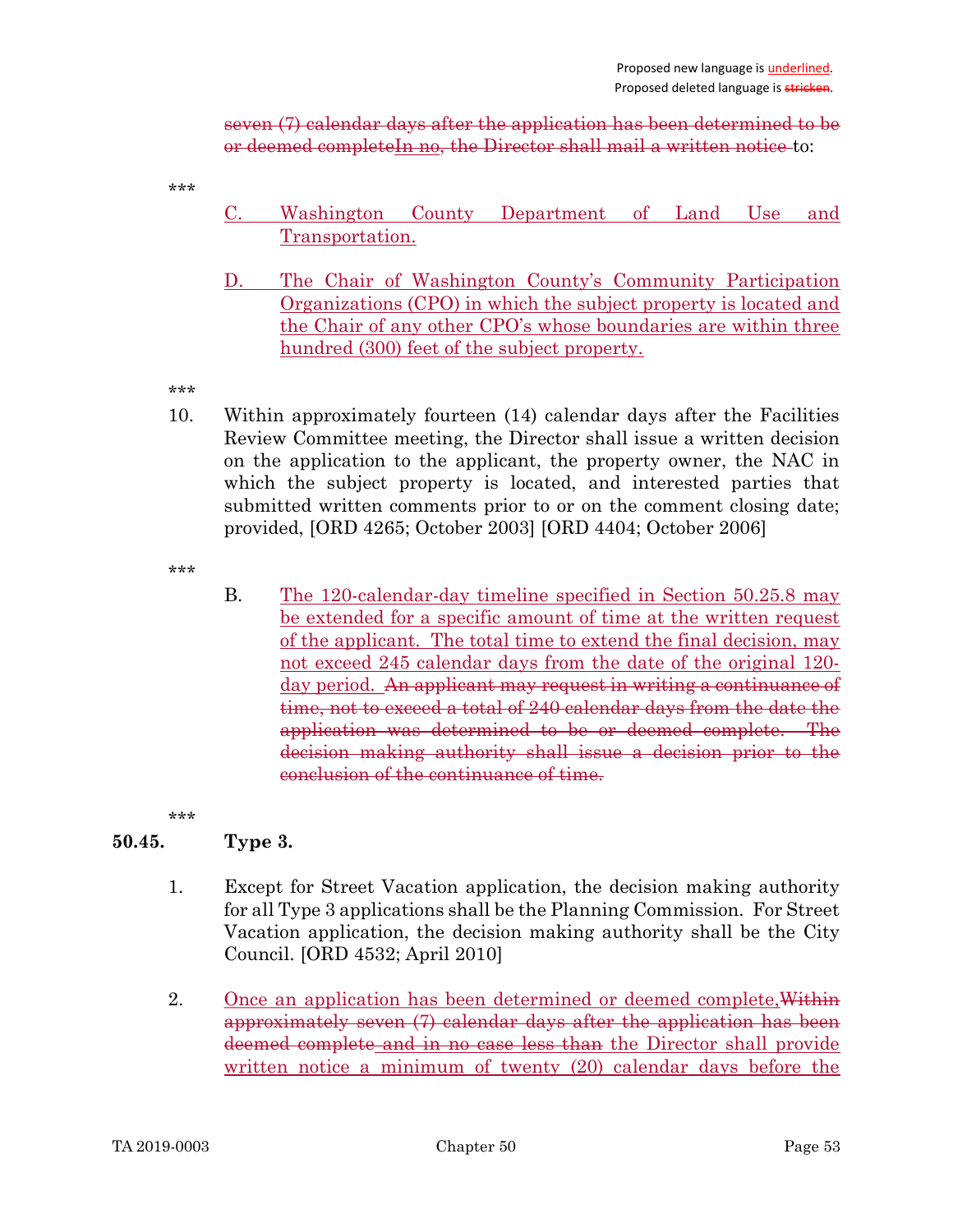Proposed new language is underlined.
Proposed deleted language is ~~stricken~~.

~~seven (7) calendar days after the application has been determined to be or deemed complete~~<u>In no</u>~~, the Director shall mail a written notice~~ to:

\*\*\*

<u>C. Washington County Department of Land Use and Transportation.</u>

<u>D. The Chair of Washington County's Community Participation Organizations (CPO) in which the subject property is located and the Chair of any other CPO's whose boundaries are within three hundred (300) feet of the subject property.</u>

\*\*\*

10. Within approximately fourteen (14) calendar days after the Facilities Review Committee meeting, the Director shall issue a written decision on the application to the applicant, the property owner, the NAC in which the subject property is located, and interested parties that submitted written comments prior to or on the comment closing date; provided, [ORD 4265; October 2003] [ORD 4404; October 2006]

\*\*\*

B. <u>The 120-calendar-day timeline specified in Section 50.25.8 may be extended for a specific amount of time at the written request of the applicant. The total time to extend the final decision, may not exceed 245 calendar days from the date of the original 120-day period.</u> ~~An applicant may request in writing a continuance of time, not to exceed a total of 240 calendar days from the date the application was determined to be or deemed complete. The decision making authority shall issue a decision prior to the conclusion of the continuance of time.~~

\*\*\*

## 50.45. Type 3.

1. Except for Street Vacation application, the decision making authority for all Type 3 applications shall be the Planning Commission. For Street Vacation application, the decision making authority shall be the City Council. [ORD 4532; April 2010]

2. <u>Once an application has been determined or deemed complete,</u>~~Within approximately seven (7) calendar days after the application has been deemed complete~~<u> and in no case less than</u> the Director shall provide <u>written notice a minimum of twenty (20) calendar days before the</u>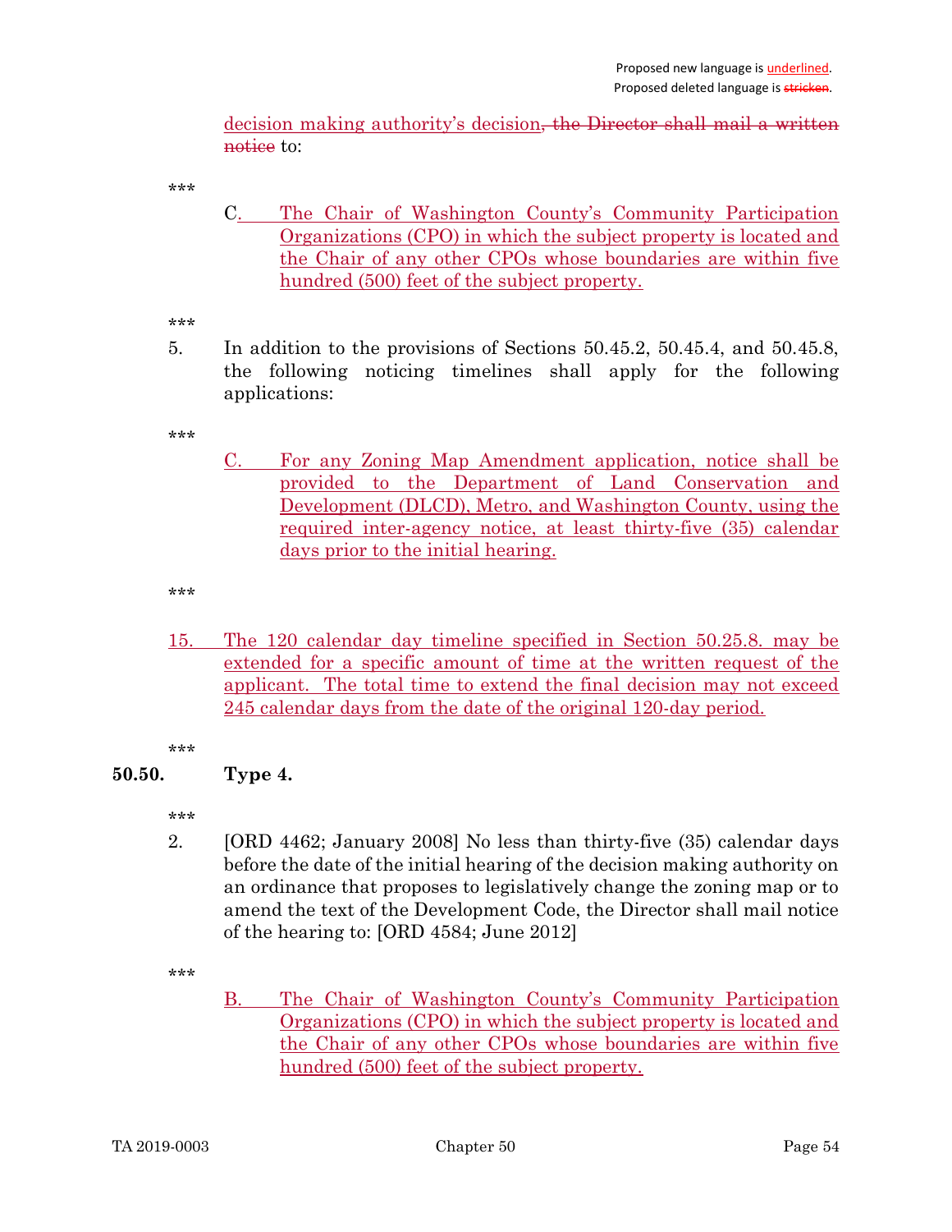Proposed new language is underlined.
Proposed deleted language is ~~stricken~~.

<u>decision making authority's decision</u>~~, the Director shall mail a written notice~~ to:

***

C. <u>The Chair of Washington County's Community Participation Organizations (CPO) in which the subject property is located and the Chair of any other CPOs whose boundaries are within five hundred (500) feet of the subject property.</u>

***

5. In addition to the provisions of Sections 50.45.2, 50.45.4, and 50.45.8, the following noticing timelines shall apply for the following applications:

***

<u>C. For any Zoning Map Amendment application, notice shall be provided to the Department of Land Conservation and Development (DLCD), Metro, and Washington County, using the required inter-agency notice, at least thirty-five (35) calendar days prior to the initial hearing.</u>

***

<u>15. The 120 calendar day timeline specified in Section 50.25.8. may be extended for a specific amount of time at the written request of the applicant. The total time to extend the final decision may not exceed 245 calendar days from the date of the original 120-day period.</u>

***

**50.50. Type 4.**

***

2. [ORD 4462; January 2008] No less than thirty-five (35) calendar days before the date of the initial hearing of the decision making authority on an ordinance that proposes to legislatively change the zoning map or to amend the text of the Development Code, the Director shall mail notice of the hearing to: [ORD 4584; June 2012]

***

<u>B. The Chair of Washington County's Community Participation Organizations (CPO) in which the subject property is located and the Chair of any other CPOs whose boundaries are within five hundred (500) feet of the subject property.</u>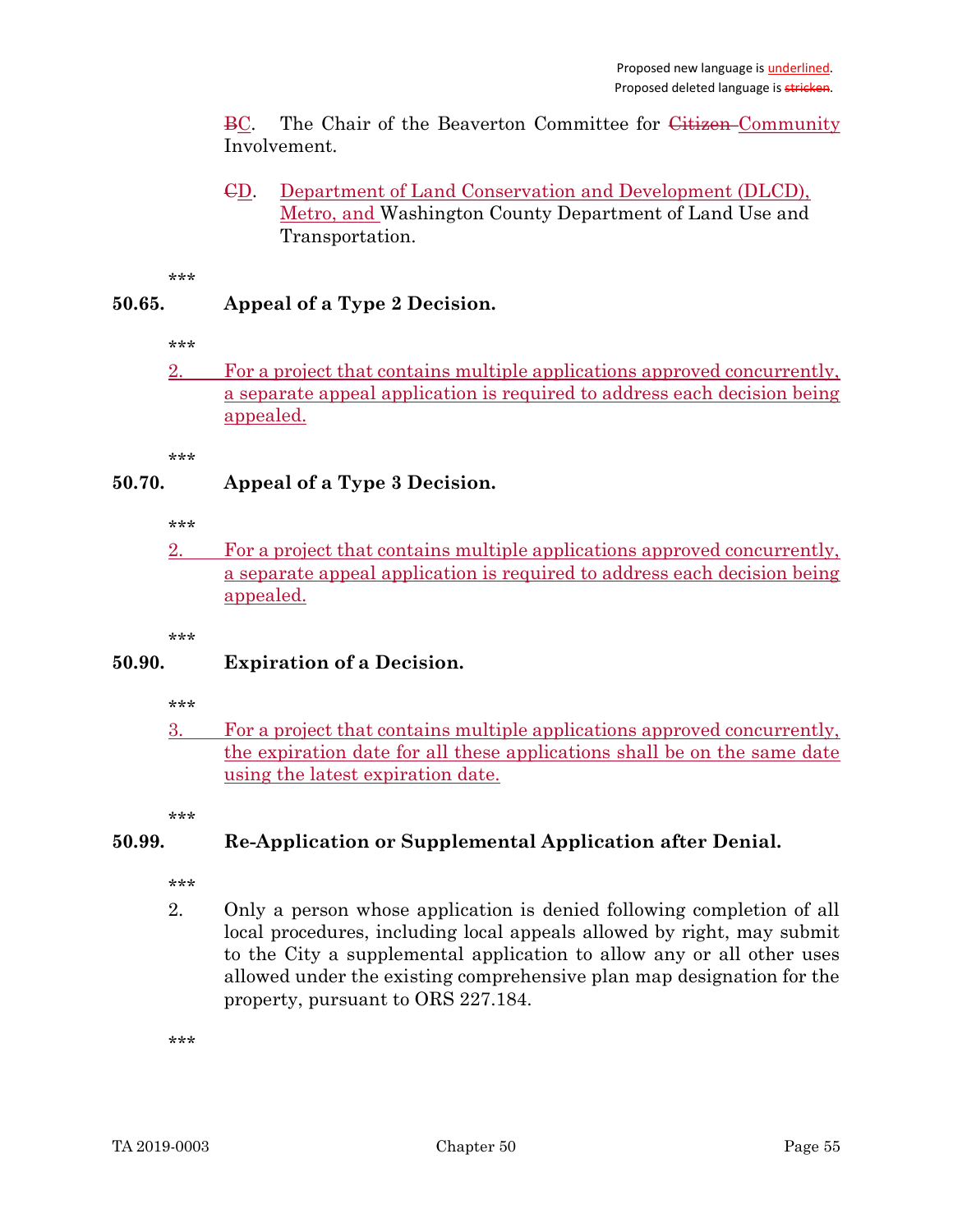Proposed new language is underlined.
Proposed deleted language is ~~stricken~~.

~~B~~C. The Chair of the Beaverton Committee for ~~Citizen~~ Community Involvement.

~~C~~D. Department of Land Conservation and Development (DLCD), Metro, and Washington County Department of Land Use and Transportation.

\*\*\*

## 50.65. Appeal of a Type 2 Decision.

\*\*\*

2. For a project that contains multiple applications approved concurrently, a separate appeal application is required to address each decision being appealed.

\*\*\*

## 50.70. Appeal of a Type 3 Decision.

\*\*\*

2. For a project that contains multiple applications approved concurrently, a separate appeal application is required to address each decision being appealed.

\*\*\*

## 50.90. Expiration of a Decision.

\*\*\*

3. For a project that contains multiple applications approved concurrently, the expiration date for all these applications shall be on the same date using the latest expiration date.

\*\*\*

## 50.99. Re-Application or Supplemental Application after Denial.

\*\*\*

2. Only a person whose application is denied following completion of all local procedures, including local appeals allowed by right, may submit to the City a supplemental application to allow any or all other uses allowed under the existing comprehensive plan map designation for the property, pursuant to ORS 227.184.

\*\*\*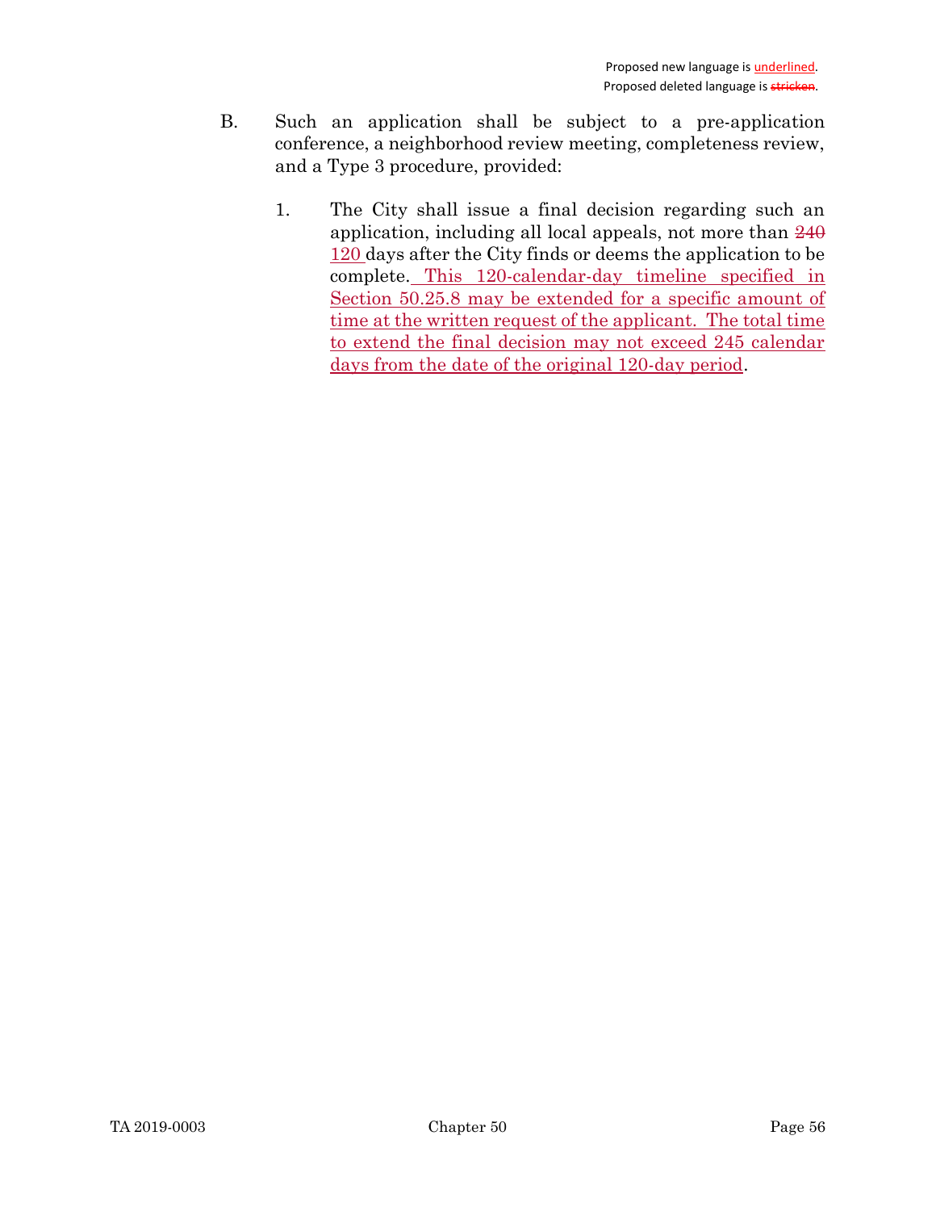Proposed new language is <u>underlined</u>.
Proposed deleted language is ~~stricken~~.

B. Such an application shall be subject to a pre-application conference, a neighborhood review meeting, completeness review, and a Type 3 procedure, provided:

1. The City shall issue a final decision regarding such an application, including all local appeals, not more than ~~240~~ <u>120</u> days after the City finds or deems the application to be complete. <u>This 120-calendar-day timeline specified in Section 50.25.8 may be extended for a specific amount of time at the written request of the applicant. The total time to extend the final decision may not exceed 245 calendar days from the date of the original 120-day period</u>.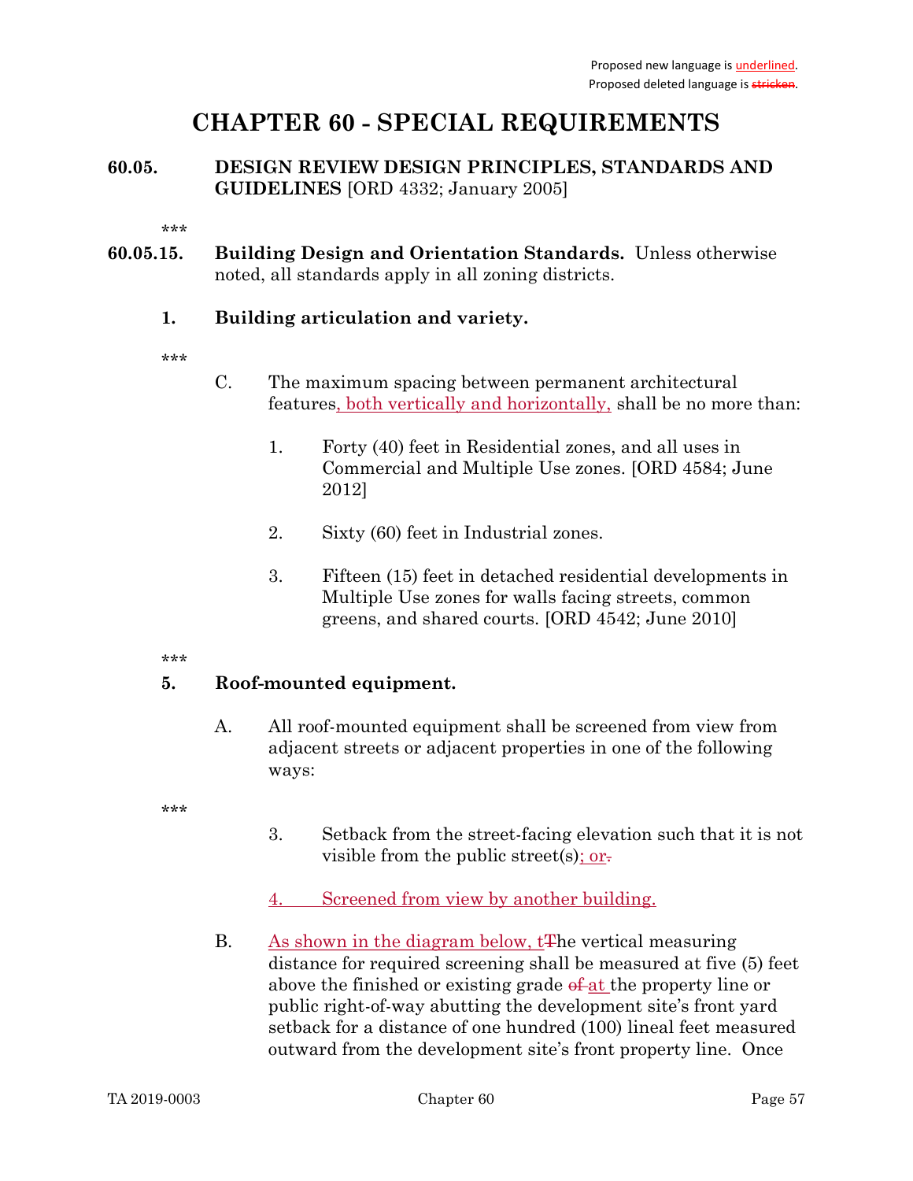Proposed new language is <u>underlined</u>.
Proposed deleted language is ~~stricken~~.

# CHAPTER 60 - SPECIAL REQUIREMENTS

## 60.05. DESIGN REVIEW DESIGN PRINCIPLES, STANDARDS AND GUIDELINES [ORD 4332; January 2005]

***

### 60.05.15. Building Design and Orientation Standards.

Unless otherwise noted, all standards apply in all zoning districts.

**1. Building articulation and variety.**

***

C. The maximum spacing between permanent architectural features<u>, both vertically and horizontally,</u> shall be no more than:

1. Forty (40) feet in Residential zones, and all uses in Commercial and Multiple Use zones. [ORD 4584; June 2012]

2. Sixty (60) feet in Industrial zones.

3. Fifteen (15) feet in detached residential developments in Multiple Use zones for walls facing streets, common greens, and shared courts. [ORD 4542; June 2010]

***

**5. Roof-mounted equipment.**

A. All roof-mounted equipment shall be screened from view from adjacent streets or adjacent properties in one of the following ways:

***

3. Setback from the street-facing elevation such that it is not visible from the public street(s)<u>; or</u>~~.~~

<u>4. Screened from view by another building.</u>

B. <u>As shown in the diagram below, t</u>~~T~~he vertical measuring distance for required screening shall be measured at five (5) feet above the finished or existing grade ~~of~~ <u>at</u> the property line or public right-of-way abutting the development site's front yard setback for a distance of one hundred (100) lineal feet measured outward from the development site's front property line. Once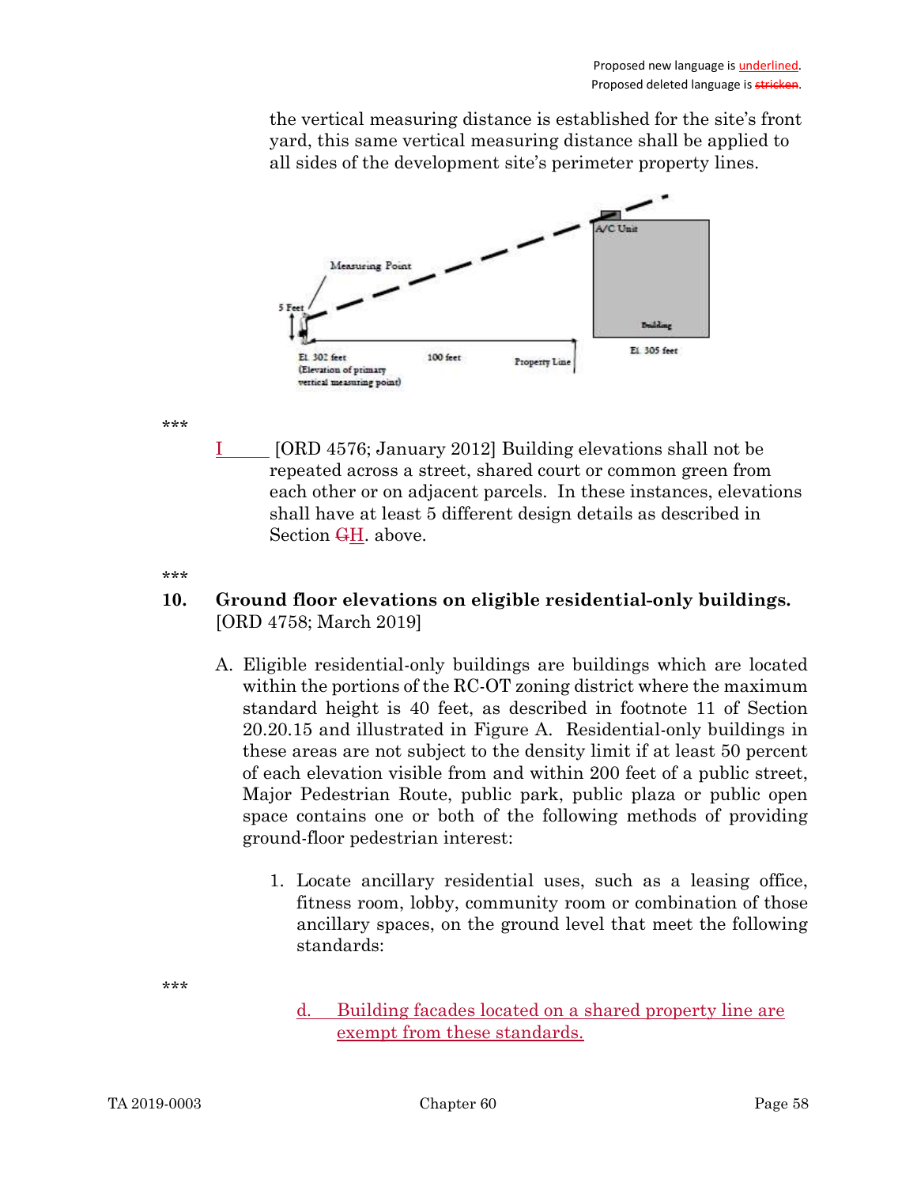Proposed new language is underlined.
Proposed deleted language is ~~stricken~~.

the vertical measuring distance is established for the site's front yard, this same vertical measuring distance shall be applied to all sides of the development site's perimeter property lines.

Measuring Point
5 Feet
El. 302 feet
(Elevation of primary vertical measuring point)
100 feet
Property Line
A/C Unit
Building
El. 305 feet

***

<u>I</u> [ORD 4576; January 2012] Building elevations shall not be repeated across a street, shared court or common green from each other or on adjacent parcels. In these instances, elevations shall have at least 5 different design details as described in Section ~~G~~<u>H</u>. above.

***

**10. Ground floor elevations on eligible residential-only buildings.** [ORD 4758; March 2019]

A. Eligible residential-only buildings are buildings which are located within the portions of the RC-OT zoning district where the maximum standard height is 40 feet, as described in footnote 11 of Section 20.20.15 and illustrated in Figure A. Residential-only buildings in these areas are not subject to the density limit if at least 50 percent of each elevation visible from and within 200 feet of a public street, Major Pedestrian Route, public park, public plaza or public open space contains one or both of the following methods of providing ground-floor pedestrian interest:

1. Locate ancillary residential uses, such as a leasing office, fitness room, lobby, community room or combination of those ancillary spaces, on the ground level that meet the following standards:

***

<u>d. Building facades located on a shared property line are exempt from these standards.</u>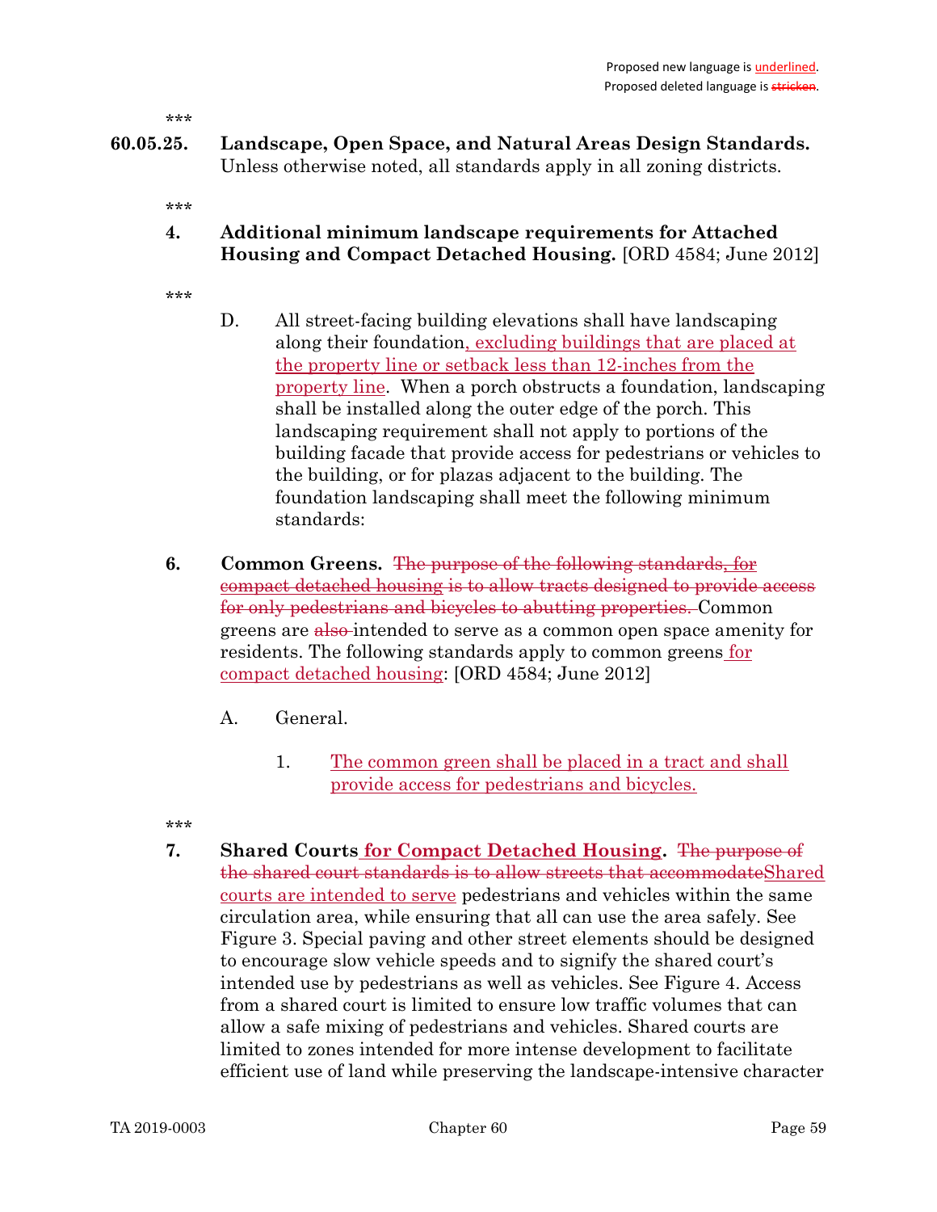Proposed new language is <u>underlined</u>.
Proposed deleted language is ~~stricken~~.

\*\*\*

**60.05.25. Landscape, Open Space, and Natural Areas Design Standards.** Unless otherwise noted, all standards apply in all zoning districts.

\*\*\*

**4. Additional minimum landscape requirements for Attached Housing and Compact Detached Housing.** [ORD 4584; June 2012]

\*\*\*

D. All street-facing building elevations shall have landscaping along their foundation<u>, excluding buildings that are placed at the property line or setback less than 12-inches from the property line</u>. When a porch obstructs a foundation, landscaping shall be installed along the outer edge of the porch. This landscaping requirement shall not apply to portions of the building facade that provide access for pedestrians or vehicles to the building, or for plazas adjacent to the building. The foundation landscaping shall meet the following minimum standards:

**6. Common Greens.** ~~The purpose of the following standards, for compact detached housing is to allow tracts designed to provide access for only pedestrians and bicycles to abutting properties.~~ Common greens are ~~also~~ intended to serve as a common open space amenity for residents. The following standards apply to common greens <u>for compact detached housing</u>: [ORD 4584; June 2012]

A. General.

1. <u>The common green shall be placed in a tract and shall provide access for pedestrians and bicycles.</u>

\*\*\*

**7. Shared Courts <u>for Compact Detached Housing</u>.** ~~The purpose of the shared court standards is to allow streets that accommodate~~<u>Shared courts are intended to serve</u> pedestrians and vehicles within the same circulation area, while ensuring that all can use the area safely. See Figure 3. Special paving and other street elements should be designed to encourage slow vehicle speeds and to signify the shared court's intended use by pedestrians as well as vehicles. See Figure 4. Access from a shared court is limited to ensure low traffic volumes that can allow a safe mixing of pedestrians and vehicles. Shared courts are limited to zones intended for more intense development to facilitate efficient use of land while preserving the landscape-intensive character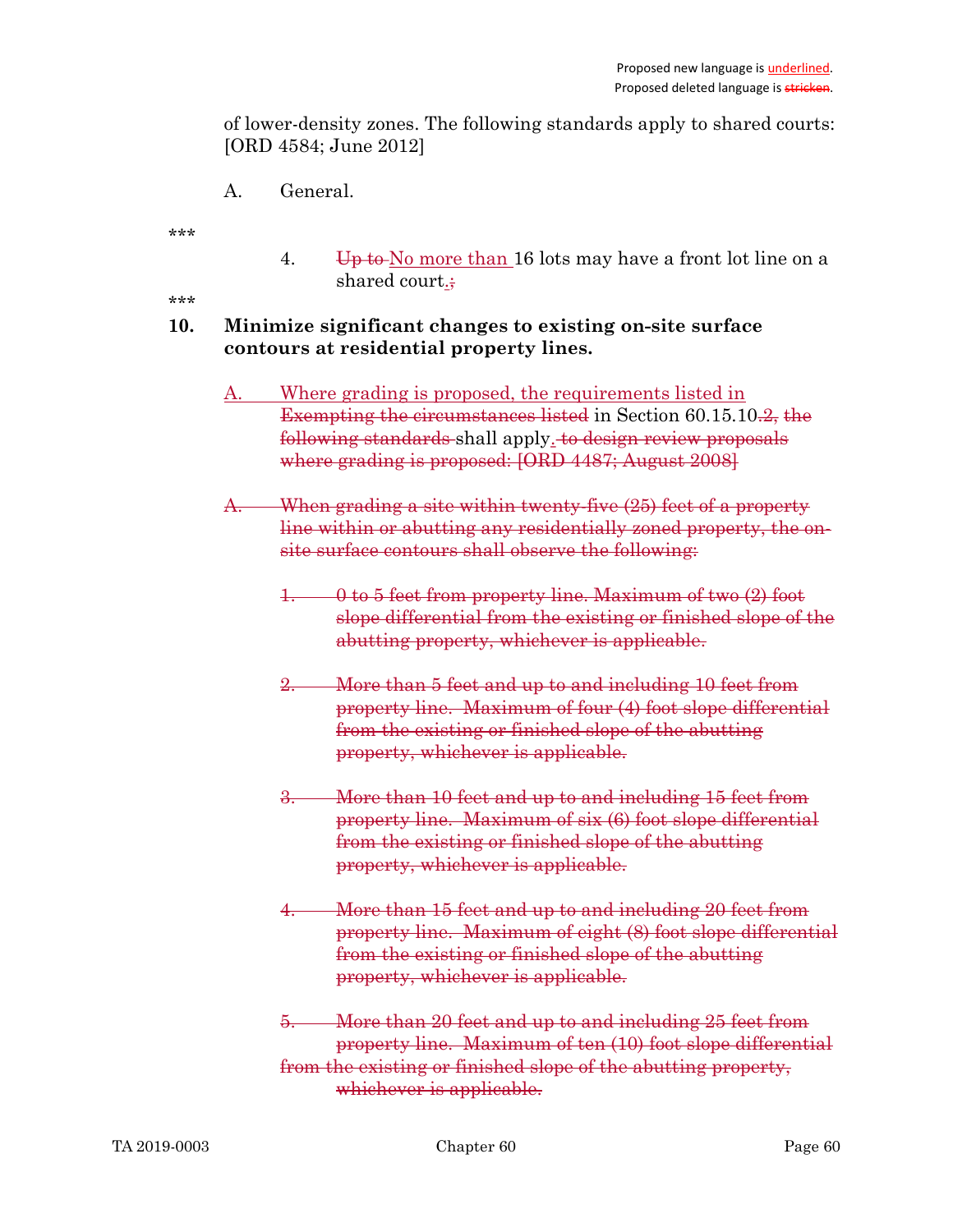Proposed new language is underlined.
Proposed deleted language is ~~stricken~~.

of lower-density zones. The following standards apply to shared courts: [ORD 4584; June 2012]

A. General.

***

4. ~~Up to~~ <u>No more than</u> 16 lots may have a front lot line on a shared court<u>.</u>~~;~~

***

**10. Minimize significant changes to existing on-site surface contours at residential property lines.**

<u>A. Where grading is proposed, the requirements listed in</u> ~~Exempting the circumstances listed~~ in Section 60.15.10~~.2, the following standards~~ shall apply<u>.</u> ~~to design review proposals where grading is proposed: [ORD 4487; August 2008]~~

~~A. When grading a site within twenty-five (25) feet of a property line within or abutting any residentially zoned property, the on-site surface contours shall observe the following:~~

~~1. 0 to 5 feet from property line. Maximum of two (2) foot slope differential from the existing or finished slope of the abutting property, whichever is applicable.~~

~~2. More than 5 feet and up to and including 10 feet from property line. Maximum of four (4) foot slope differential from the existing or finished slope of the abutting property, whichever is applicable.~~

~~3. More than 10 feet and up to and including 15 feet from property line. Maximum of six (6) foot slope differential from the existing or finished slope of the abutting property, whichever is applicable.~~

~~4. More than 15 feet and up to and including 20 feet from property line. Maximum of eight (8) foot slope differential from the existing or finished slope of the abutting property, whichever is applicable.~~

~~5. More than 20 feet and up to and including 25 feet from property line. Maximum of ten (10) foot slope differential from the existing or finished slope of the abutting property, whichever is applicable.~~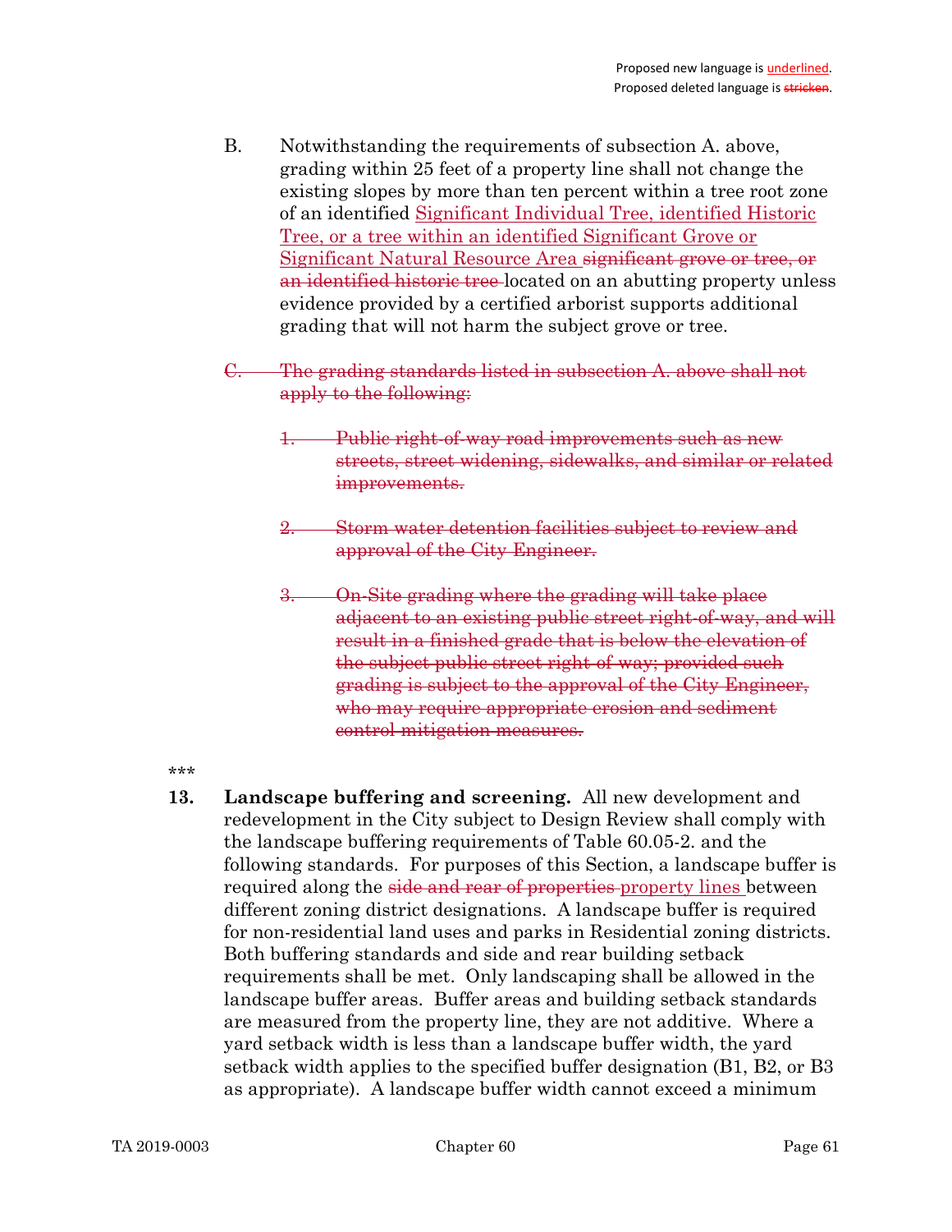Proposed new language is <u>underlined</u>.
Proposed deleted language is ~~stricken~~.

B. Notwithstanding the requirements of subsection A. above, grading within 25 feet of a property line shall not change the existing slopes by more than ten percent within a tree root zone of an identified <u>Significant Individual Tree, identified Historic Tree, or a tree within an identified Significant Grove or Significant Natural Resource Area</u> ~~significant grove or tree, or an identified historic tree~~ located on an abutting property unless evidence provided by a certified arborist supports additional grading that will not harm the subject grove or tree.

~~C. The grading standards listed in subsection A. above shall not apply to the following:~~

~~1. Public right-of-way road improvements such as new streets, street widening, sidewalks, and similar or related improvements.~~

~~2. Storm water detention facilities subject to review and approval of the City Engineer.~~

~~3. On-Site grading where the grading will take place adjacent to an existing public street right-of-way, and will result in a finished grade that is below the elevation of the subject public street right-of-way; provided such grading is subject to the approval of the City Engineer, who may require appropriate erosion and sediment control mitigation measures.~~

***

**13. Landscape buffering and screening.** All new development and redevelopment in the City subject to Design Review shall comply with the landscape buffering requirements of Table 60.05-2. and the following standards. For purposes of this Section, a landscape buffer is required along the ~~side and rear of properties~~ <u>property lines</u> between different zoning district designations. A landscape buffer is required for non-residential land uses and parks in Residential zoning districts. Both buffering standards and side and rear building setback requirements shall be met. Only landscaping shall be allowed in the landscape buffer areas. Buffer areas and building setback standards are measured from the property line, they are not additive. Where a yard setback width is less than a landscape buffer width, the yard setback width applies to the specified buffer designation (B1, B2, or B3 as appropriate). A landscape buffer width cannot exceed a minimum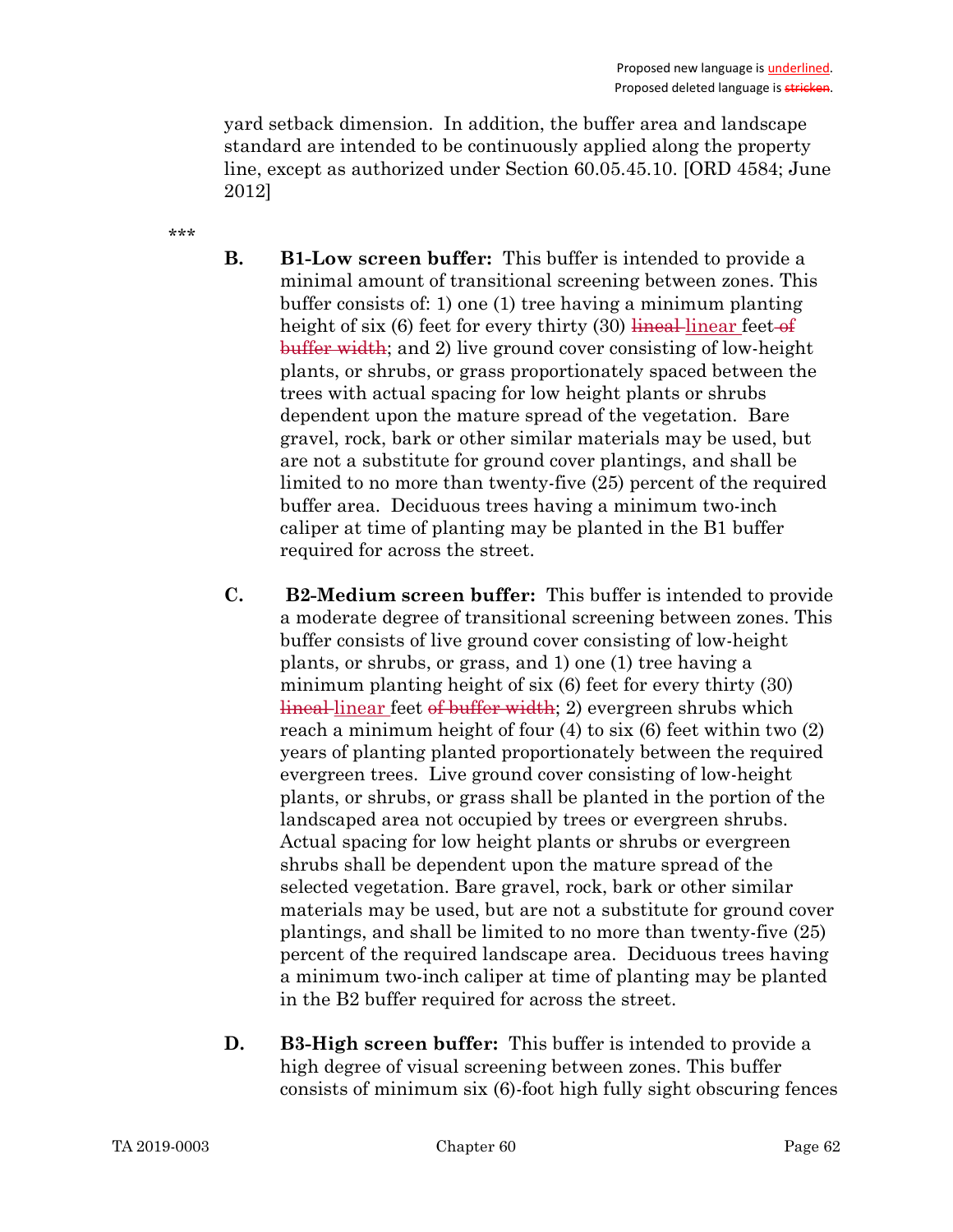Proposed new language is underlined.
Proposed deleted language is ~~stricken~~.

yard setback dimension. In addition, the buffer area and landscape standard are intended to be continuously applied along the property line, except as authorized under Section 60.05.45.10. [ORD 4584; June 2012]

***

**B.** **B1-Low screen buffer:** This buffer is intended to provide a minimal amount of transitional screening between zones. This buffer consists of: 1) one (1) tree having a minimum planting height of six (6) feet for every thirty (30) ~~lineal~~ <u>linear</u> feet ~~of buffer width~~; and 2) live ground cover consisting of low-height plants, or shrubs, or grass proportionately spaced between the trees with actual spacing for low height plants or shrubs dependent upon the mature spread of the vegetation. Bare gravel, rock, bark or other similar materials may be used, but are not a substitute for ground cover plantings, and shall be limited to no more than twenty-five (25) percent of the required buffer area. Deciduous trees having a minimum two-inch caliper at time of planting may be planted in the B1 buffer required for across the street.

**C.** **B2-Medium screen buffer:** This buffer is intended to provide a moderate degree of transitional screening between zones. This buffer consists of live ground cover consisting of low-height plants, or shrubs, or grass, and 1) one (1) tree having a minimum planting height of six (6) feet for every thirty (30) ~~lineal~~ <u>linear</u> feet ~~of buffer width~~; 2) evergreen shrubs which reach a minimum height of four (4) to six (6) feet within two (2) years of planting planted proportionately between the required evergreen trees. Live ground cover consisting of low-height plants, or shrubs, or grass shall be planted in the portion of the landscaped area not occupied by trees or evergreen shrubs. Actual spacing for low height plants or shrubs or evergreen shrubs shall be dependent upon the mature spread of the selected vegetation. Bare gravel, rock, bark or other similar materials may be used, but are not a substitute for ground cover plantings, and shall be limited to no more than twenty-five (25) percent of the required landscape area. Deciduous trees having a minimum two-inch caliper at time of planting may be planted in the B2 buffer required for across the street.

**D.** **B3-High screen buffer:** This buffer is intended to provide a high degree of visual screening between zones. This buffer consists of minimum six (6)-foot high fully sight obscuring fences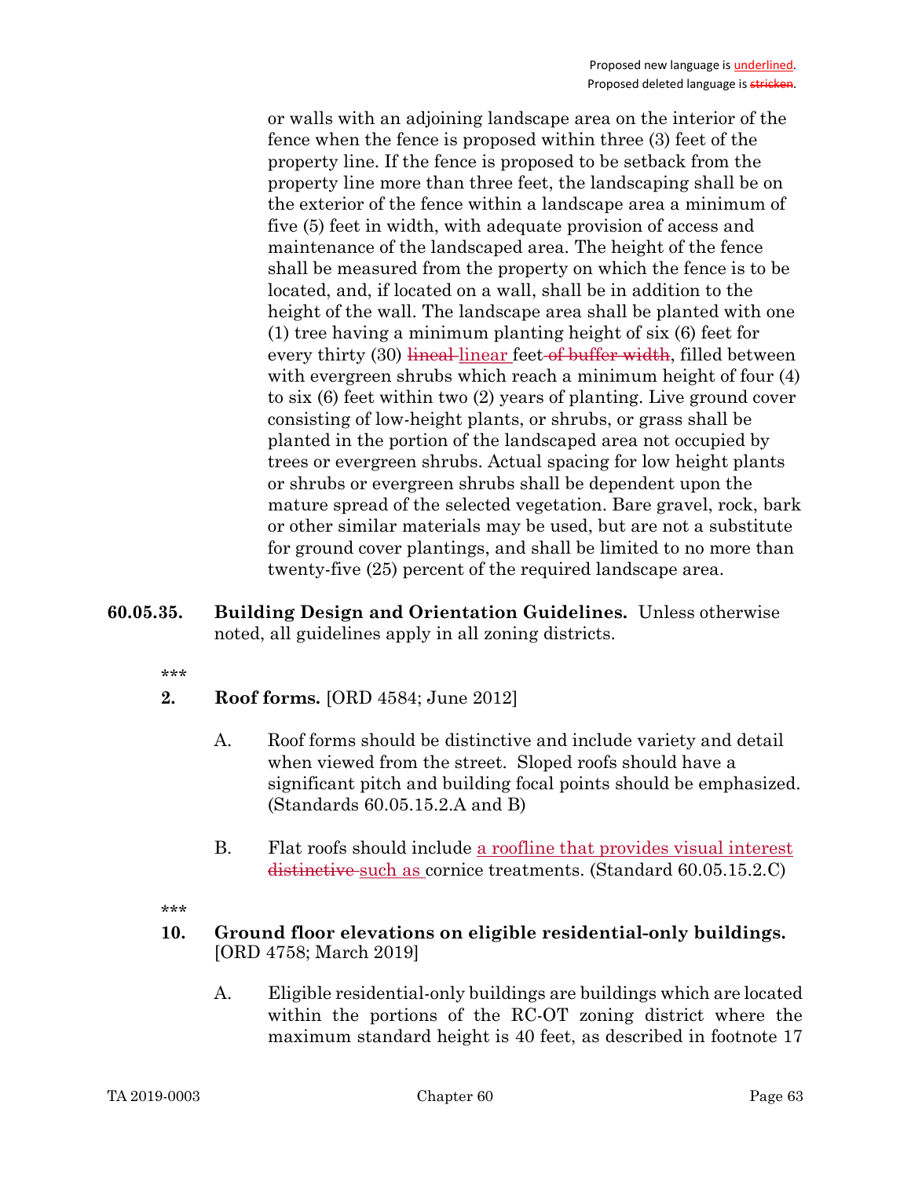or walls with an adjoining landscape area on the interior of the fence when the fence is proposed within three (3) feet of the property line. If the fence is proposed to be setback from the property line more than three feet, the landscaping shall be on the exterior of the fence within a landscape area a minimum of five (5) feet in width, with adequate provision of access and maintenance of the landscaped area. The height of the fence shall be measured from the property on which the fence is to be located, and, if located on a wall, shall be in addition to the height of the wall. The landscape area shall be planted with one (1) tree having a minimum planting height of six (6) feet for every thirty (30) ~~lineal~~ <u>linear</u> feet ~~of buffer width~~, filled between with evergreen shrubs which reach a minimum height of four (4) to six (6) feet within two (2) years of planting. Live ground cover consisting of low-height plants, or shrubs, or grass shall be planted in the portion of the landscaped area not occupied by trees or evergreen shrubs. Actual spacing for low height plants or shrubs or evergreen shrubs shall be dependent upon the mature spread of the selected vegetation. Bare gravel, rock, bark or other similar materials may be used, but are not a substitute for ground cover plantings, and shall be limited to no more than twenty-five (25) percent of the required landscape area.

**60.05.35. Building Design and Orientation Guidelines.** Unless otherwise noted, all guidelines apply in all zoning districts.

***

**2. Roof forms.** [ORD 4584; June 2012]

A. Roof forms should be distinctive and include variety and detail when viewed from the street. Sloped roofs should have a significant pitch and building focal points should be emphasized. (Standards 60.05.15.2.A and B)

B. Flat roofs should include <u>a roofline that provides visual interest</u> ~~distinctive~~ <u>such as</u> cornice treatments. (Standard 60.05.15.2.C)

***

**10. Ground floor elevations on eligible residential-only buildings.** [ORD 4758; March 2019]

A. Eligible residential-only buildings are buildings which are located within the portions of the RC-OT zoning district where the maximum standard height is 40 feet, as described in footnote 17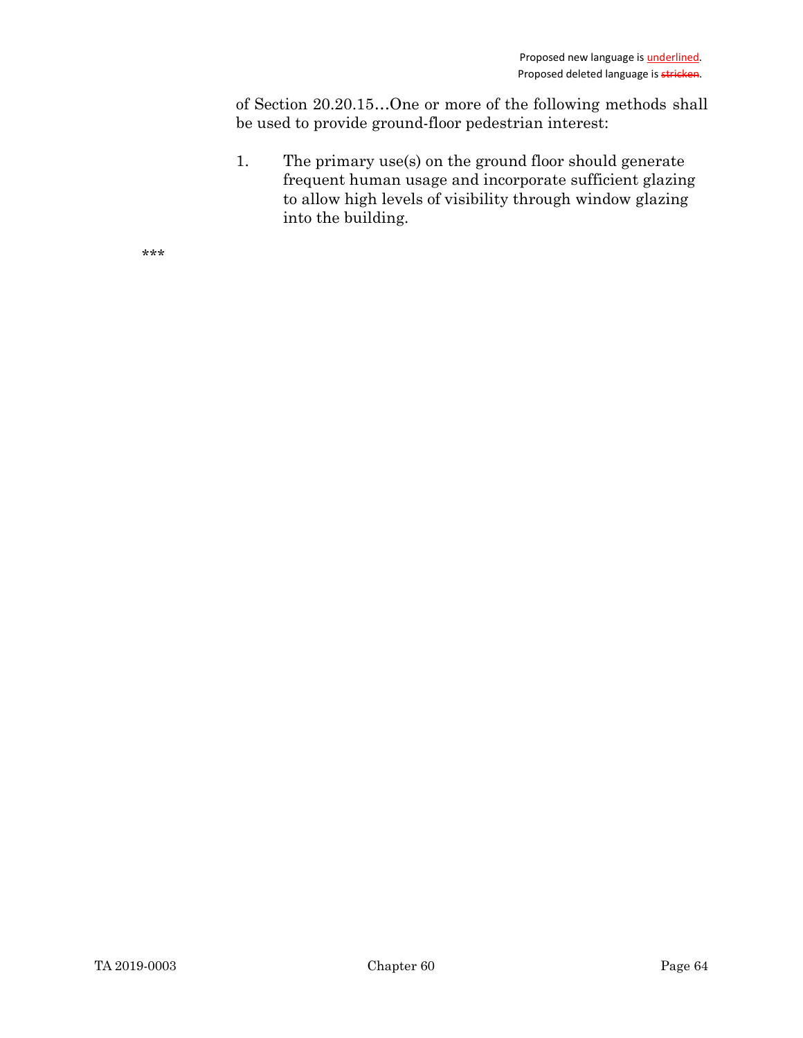Proposed new language is underlined.
Proposed deleted language is ~~stricken~~.

of Section 20.20.15…One or more of the following methods shall be used to provide ground-floor pedestrian interest:

1. The primary use(s) on the ground floor should generate frequent human usage and incorporate sufficient glazing to allow high levels of visibility through window glazing into the building.

***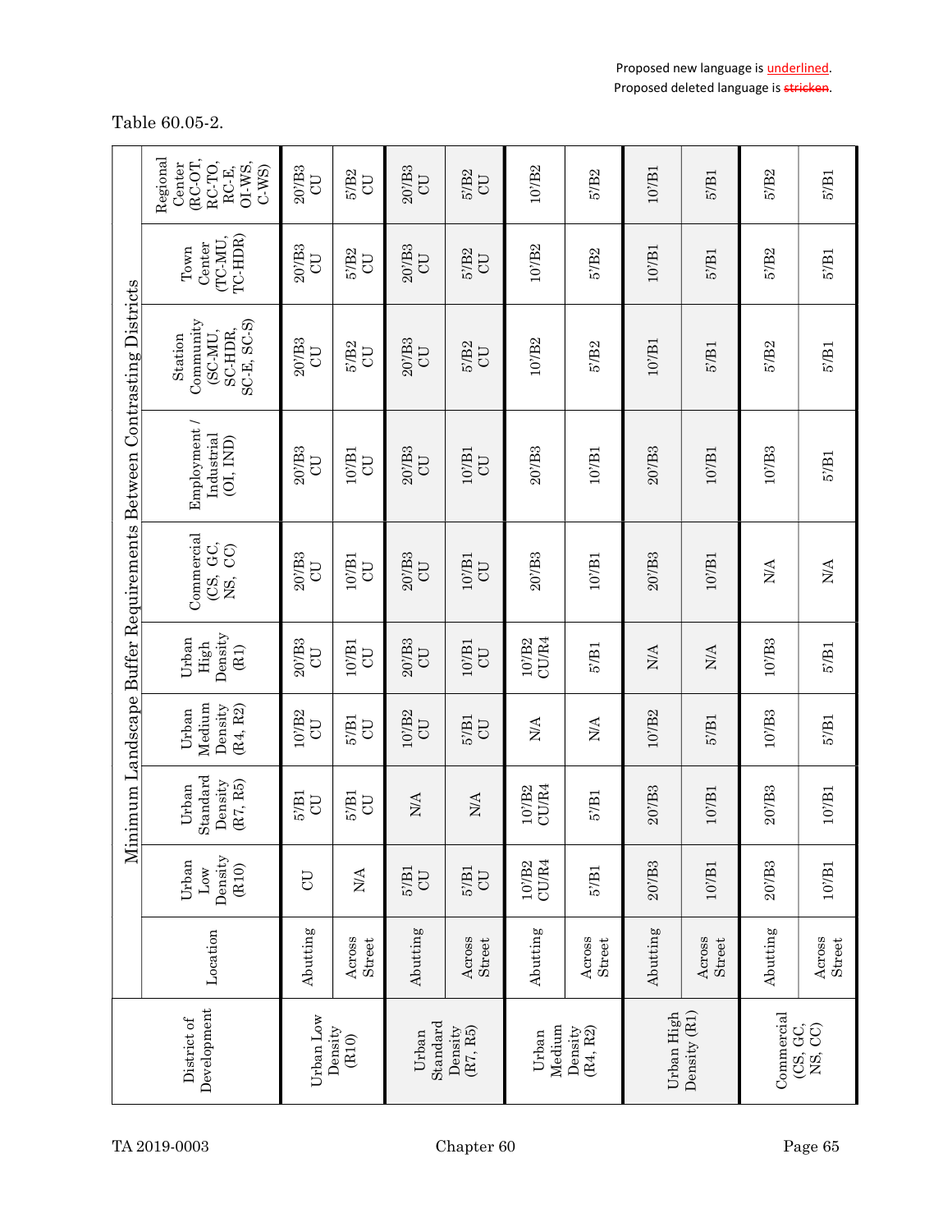Table 60.05-2.

| District of Development | Location | Minimum Landscape Buffer Requirements Between Contrasting Districts | | | | | | | | |
|---|---|---|---|---|---|---|---|---|---|---|
| | | Urban Low Density (R10) | Urban Standard Density (R7, R5) | Urban Medium Density (R4, R2) | Urban High Density (R1) | Commercial (CS, GC, NS, CC) | Employment / Industrial (OI, IND) | Station Community (SC-MU, SC-HDR, SC-E, SC-S) | Town Center (TC-MU, TC-HDR) | Regional Center (RC-OT, RC-TO, RC-E, OI-WS, C-WS) |
| Urban Low Density (R10) | Abutting | CU | 5'/B1 CU | 10'/B2 CU | 20'/B3 CU | 20'/B3 CU | 20'/B3 CU | 20'/B3 CU | 20'/B3 CU | 20'/B3 CU |
| | Across Street | N/A | 5'/B1 CU | 5'/B1 CU | 10'/B1 CU | 10'/B1 CU | 10'/B1 CU | 5'/B2 CU | 5'/B2 CU | 5'/B2 CU |
| Urban Standard Density (R7, R5) | Abutting | 5'/B1 CU | N/A | 10'/B2 CU | 20'/B3 CU | 20'/B3 CU | 20'/B3 CU | 20'/B3 CU | 20'/B3 CU | 20'/B3 CU |
| | Across Street | 5'/B1 CU | N/A | 5'/B1 CU | 10'/B1 CU | 10'/B1 CU | 10'/B1 CU | 5'/B2 CU | 5'/B2 CU | 5'/B2 CU |
| Urban Medium Density (R4, R2) | Abutting | 10'/B2 CU/R4 | 10'/B2 CU/R4 | N/A | 10'/B2 CU/R4 | 20'/B3 | 20'/B3 | 10'/B2 | 10'/B2 | 10'/B2 |
| | Across Street | 5'/B1 | 5'/B1 | N/A | 5'/B1 | 10'/B1 | 10'/B1 | 5'/B2 | 5'/B2 | 5'/B2 |
| Urban High Density (R1) | Abutting | 20'/B3 | 20'/B3 | 10'/B2 | N/A | 20'/B3 | 20'/B3 | 10'/B1 | 10'/B1 | 10'/B1 |
| | Across Street | 10'/B1 | 10'/B1 | 5'/B1 | N/A | 10'/B1 | 10'/B1 | 5'/B1 | 5'/B1 | 5'/B1 |
| Commercial (CS, GC, NS, CC) | Abutting | 20'/B3 | 20'/B3 | 10'/B3 | 10'/B3 | N/A | 10'/B3 | 5'/B2 | 5'/B2 | 5'/B2 |
| | Across Street | 10'/B1 | 10'/B1 | 5'/B1 | 5'/B1 | N/A | 5'/B1 | 5'/B1 | 5'/B1 | 5'/B1 |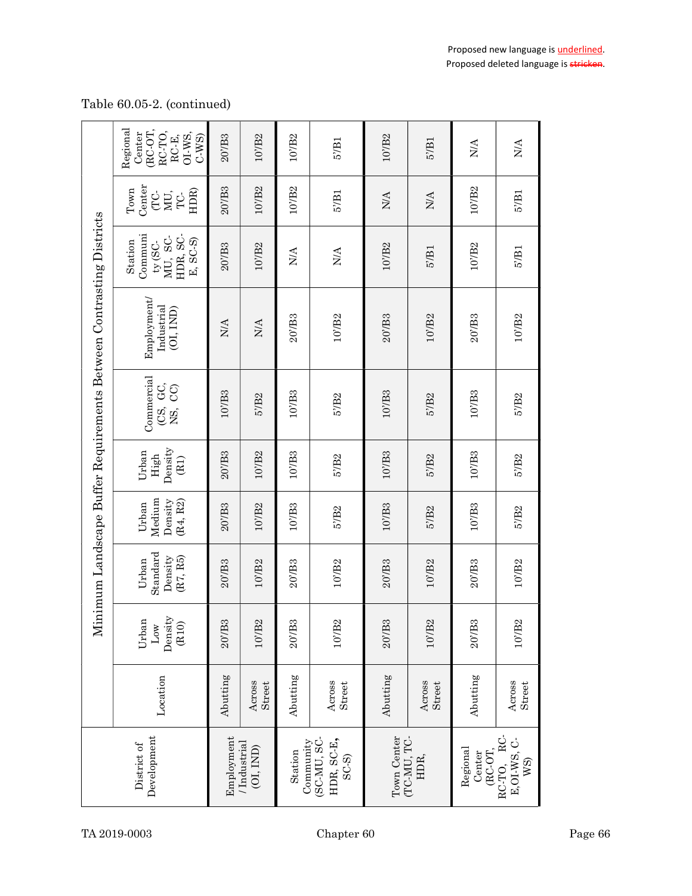Proposed new language is underlined.
Proposed deleted language is ~~stricken~~.

Table 60.05-2. (continued)

| District of Development | Location | Minimum Landscape Buffer Requirements Between Contrasting Districts | | | | | | | | |
|---|---|---|---|---|---|---|---|---|---|---|
| | | Urban Low Density (R10) | Urban Standard Density (R7, R5) | Urban Medium Density (R4, R2) | Urban High Density (R1) | Commercial (CS, GC, NS, CC) | Employment/ Industrial (OI, IND) | Station Community (SC-MU, SC-HDR, SC-E, SC-S) | Town Center (TC-MU, TC-HDR) | Regional Center (RC-OT, RC-TO, RC-E, OI-WS, C-WS) |
| Employment / Industrial (OI, IND) | Abutting | 20'/B3 | 20'/B3 | 20'/B3 | 20'/B3 | 10'/B3 | N/A | 20'/B3 | 20'/B3 | 20'/B3 |
| | Across Street | 10'/B2 | 10'/B2 | 10'/B2 | 10'/B2 | 5'/B2 | N/A | 10'/B2 | 10'/B2 | 10'/B2 |
| Station Community (SC-MU, SC-HDR, SC-E, SC-S) | Abutting | 20'/B3 | 20'/B3 | 10'/B3 | 10'/B3 | 10'/B3 | 20'/B3 | N/A | 10'/B2 | 10'/B2 |
| | Across Street | 10'/B2 | 10'/B2 | 5'/B2 | 5'/B2 | 5'/B2 | 10'/B2 | N/A | 5'/B1 | 5'/B1 |
| Town Center (TC-MU, TC-HDR, | Abutting | 20'/B3 | 20'/B3 | 10'/B3 | 10'/B3 | 10'/B3 | 20'/B3 | 10'/B2 | N/A | 10'/B2 |
| | Across Street | 10'/B2 | 10'/B2 | 5'/B2 | 5'/B2 | 5'/B2 | 10'/B2 | 5'/B1 | N/A | 5'/B1 |
| Regional Center (RC-OT, RC-TO, RC-E, OI-WS, C-WS) | Abutting | 20'/B3 | 20'/B3 | 10'/B3 | 10'/B3 | 10'/B3 | 20'/B3 | 10'/B2 | 10'/B2 | N/A |
| | Across Street | 10'/B2 | 10'/B2 | 5'/B2 | 5'/B2 | 5'/B2 | 10'/B2 | 5'/B1 | 5'/B1 | N/A |

TA 2019-0003 Chapter 60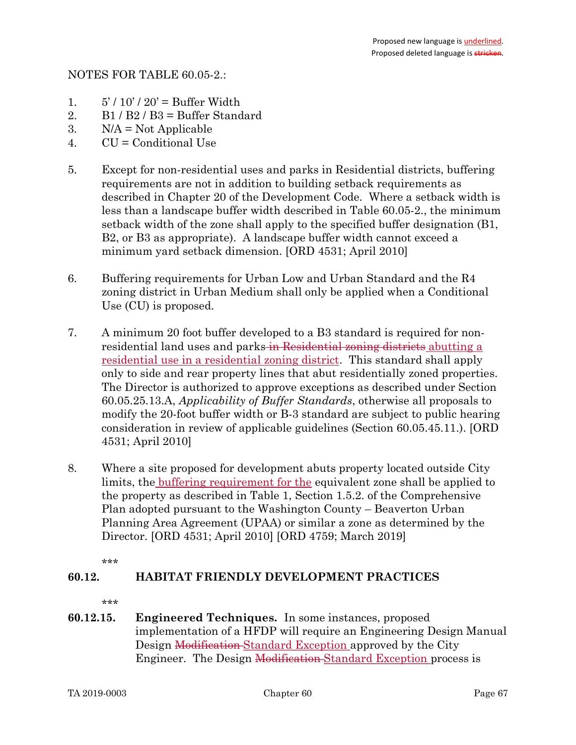NOTES FOR TABLE 60.05-2.:

1. 5' / 10' / 20' = Buffer Width
2. B1 / B2 / B3 = Buffer Standard
3. N/A = Not Applicable
4. CU = Conditional Use

5. Except for non-residential uses and parks in Residential districts, buffering requirements are not in addition to building setback requirements as described in Chapter 20 of the Development Code. Where a setback width is less than a landscape buffer width described in Table 60.05-2., the minimum setback width of the zone shall apply to the specified buffer designation (B1, B2, or B3 as appropriate). A landscape buffer width cannot exceed a minimum yard setback dimension. [ORD 4531; April 2010]

6. Buffering requirements for Urban Low and Urban Standard and the R4 zoning district in Urban Medium shall only be applied when a Conditional Use (CU) is proposed.

7. A minimum 20 foot buffer developed to a B3 standard is required for non-residential land uses and parks ~~in Residential zoning districts~~ <u>abutting a residential use in a residential zoning district</u>. This standard shall apply only to side and rear property lines that abut residentially zoned properties. The Director is authorized to approve exceptions as described under Section 60.05.25.13.A, *Applicability of Buffer Standards*, otherwise all proposals to modify the 20-foot buffer width or B-3 standard are subject to public hearing consideration in review of applicable guidelines (Section 60.05.45.11.). [ORD 4531; April 2010]

8. Where a site proposed for development abuts property located outside City limits, the <u>buffering requirement for the</u> equivalent zone shall be applied to the property as described in Table 1, Section 1.5.2. of the Comprehensive Plan adopted pursuant to the Washington County – Beaverton Urban Planning Area Agreement (UPAA) or similar a zone as determined by the Director. [ORD 4531; April 2010] [ORD 4759; March 2019]

\*\*\*

## 60.12. HABITAT FRIENDLY DEVELOPMENT PRACTICES

\*\*\*

**60.12.15. Engineered Techniques.** In some instances, proposed implementation of a HFDP will require an Engineering Design Manual Design ~~Modification~~ <u>Standard Exception</u> approved by the City Engineer. The Design ~~Modification~~ <u>Standard Exception</u> process is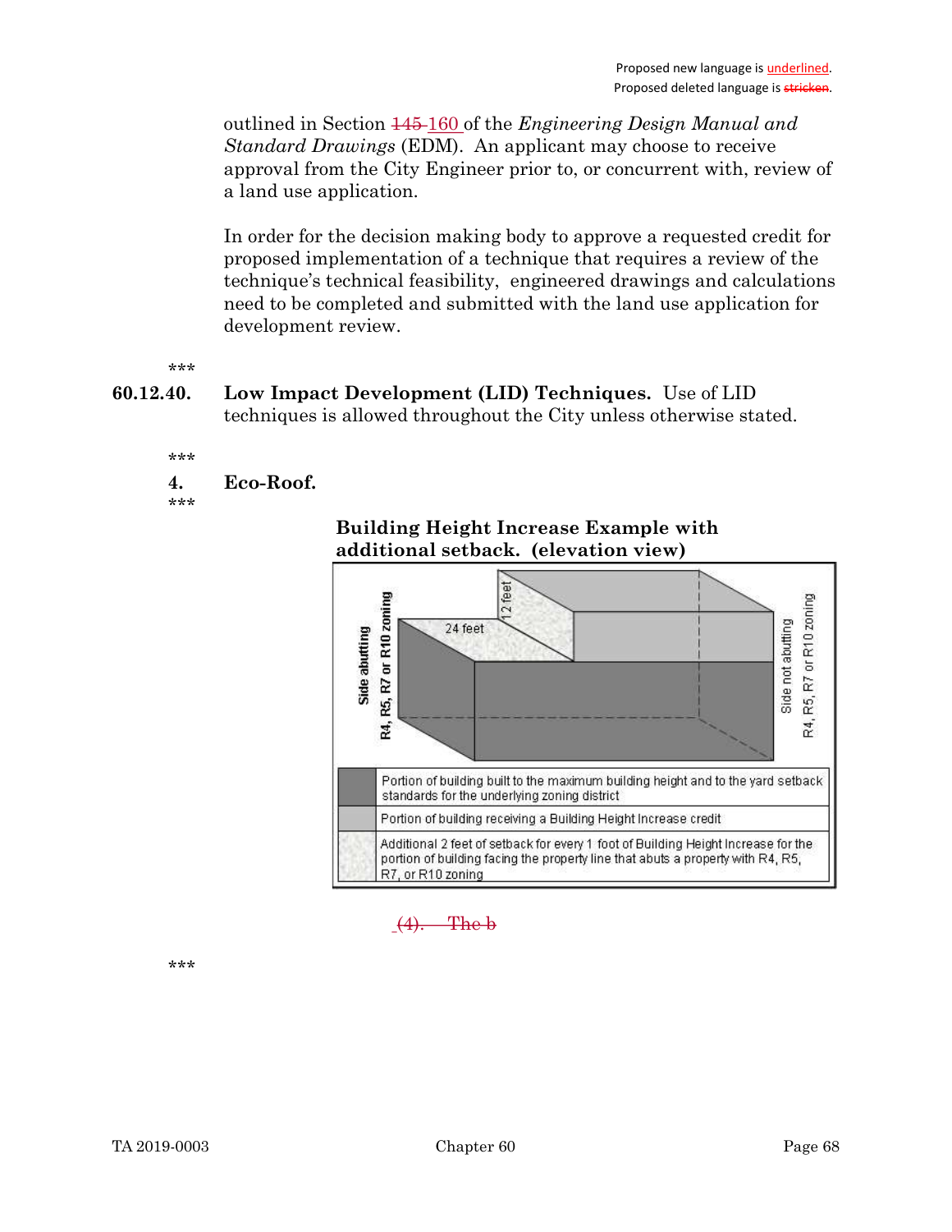Proposed new language is <u>underlined</u>.
Proposed deleted language is ~~stricken~~.

outlined in Section ~~145~~ <u>160</u> of the *Engineering Design Manual and Standard Drawings* (EDM). An applicant may choose to receive approval from the City Engineer prior to, or concurrent with, review of a land use application.

In order for the decision making body to approve a requested credit for proposed implementation of a technique that requires a review of the technique's technical feasibility, engineered drawings and calculations need to be completed and submitted with the land use application for development review.

\*\*\*

**60.12.40. Low Impact Development (LID) Techniques.** Use of LID techniques is allowed throughout the City unless otherwise stated.

\*\*\*

**4. Eco-Roof.**

\*\*\*

**Building Height Increase Example with additional setback. (elevation view)**

Side abutting R4, R5, R7 or R10 zoning

24 feet

12 feet

Side not abutting R4, R5, R7 or R10 zoning

| | |
|---|---|
| (dark gray) | Portion of building built to the maximum building height and to the yard setback standards for the underlying zoning district |
| (light gray) | Portion of building receiving a Building Height Increase credit |
| (speckled) | Additional 2 feet of setback for every 1 foot of Building Height Increase for the portion of building facing the property line that abuts a property with R4, R5, R7, or R10 zoning |

~~(4). The b~~

\*\*\*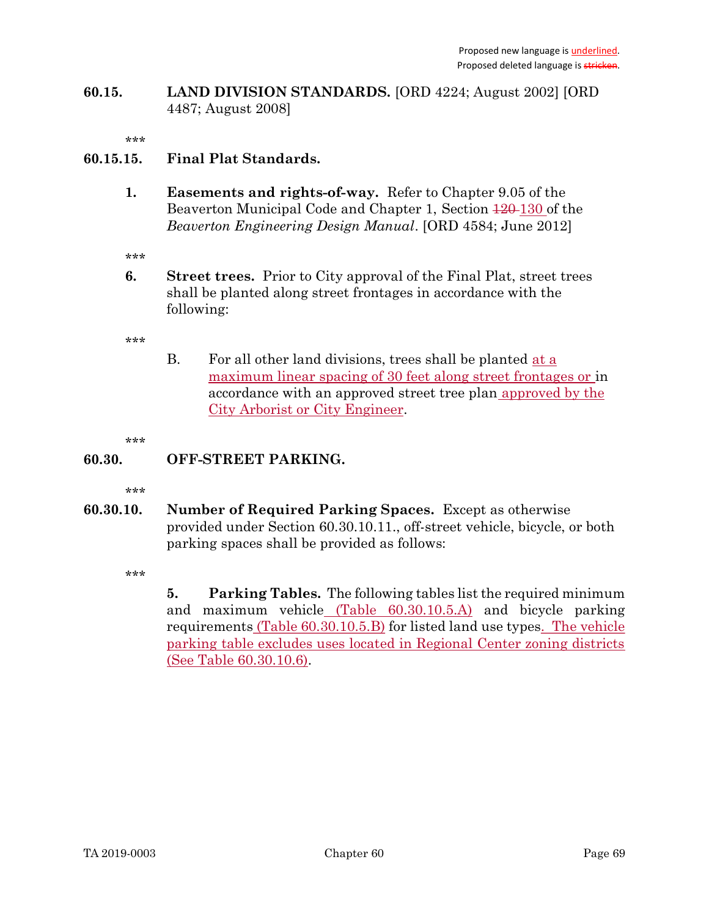Proposed new language is underlined.
Proposed deleted language is ~~stricken~~.

**60.15. LAND DIVISION STANDARDS.** [ORD 4224; August 2002] [ORD 4487; August 2008]

\*\*\*

**60.15.15. Final Plat Standards.**

1. **Easements and rights-of-way.** Refer to Chapter 9.05 of the Beaverton Municipal Code and Chapter 1, Section ~~120~~ <u>130</u> of the *Beaverton Engineering Design Manual*. [ORD 4584; June 2012]

\*\*\*

6. **Street trees.** Prior to City approval of the Final Plat, street trees shall be planted along street frontages in accordance with the following:

\*\*\*

B. For all other land divisions, trees shall be planted <u>at a maximum linear spacing of 30 feet along street frontages or</u> in accordance with an approved street tree plan <u>approved by the City Arborist or City Engineer</u>.

\*\*\*

**60.30. OFF-STREET PARKING.**

\*\*\*

**60.30.10. Number of Required Parking Spaces.** Except as otherwise provided under Section 60.30.10.11., off-street vehicle, bicycle, or both parking spaces shall be provided as follows:

\*\*\*

5. **Parking Tables.** The following tables list the required minimum and maximum vehicle <u>(Table 60.30.10.5.A)</u> and bicycle parking requirements <u>(Table 60.30.10.5.B)</u> for listed land use types<u>. The vehicle parking table excludes uses located in Regional Center zoning districts (See Table 60.30.10.6)</u>.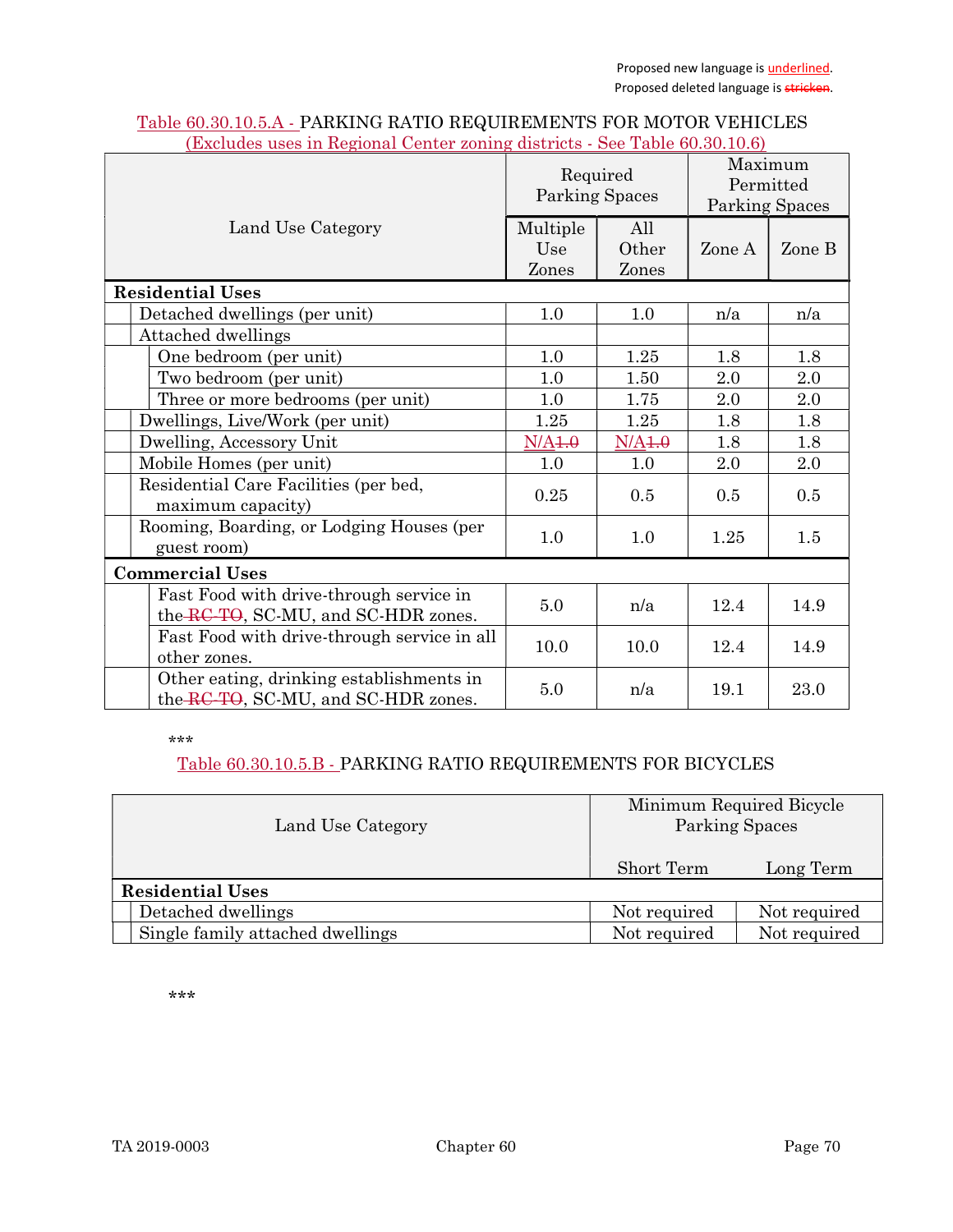Proposed new language is underlined.
Proposed deleted language is ~~stricken~~.

Table 60.30.10.5.A - PARKING RATIO REQUIREMENTS FOR MOTOR VEHICLES
(Excludes uses in Regional Center zoning districts - See Table 60.30.10.6)

| Land Use Category | Required Parking Spaces | | Maximum Permitted Parking Spaces | |
|---|---|---|---|---|
| | Multiple Use Zones | All Other Zones | Zone A | Zone B |
| **Residential Uses** | | | | |
| Detached dwellings (per unit) | 1.0 | 1.0 | n/a | n/a |
| Attached dwellings | | | | |
| One bedroom (per unit) | 1.0 | 1.25 | 1.8 | 1.8 |
| Two bedroom (per unit) | 1.0 | 1.50 | 2.0 | 2.0 |
| Three or more bedrooms (per unit) | 1.0 | 1.75 | 2.0 | 2.0 |
| Dwellings, Live/Work (per unit) | 1.25 | 1.25 | 1.8 | 1.8 |
| Dwelling, Accessory Unit | N/A~~1.0~~ | N/A~~1.0~~ | 1.8 | 1.8 |
| Mobile Homes (per unit) | 1.0 | 1.0 | 2.0 | 2.0 |
| Residential Care Facilities (per bed, maximum capacity) | 0.25 | 0.5 | 0.5 | 0.5 |
| Rooming, Boarding, or Lodging Houses (per guest room) | 1.0 | 1.0 | 1.25 | 1.5 |
| **Commercial Uses** | | | | |
| Fast Food with drive-through service in the ~~RC-TO~~, SC-MU, and SC-HDR zones. | 5.0 | n/a | 12.4 | 14.9 |
| Fast Food with drive-through service in all other zones. | 10.0 | 10.0 | 12.4 | 14.9 |
| Other eating, drinking establishments in the ~~RC-TO~~, SC-MU, and SC-HDR zones. | 5.0 | n/a | 19.1 | 23.0 |

***

Table 60.30.10.5.B - PARKING RATIO REQUIREMENTS FOR BICYCLES

| Land Use Category | Minimum Required Bicycle Parking Spaces | |
|---|---|---|
| | Short Term | Long Term |
| **Residential Uses** | | |
| Detached dwellings | Not required | Not required |
| Single family attached dwellings | Not required | Not required |

***

TA 2019-0003 Chapter 60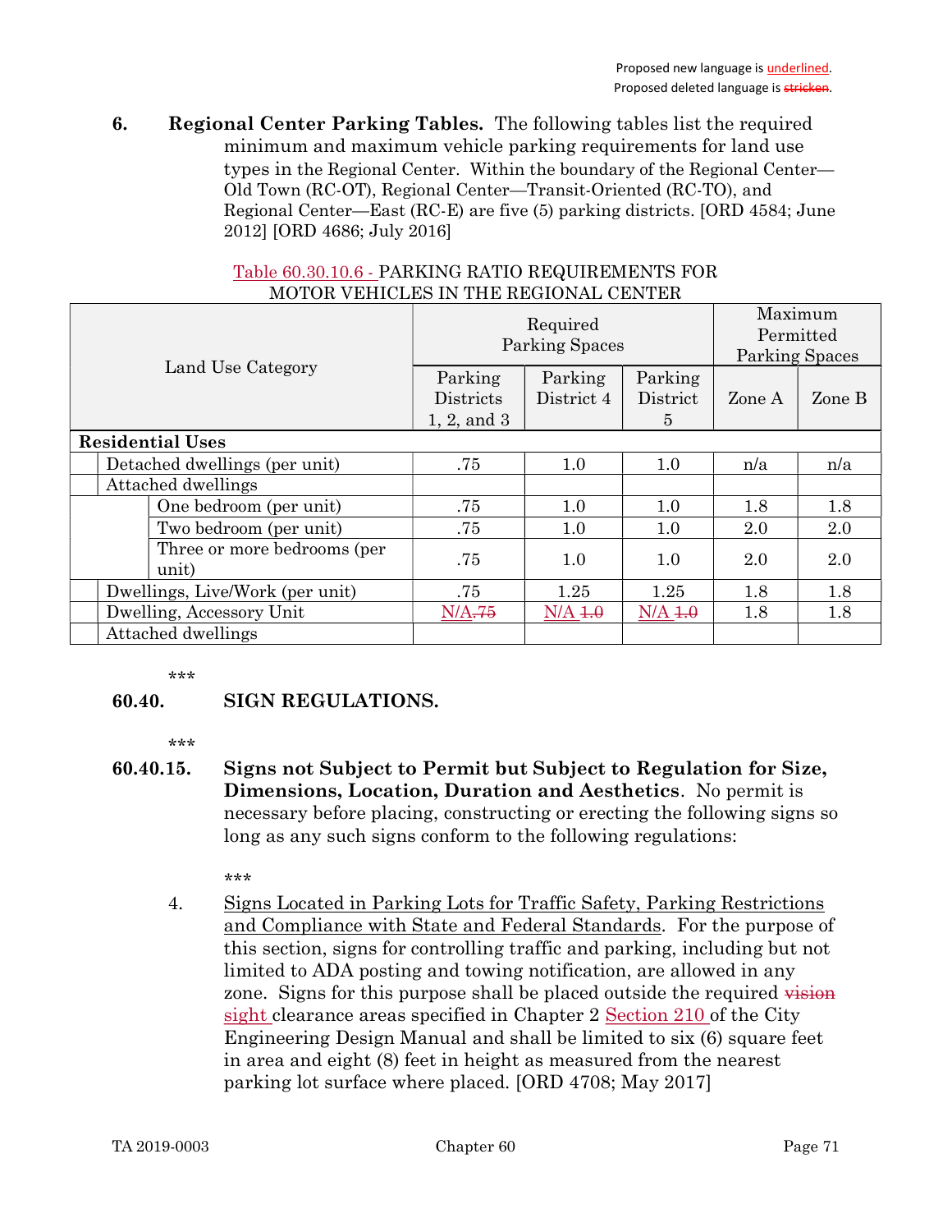Proposed new language is underlined.
Proposed deleted language is ~~stricken~~.

6. **Regional Center Parking Tables.** The following tables list the required minimum and maximum vehicle parking requirements for land use types in the Regional Center. Within the boundary of the Regional Center—Old Town (RC-OT), Regional Center—Transit-Oriented (RC-TO), and Regional Center—East (RC-E) are five (5) parking districts. [ORD 4584; June 2012] [ORD 4686; July 2016]

<u>Table 60.30.10.6 -</u> PARKING RATIO REQUIREMENTS FOR MOTOR VEHICLES IN THE REGIONAL CENTER

| Land Use Category | Required Parking Spaces | | | Maximum Permitted Parking Spaces | |
|---|---|---|---|---|---|
| | Parking Districts 1, 2, and 3 | Parking District 4 | Parking District 5 | Zone A | Zone B |
| **Residential Uses** | | | | | |
| Detached dwellings (per unit) | .75 | 1.0 | 1.0 | n/a | n/a |
| Attached dwellings | | | | | |
| One bedroom (per unit) | .75 | 1.0 | 1.0 | 1.8 | 1.8 |
| Two bedroom (per unit) | .75 | 1.0 | 1.0 | 2.0 | 2.0 |
| Three or more bedrooms (per unit) | .75 | 1.0 | 1.0 | 2.0 | 2.0 |
| Dwellings, Live/Work (per unit) | .75 | 1.25 | 1.25 | 1.8 | 1.8 |
| Dwelling, Accessory Unit | <u>N/A</u>~~.75~~ | <u>N/A</u> ~~1.0~~ | <u>N/A</u> ~~1.0~~ | 1.8 | 1.8 |
| Attached dwellings | | | | | |

***

## 60.40. SIGN REGULATIONS.

***

**60.40.15. Signs not Subject to Permit but Subject to Regulation for Size, Dimensions, Location, Duration and Aesthetics**. No permit is necessary before placing, constructing or erecting the following signs so long as any such signs conform to the following regulations:

***

4. <u>Signs Located in Parking Lots for Traffic Safety, Parking Restrictions and Compliance with State and Federal Standards</u>. For the purpose of this section, signs for controlling traffic and parking, including but not limited to ADA posting and towing notification, are allowed in any zone. Signs for this purpose shall be placed outside the required ~~vision~~ <u>sight</u> clearance areas specified in Chapter 2 <u>Section 210</u> of the City Engineering Design Manual and shall be limited to six (6) square feet in area and eight (8) feet in height as measured from the nearest parking lot surface where placed. [ORD 4708; May 2017]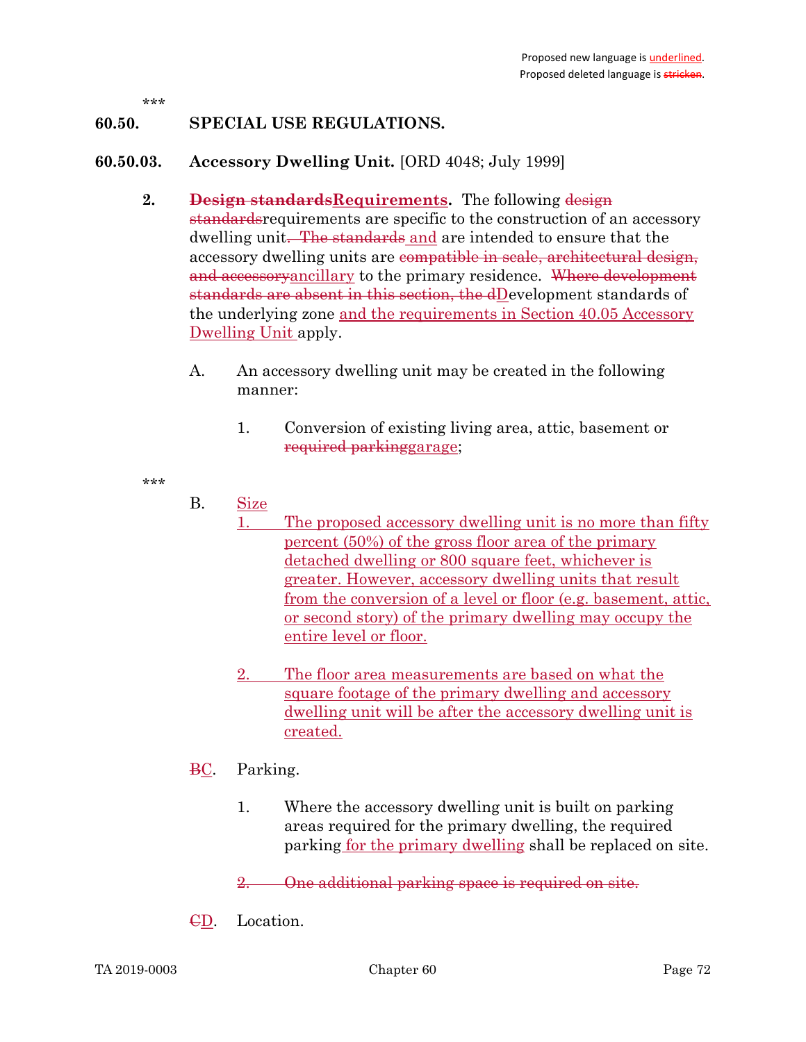Proposed new language is underlined.
Proposed deleted language is ~~stricken~~.

\*\*\*

# 60.50. SPECIAL USE REGULATIONS.

## 60.50.03. Accessory Dwelling Unit. [ORD 4048; July 1999]

**2.** **~~Design standards~~<u>Requirements</u>.** The following ~~design standards~~requirements are specific to the construction of an accessory dwelling unit~~. The standards~~<u> and</u> are intended to ensure that the accessory dwelling units are ~~compatible in scale, architectural design, and accessory~~<u>ancillary</u> to the primary residence. ~~Where development standards are absent in this section, the d~~<u>D</u>evelopment standards of the underlying zone <u>and the requirements in Section 40.05 Accessory Dwelling Unit</u> apply.

A. An accessory dwelling unit may be created in the following manner:

1. Conversion of existing living area, attic, basement or ~~required parking~~<u>garage</u>;

\*\*\*

<u>B. Size</u>

<u>1. The proposed accessory dwelling unit is no more than fifty percent (50%) of the gross floor area of the primary detached dwelling or 800 square feet, whichever is greater. However, accessory dwelling units that result from the conversion of a level or floor (e.g. basement, attic, or second story) of the primary dwelling may occupy the entire level or floor.</u>

<u>2. The floor area measurements are based on what the square footage of the primary dwelling and accessory dwelling unit will be after the accessory dwelling unit is created.</u>

~~B~~<u>C</u>. Parking.

1. Where the accessory dwelling unit is built on parking areas required for the primary dwelling, the required parking<u> for the primary dwelling</u> shall be replaced on site.

~~2. One additional parking space is required on site.~~

~~C~~<u>D</u>. Location.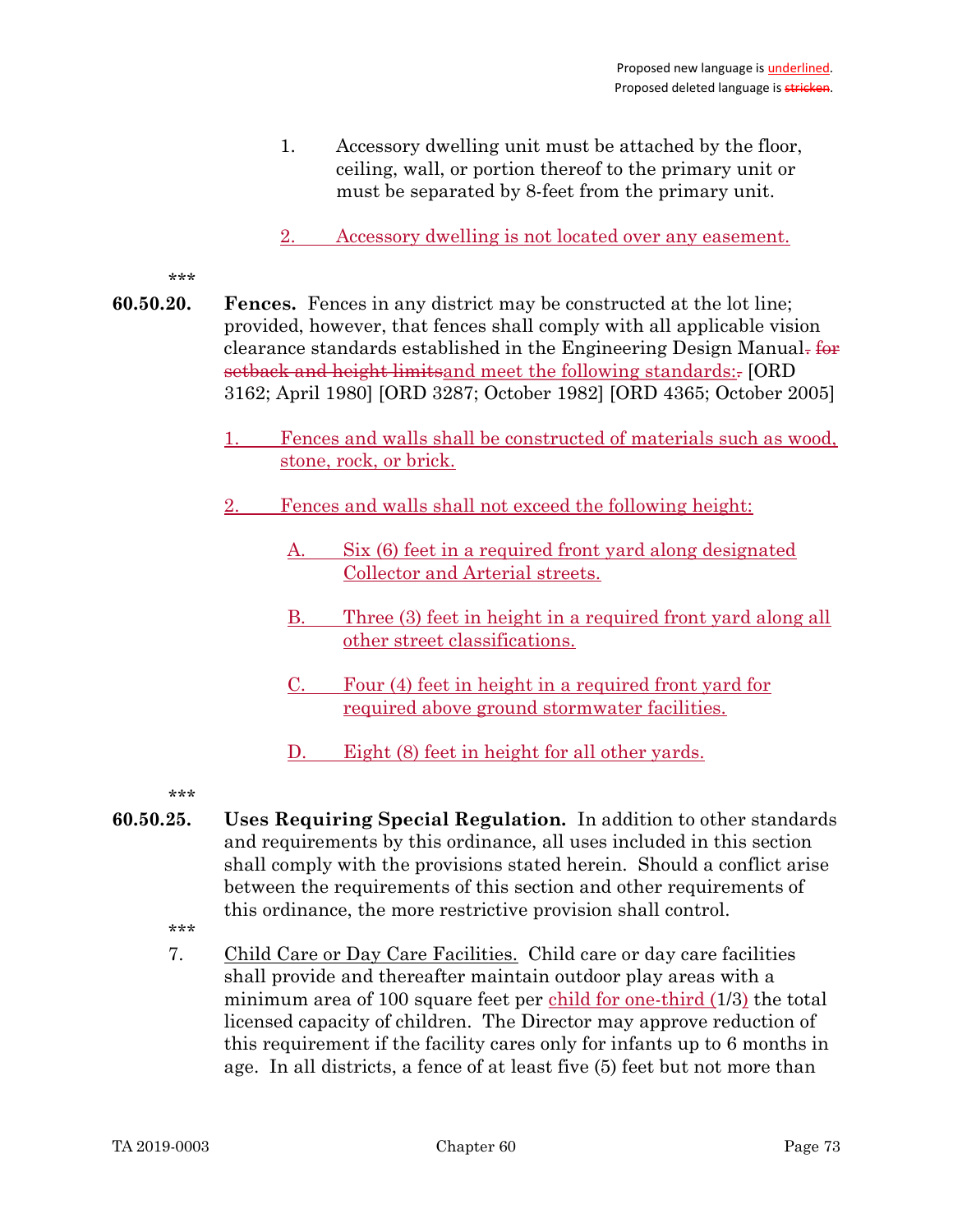Proposed new language is <u>underlined</u>.
Proposed deleted language is ~~stricken~~.

1. Accessory dwelling unit must be attached by the floor, ceiling, wall, or portion thereof to the primary unit or must be separated by 8-feet from the primary unit.

<u>2. Accessory dwelling is not located over any easement.</u>

***

**60.50.20. Fences.** Fences in any district may be constructed at the lot line; provided, however, that fences shall comply with all applicable vision clearance standards established in the Engineering Design Manual~~.~~ ~~for setback and height limits~~<u>and meet the following standards:</u>~~.~~ [ORD 3162; April 1980] [ORD 3287; October 1982] [ORD 4365; October 2005]

<u>1. Fences and walls shall be constructed of materials such as wood, stone, rock, or brick.</u>

<u>2. Fences and walls shall not exceed the following height:</u>

<u>A. Six (6) feet in a required front yard along designated Collector and Arterial streets.</u>

<u>B. Three (3) feet in height in a required front yard along all other street classifications.</u>

<u>C. Four (4) feet in height in a required front yard for required above ground stormwater facilities.</u>

<u>D. Eight (8) feet in height for all other yards.</u>

***

**60.50.25. Uses Requiring Special Regulation.** In addition to other standards and requirements by this ordinance, all uses included in this section shall comply with the provisions stated herein. Should a conflict arise between the requirements of this section and other requirements of this ordinance, the more restrictive provision shall control.

***

7. <u>Child Care or Day Care Facilities.</u> Child care or day care facilities shall provide and thereafter maintain outdoor play areas with a minimum area of 100 square feet per <u>child for one-third (</u>1/3<u>)</u> the total licensed capacity of children. The Director may approve reduction of this requirement if the facility cares only for infants up to 6 months in age. In all districts, a fence of at least five (5) feet but not more than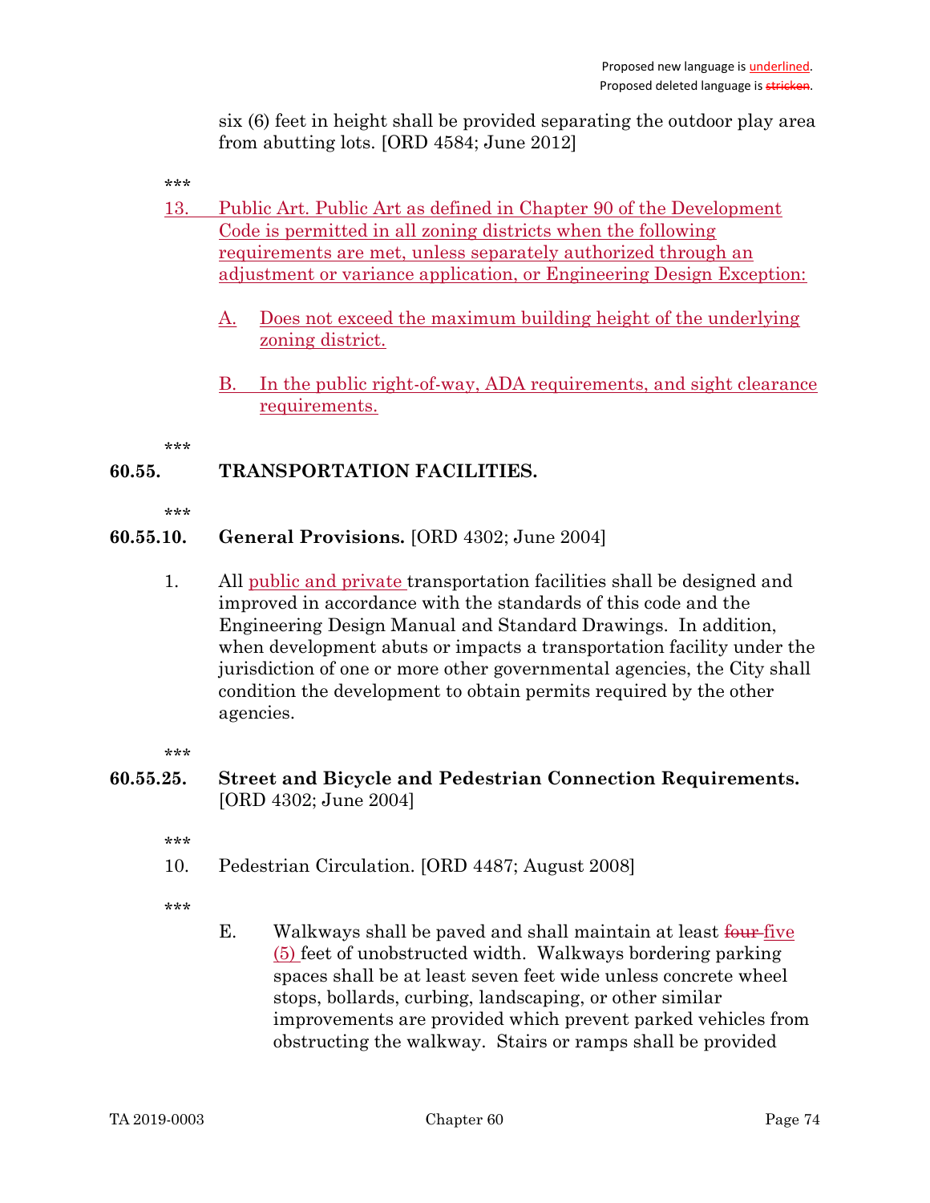six (6) feet in height shall be provided separating the outdoor play area from abutting lots. [ORD 4584; June 2012]

***

13. <u>Public Art. Public Art as defined in Chapter 90 of the Development Code is permitted in all zoning districts when the following requirements are met, unless separately authorized through an adjustment or variance application, or Engineering Design Exception:</u>

    A. <u>Does not exceed the maximum building height of the underlying zoning district.</u>

    B. <u>In the public right-of-way, ADA requirements, and sight clearance requirements.</u>

***

## 60.55. TRANSPORTATION FACILITIES.

***

### 60.55.10. General Provisions. [ORD 4302; June 2004]

1. All <u>public and private</u> transportation facilities shall be designed and improved in accordance with the standards of this code and the Engineering Design Manual and Standard Drawings. In addition, when development abuts or impacts a transportation facility under the jurisdiction of one or more other governmental agencies, the City shall condition the development to obtain permits required by the other agencies.

***

### 60.55.25. Street and Bicycle and Pedestrian Connection Requirements. [ORD 4302; June 2004]

***

10. Pedestrian Circulation. [ORD 4487; August 2008]

***

E. Walkways shall be paved and shall maintain at least ~~four~~ <u>five (5)</u> feet of unobstructed width. Walkways bordering parking spaces shall be at least seven feet wide unless concrete wheel stops, bollards, curbing, landscaping, or other similar improvements are provided which prevent parked vehicles from obstructing the walkway. Stairs or ramps shall be provided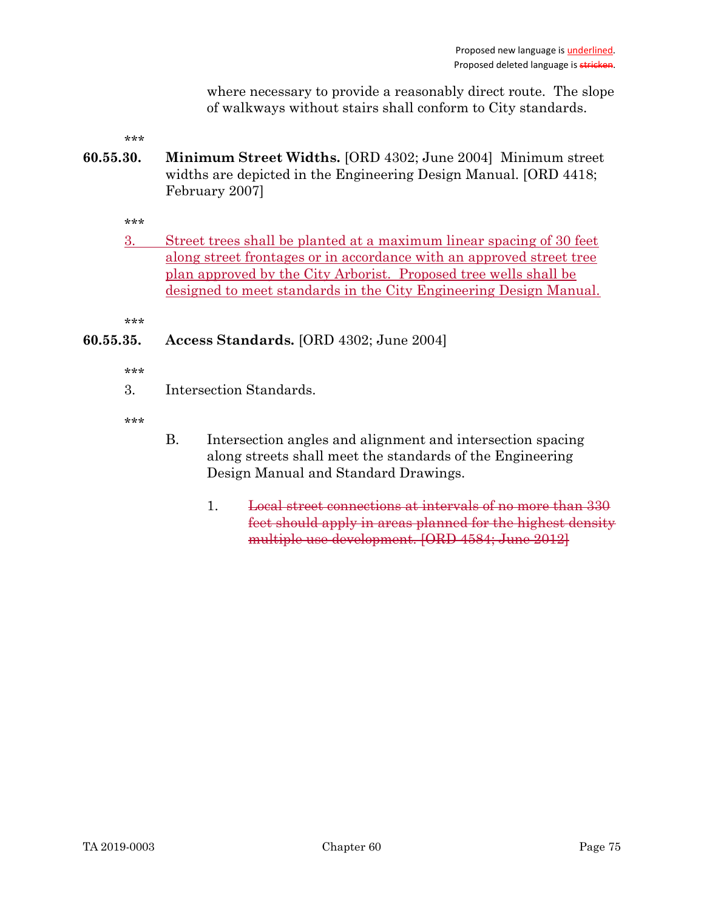Proposed new language is <u>underlined</u>.
Proposed deleted language is ~~stricken~~.

where necessary to provide a reasonably direct route. The slope of walkways without stairs shall conform to City standards.

***

**60.55.30. Minimum Street Widths.** [ORD 4302; June 2004] Minimum street widths are depicted in the Engineering Design Manual. [ORD 4418; February 2007]

***

<u>3. Street trees shall be planted at a maximum linear spacing of 30 feet along street frontages or in accordance with an approved street tree plan approved by the City Arborist. Proposed tree wells shall be designed to meet standards in the City Engineering Design Manual.</u>

***

**60.55.35. Access Standards.** [ORD 4302; June 2004]

***

3. Intersection Standards.

***

B. Intersection angles and alignment and intersection spacing along streets shall meet the standards of the Engineering Design Manual and Standard Drawings.

1. ~~Local street connections at intervals of no more than 330 feet should apply in areas planned for the highest density multiple use development. [ORD 4584; June 2012]~~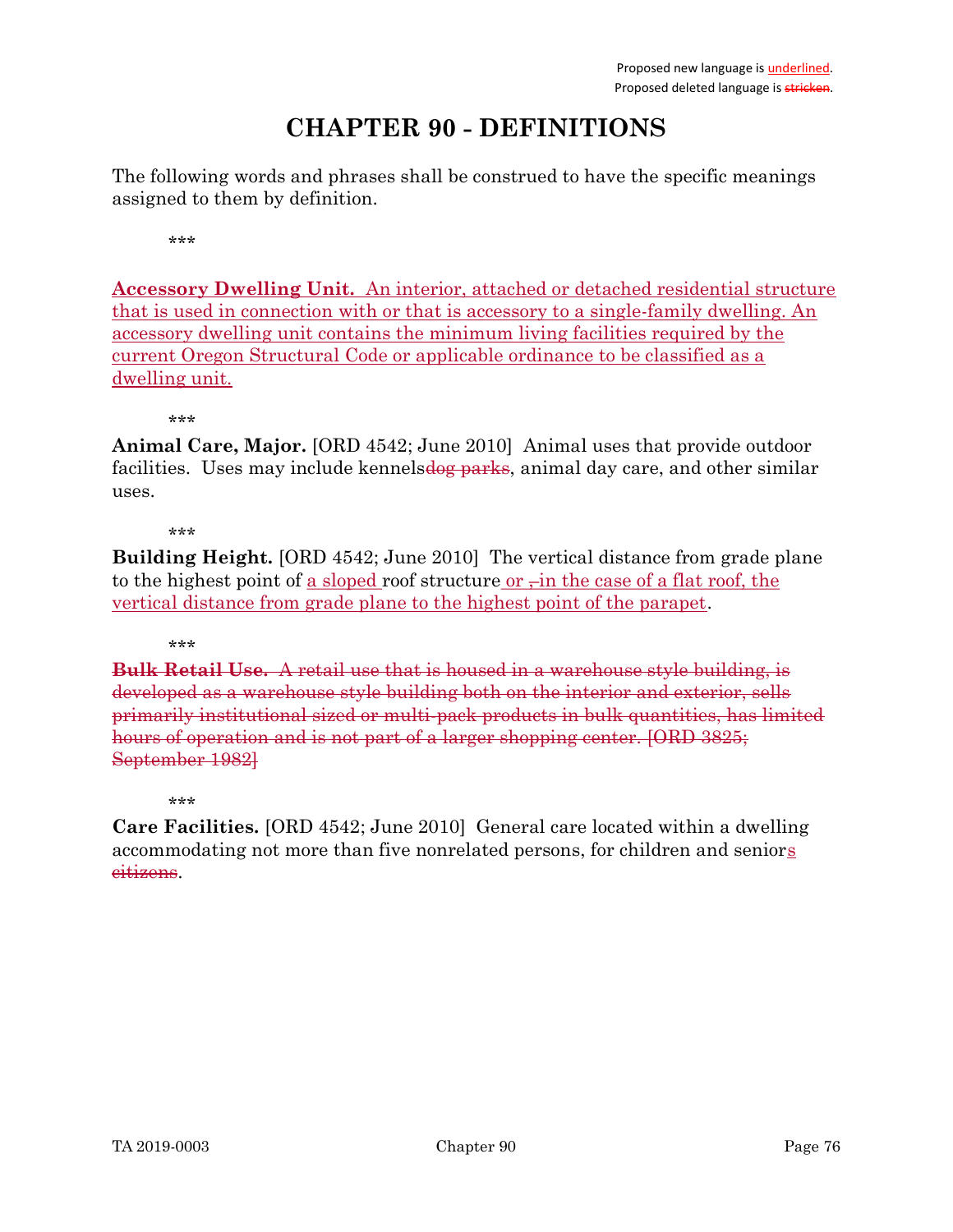Proposed new language is <u>underlined</u>.
Proposed deleted language is ~~stricken~~.

# CHAPTER 90 - DEFINITIONS

The following words and phrases shall be construed to have the specific meanings assigned to them by definition.

\*\*\*

<u>**Accessory Dwelling Unit.** An interior, attached or detached residential structure that is used in connection with or that is accessory to a single-family dwelling. An accessory dwelling unit contains the minimum living facilities required by the current Oregon Structural Code or applicable ordinance to be classified as a dwelling unit.</u>

\*\*\*

**Animal Care, Major.** [ORD 4542; June 2010] Animal uses that provide outdoor facilities. Uses may include kennels~~dog parks~~, animal day care, and other similar uses.

\*\*\*

**Building Height.** [ORD 4542; June 2010] The vertical distance from grade plane to the highest point of <u>a sloped </u>roof structure<u> or </u>~~,~~<u>in the case of a flat roof, the vertical distance from grade plane to the highest point of the parapet</u>.

\*\*\*

~~**Bulk Retail Use.** A retail use that is housed in a warehouse style building, is developed as a warehouse style building both on the interior and exterior, sells primarily institutional sized or multi-pack products in bulk quantities, has limited hours of operation and is not part of a larger shopping center. [ORD 3825; September 1982]~~

\*\*\*

**Care Facilities.** [ORD 4542; June 2010] General care located within a dwelling accommodating not more than five nonrelated persons, for children and senior<u>s</u> ~~citizens~~.

TA 2019-0003 Chapter 90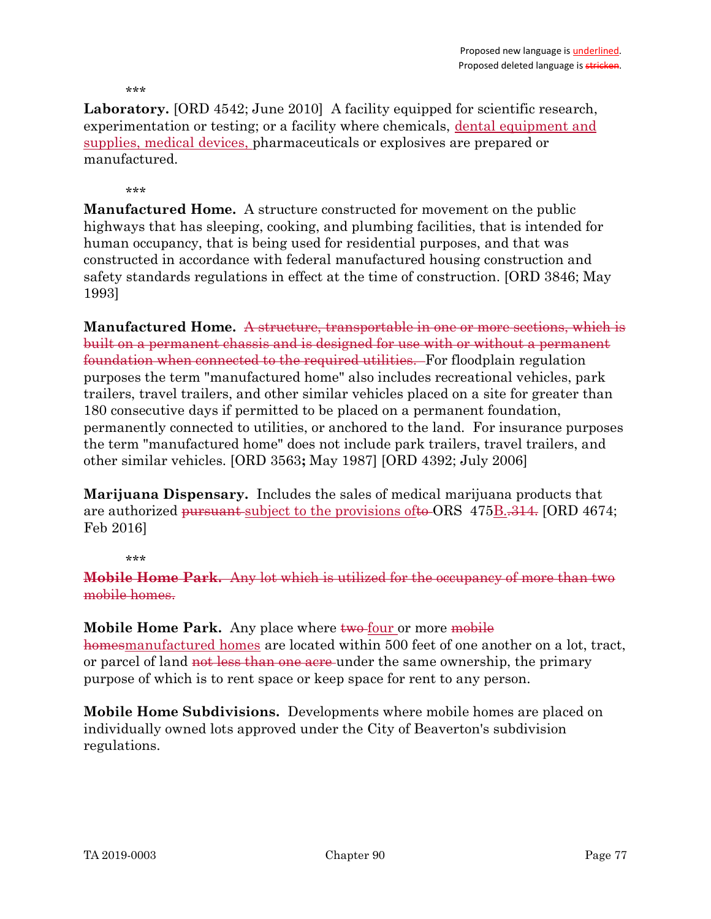Proposed new language is <u>underlined</u>.
Proposed deleted language is ~~stricken~~.

\*\*\*

**Laboratory.** [ORD 4542; June 2010] A facility equipped for scientific research, experimentation or testing; or a facility where chemicals, <u>dental equipment and supplies, medical devices,</u> pharmaceuticals or explosives are prepared or manufactured.

\*\*\*

**Manufactured Home.** A structure constructed for movement on the public highways that has sleeping, cooking, and plumbing facilities, that is intended for human occupancy, that is being used for residential purposes, and that was constructed in accordance with federal manufactured housing construction and safety standards regulations in effect at the time of construction. [ORD 3846; May 1993]

**Manufactured Home.** ~~A structure, transportable in one or more sections, which is built on a permanent chassis and is designed for use with or without a permanent foundation when connected to the required utilities.~~ For floodplain regulation purposes the term "manufactured home" also includes recreational vehicles, park trailers, travel trailers, and other similar vehicles placed on a site for greater than 180 consecutive days if permitted to be placed on a permanent foundation, permanently connected to utilities, or anchored to the land. For insurance purposes the term "manufactured home" does not include park trailers, travel trailers, and other similar vehicles. [ORD 3563**;** May 1987] [ORD 4392; July 2006]

**Marijuana Dispensary.** Includes the sales of medical marijuana products that are authorized ~~pursuant~~ <u>subject to the provisions of</u>~~to~~ ORS 475<u>B.</u>~~.314.~~ [ORD 4674; Feb 2016]

\*\*\*

~~**Mobile Home Park.** Any lot which is utilized for the occupancy of more than two mobile homes.~~

**Mobile Home Park.** Any place where ~~two~~ <u>four</u> or more ~~mobile homes~~<u>manufactured homes</u> are located within 500 feet of one another on a lot, tract, or parcel of land ~~not less than one acre~~ under the same ownership, the primary purpose of which is to rent space or keep space for rent to any person.

**Mobile Home Subdivisions.** Developments where mobile homes are placed on individually owned lots approved under the City of Beaverton's subdivision regulations.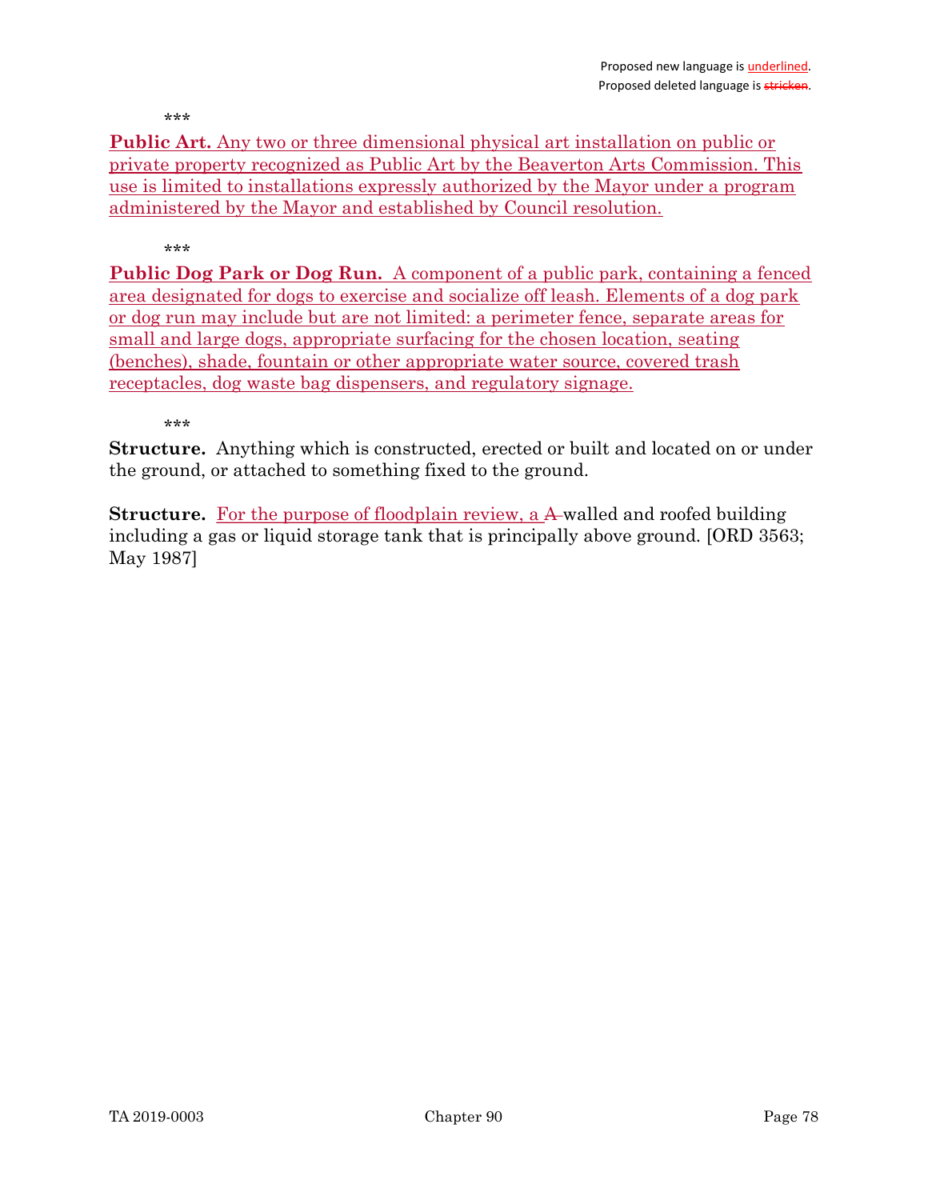Proposed new language is <u>underlined</u>.
Proposed deleted language is ~~stricken~~.

\*\*\*

<u>**Public Art.** Any two or three dimensional physical art installation on public or private property recognized as Public Art by the Beaverton Arts Commission. This use is limited to installations expressly authorized by the Mayor under a program administered by the Mayor and established by Council resolution.</u>

\*\*\*

<u>**Public Dog Park or Dog Run.** A component of a public park, containing a fenced area designated for dogs to exercise and socialize off leash. Elements of a dog park or dog run may include but are not limited: a perimeter fence, separate areas for small and large dogs, appropriate surfacing for the chosen location, seating (benches), shade, fountain or other appropriate water source, covered trash receptacles, dog waste bag dispensers, and regulatory signage.</u>

\*\*\*

**Structure.** Anything which is constructed, erected or built and located on or under the ground, or attached to something fixed to the ground.

**Structure.** <u>For the purpose of floodplain review, a</u> ~~A~~ walled and roofed building including a gas or liquid storage tank that is principally above ground. [ORD 3563; May 1987]